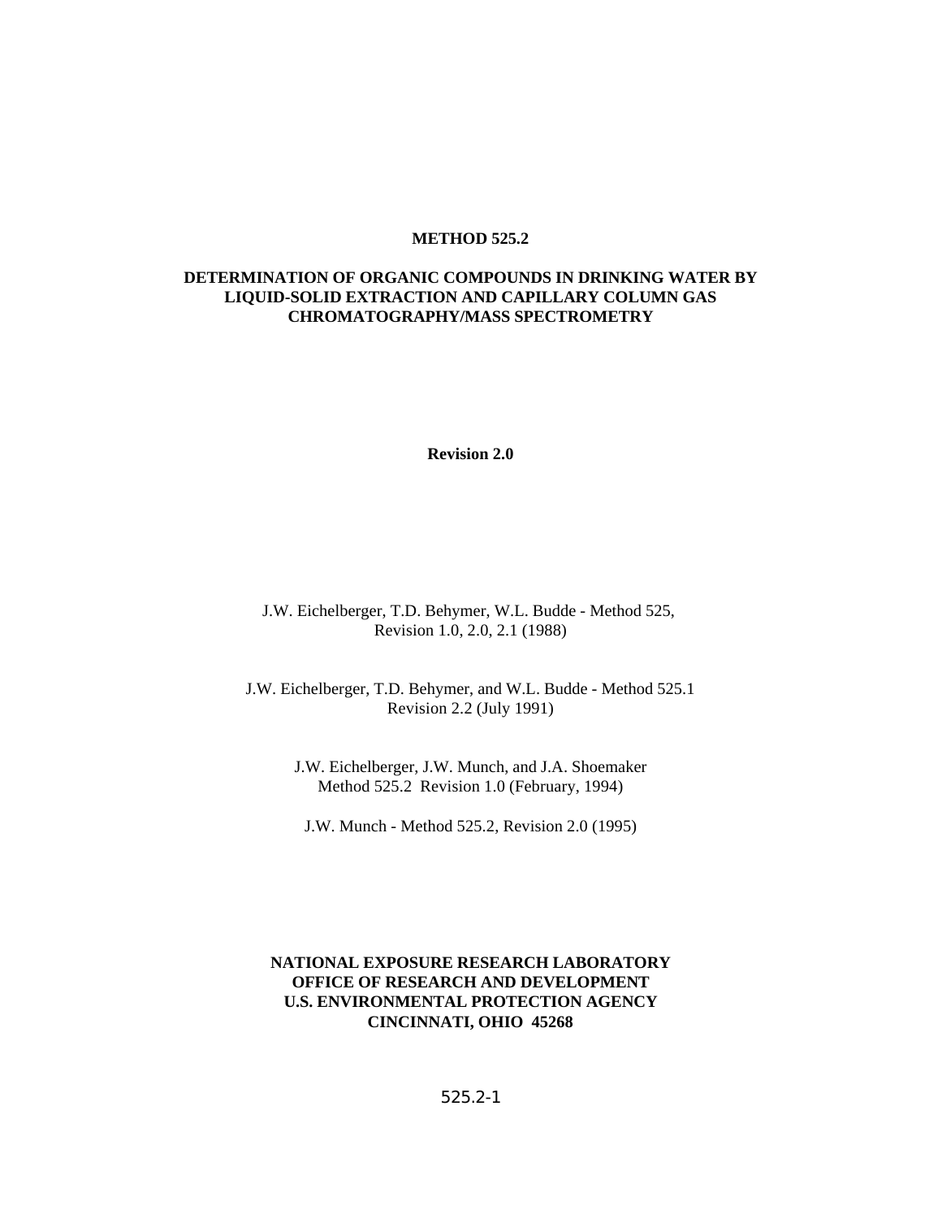# METHOD 525.2

## DETERMINATION OF ORGANIC COMPOUNDS IN DRINKING WATER BY LIQUID-SOLID EXTRACTION AND CAPILLARY COLUMN GAS CHROMATOGRAPHY/MASS SPECTROMETRY

**Revision 2.0**

J.W. Eichelberger, T.D. Behymer, W.L. Budde - Method 525, Revision 1.0, 2.0, 2.1 (1988)

J.W. Eichelberger, T.D. Behymer, and W.L. Budde - Method 525.1 Revision 2.2 (July 1991)

J.W. Eichelberger, J.W. Munch, and J.A. Shoemaker Method 525.2 Revision 1.0 (February, 1994)

J.W. Munch - Method 525.2, Revision 2.0 (1995)

**NATIONAL EXPOSURE RESEARCH LABORATORY**
**OFFICE OF RESEARCH AND DEVELOPMENT**
**U.S. ENVIRONMENTAL PROTECTION AGENCY**
**CINCINNATI, OHIO 45268**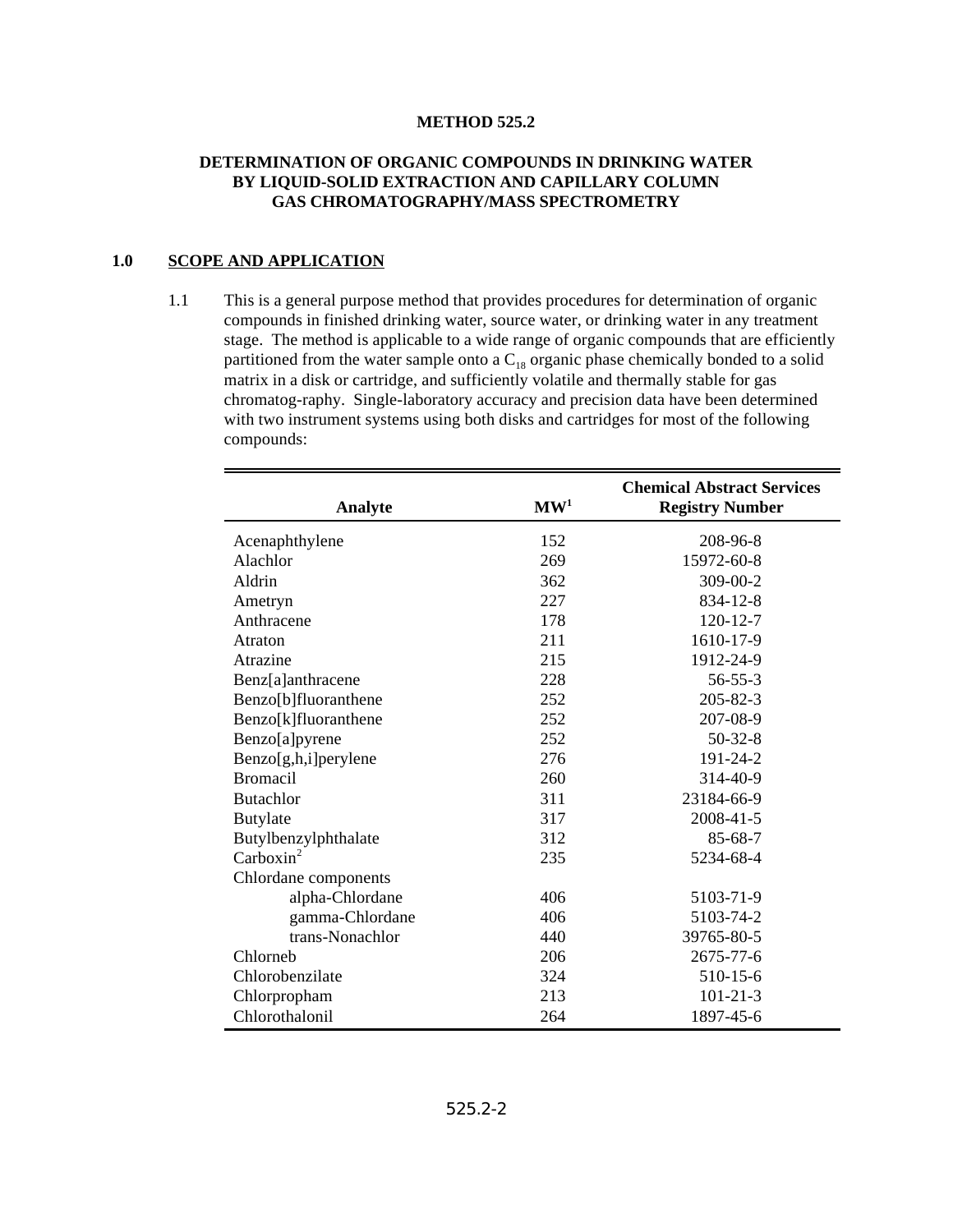**METHOD 525.2**

**DETERMINATION OF ORGANIC COMPOUNDS IN DRINKING WATER BY LIQUID-SOLID EXTRACTION AND CAPILLARY COLUMN GAS CHROMATOGRAPHY/MASS SPECTROMETRY**

## 1.0 SCOPE AND APPLICATION

1.1 This is a general purpose method that provides procedures for determination of organic compounds in finished drinking water, source water, or drinking water in any treatment stage. The method is applicable to a wide range of organic compounds that are efficiently partitioned from the water sample onto a $C_{18}$ organic phase chemically bonded to a solid matrix in a disk or cartridge, and sufficiently volatile and thermally stable for gas chromatog-raphy. Single-laboratory accuracy and precision data have been determined with two instrument systems using both disks and cartridges for most of the following compounds:

| Analyte | MW[1] | Chemical Abstract Services Registry Number |
|---|---|---|
| Acenaphthylene | 152 | 208-96-8 |
| Alachlor | 269 | 15972-60-8 |
| Aldrin | 362 | 309-00-2 |
| Ametryn | 227 | 834-12-8 |
| Anthracene | 178 | 120-12-7 |
| Atraton | 211 | 1610-17-9 |
| Atrazine | 215 | 1912-24-9 |
| Benz[a]anthracene | 228 | 56-55-3 |
| Benzo[b]fluoranthene | 252 | 205-82-3 |
| Benzo[k]fluoranthene | 252 | 207-08-9 |
| Benzo[a]pyrene | 252 | 50-32-8 |
| Benzo[g,h,i]perylene | 276 | 191-24-2 |
| Bromacil | 260 | 314-40-9 |
| Butachlor | 311 | 23184-66-9 |
| Butylate | 317 | 2008-41-5 |
| Butylbenzylphthalate | 312 | 85-68-7 |
| Carboxin[2] | 235 | 5234-68-4 |
| Chlordane components | | |
| alpha-Chlordane | 406 | 5103-71-9 |
| gamma-Chlordane | 406 | 5103-74-2 |
| trans-Nonachlor | 440 | 39765-80-5 |
| Chlorneb | 206 | 2675-77-6 |
| Chlorobenzilate | 324 | 510-15-6 |
| Chlorpropham | 213 | 101-21-3 |
| Chlorothalonil | 264 | 1897-45-6 |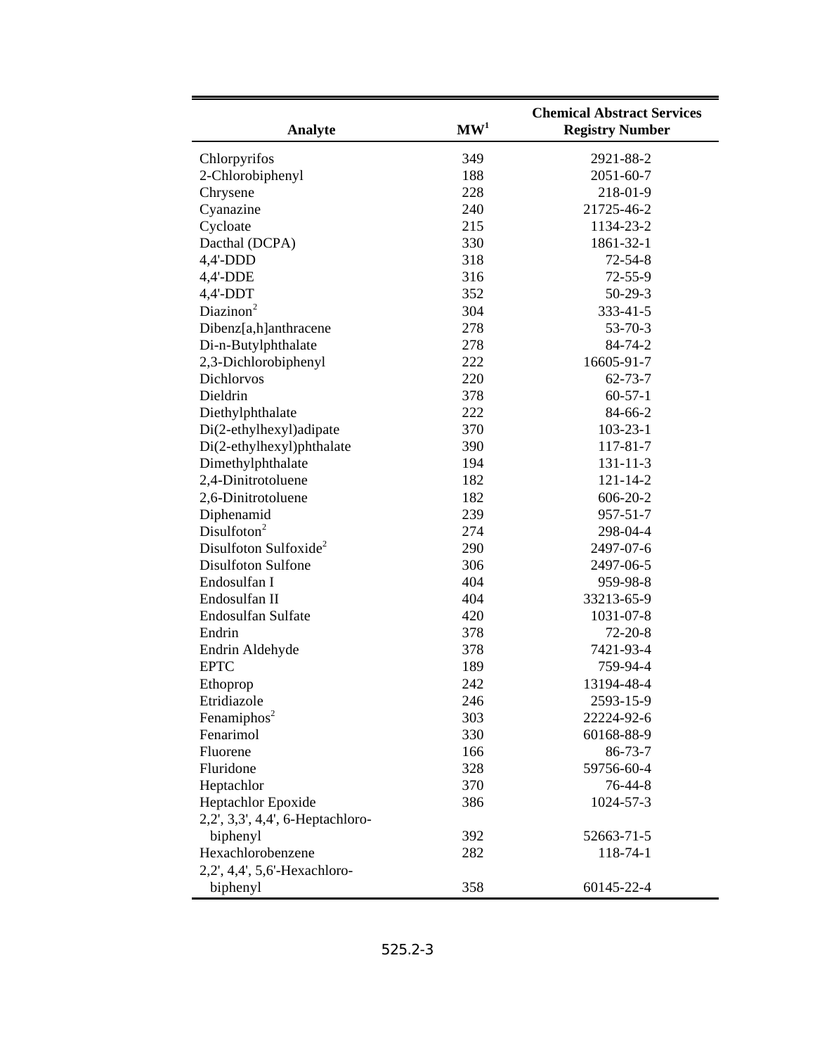| Analyte | MW[1] | Chemical Abstract Services Registry Number |
|---|---|---|
| Chlorpyrifos | 349 | 2921-88-2 |
| 2-Chlorobiphenyl | 188 | 2051-60-7 |
| Chrysene | 228 | 218-01-9 |
| Cyanazine | 240 | 21725-46-2 |
| Cycloate | 215 | 1134-23-2 |
| Dacthal (DCPA) | 330 | 1861-32-1 |
| 4,4'-DDD | 318 | 72-54-8 |
| 4,4'-DDE | 316 | 72-55-9 |
| 4,4'-DDT | 352 | 50-29-3 |
| Diazinon[2] | 304 | 333-41-5 |
| Dibenz[a,h]anthracene | 278 | 53-70-3 |
| Di-n-Butylphthalate | 278 | 84-74-2 |
| 2,3-Dichlorobiphenyl | 222 | 16605-91-7 |
| Dichlorvos | 220 | 62-73-7 |
| Dieldrin | 378 | 60-57-1 |
| Diethylphthalate | 222 | 84-66-2 |
| Di(2-ethylhexyl)adipate | 370 | 103-23-1 |
| Di(2-ethylhexyl)phthalate | 390 | 117-81-7 |
| Dimethylphthalate | 194 | 131-11-3 |
| 2,4-Dinitrotoluene | 182 | 121-14-2 |
| 2,6-Dinitrotoluene | 182 | 606-20-2 |
| Diphenamid | 239 | 957-51-7 |
| Disulfoton[2] | 274 | 298-04-4 |
| Disulfoton Sulfoxide[2] | 290 | 2497-07-6 |
| Disulfoton Sulfone | 306 | 2497-06-5 |
| Endosulfan I | 404 | 959-98-8 |
| Endosulfan II | 404 | 33213-65-9 |
| Endosulfan Sulfate | 420 | 1031-07-8 |
| Endrin | 378 | 72-20-8 |
| Endrin Aldehyde | 378 | 7421-93-4 |
| EPTC | 189 | 759-94-4 |
| Ethoprop | 242 | 13194-48-4 |
| Etridiazole | 246 | 2593-15-9 |
| Fenamiphos[2] | 303 | 22224-92-6 |
| Fenarimol | 330 | 60168-88-9 |
| Fluorene | 166 | 86-73-7 |
| Fluridone | 328 | 59756-60-4 |
| Heptachlor | 370 | 76-44-8 |
| Heptachlor Epoxide | 386 | 1024-57-3 |
| 2,2', 3,3', 4,4', 6-Heptachlorobiphenyl | 392 | 52663-71-5 |
| Hexachlorobenzene | 282 | 118-74-1 |
| 2,2', 4,4', 5,6'-Hexachlorobiphenyl | 358 | 60145-22-4 |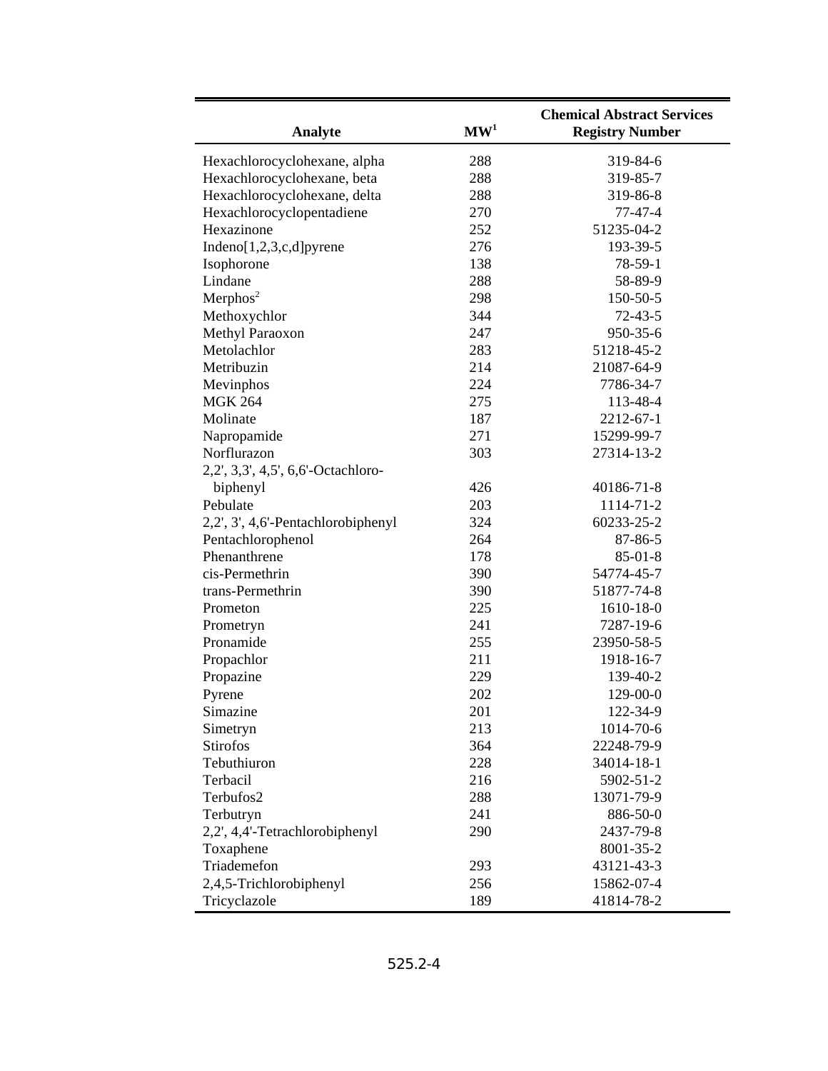| Analyte | MW[1] | Chemical Abstract Services Registry Number |
|---|---|---|
| Hexachlorocyclohexane, alpha | 288 | 319-84-6 |
| Hexachlorocyclohexane, beta | 288 | 319-85-7 |
| Hexachlorocyclohexane, delta | 288 | 319-86-8 |
| Hexachlorocyclopentadiene | 270 | 77-47-4 |
| Hexazinone | 252 | 51235-04-2 |
| Indeno[1,2,3,c,d]pyrene | 276 | 193-39-5 |
| Isophorone | 138 | 78-59-1 |
| Lindane | 288 | 58-89-9 |
| Merphos[2] | 298 | 150-50-5 |
| Methoxychlor | 344 | 72-43-5 |
| Methyl Paraoxon | 247 | 950-35-6 |
| Metolachlor | 283 | 51218-45-2 |
| Metribuzin | 214 | 21087-64-9 |
| Mevinphos | 224 | 7786-34-7 |
| MGK 264 | 275 | 113-48-4 |
| Molinate | 187 | 2212-67-1 |
| Napropamide | 271 | 15299-99-7 |
| Norflurazon | 303 | 27314-13-2 |
| 2,2', 3,3', 4,5', 6,6'-Octachloro-biphenyl | 426 | 40186-71-8 |
| Pebulate | 203 | 1114-71-2 |
| 2,2', 3', 4,6'-Pentachlorobiphenyl | 324 | 60233-25-2 |
| Pentachlorophenol | 264 | 87-86-5 |
| Phenanthrene | 178 | 85-01-8 |
| cis-Permethrin | 390 | 54774-45-7 |
| trans-Permethrin | 390 | 51877-74-8 |
| Prometon | 225 | 1610-18-0 |
| Prometryn | 241 | 7287-19-6 |
| Pronamide | 255 | 23950-58-5 |
| Propachlor | 211 | 1918-16-7 |
| Propazine | 229 | 139-40-2 |
| Pyrene | 202 | 129-00-0 |
| Simazine | 201 | 122-34-9 |
| Simetryn | 213 | 1014-70-6 |
| Stirofos | 364 | 22248-79-9 |
| Tebuthiuron | 228 | 34014-18-1 |
| Terbacil | 216 | 5902-51-2 |
| Terbufos2 | 288 | 13071-79-9 |
| Terbutryn | 241 | 886-50-0 |
| 2,2', 4,4'-Tetrachlorobiphenyl | 290 | 2437-79-8 |
| Toxaphene | | 8001-35-2 |
| Triademefon | 293 | 43121-43-3 |
| 2,4,5-Trichlorobiphenyl | 256 | 15862-07-4 |
| Tricyclazole | 189 | 41814-78-2 |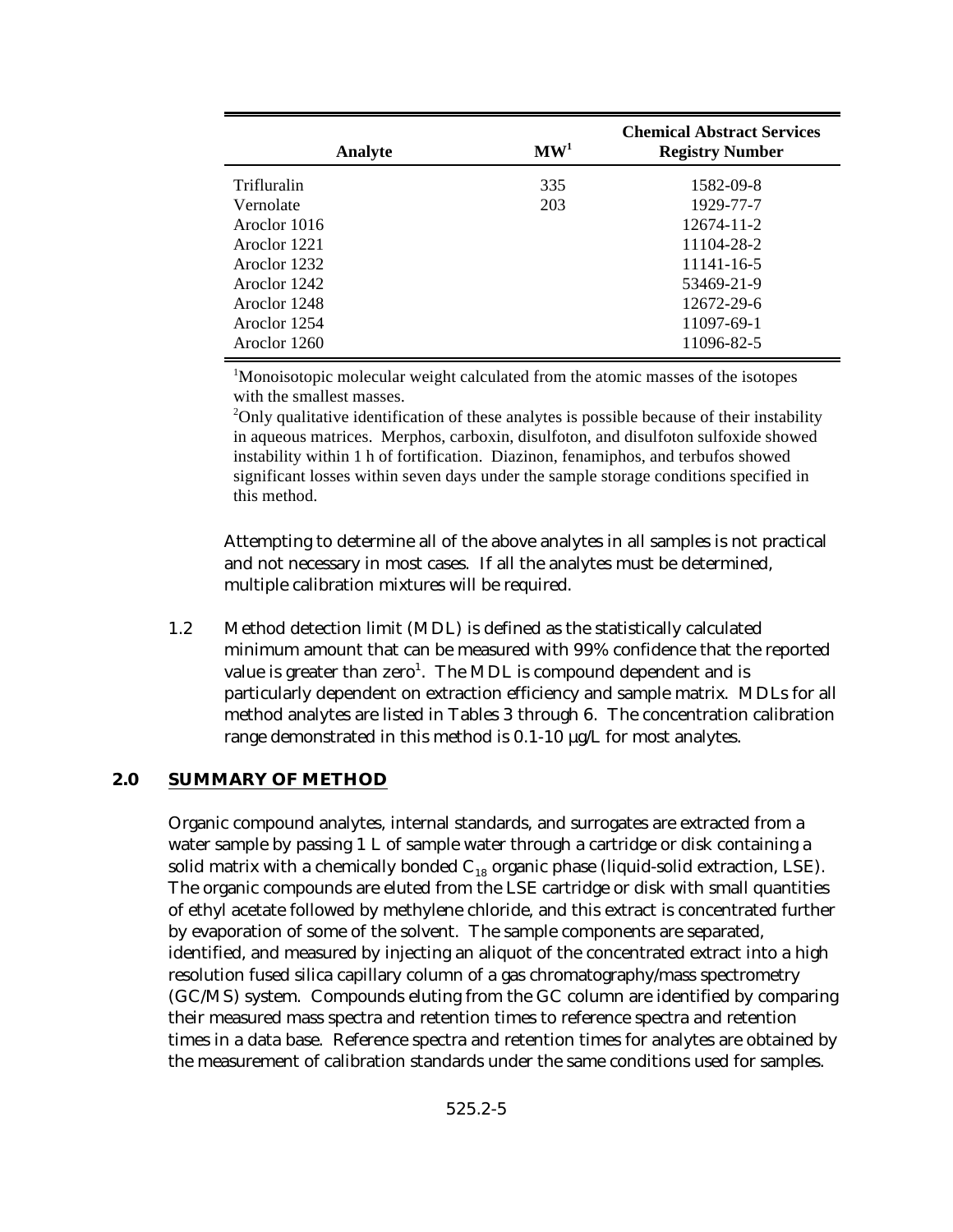| Analyte | MW[1] | Chemical Abstract Services Registry Number |
|---|---|---|
| Trifluralin | 335 | 1582-09-8 |
| Vernolate | 203 | 1929-77-7 |
| Aroclor 1016 | | 12674-11-2 |
| Aroclor 1221 | | 11104-28-2 |
| Aroclor 1232 | | 11141-16-5 |
| Aroclor 1242 | | 53469-21-9 |
| Aroclor 1248 | | 12672-29-6 |
| Aroclor 1254 | | 11097-69-1 |
| Aroclor 1260 | | 11096-82-5 |

[1]Monoisotopic molecular weight calculated from the atomic masses of the isotopes with the smallest masses.

[2]Only qualitative identification of these analytes is possible because of their instability in aqueous matrices. Merphos, carboxin, disulfoton, and disulfoton sulfoxide showed instability within 1 h of fortification. Diazinon, fenamiphos, and terbufos showed significant losses within seven days under the sample storage conditions specified in this method.

Attempting to determine all of the above analytes in all samples is not practical and not necessary in most cases. If all the analytes must be determined, multiple calibration mixtures will be required.

1.2 Method detection limit (MDL) is defined as the statistically calculated minimum amount that can be measured with 99% confidence that the reported value is greater than zero[1]. The MDL is compound dependent and is particularly dependent on extraction efficiency and sample matrix. MDLs for all method analytes are listed in Tables 3 through 6. The concentration calibration range demonstrated in this method is 0.1-10 µg/L for most analytes.

## 2.0 SUMMARY OF METHOD

Organic compound analytes, internal standards, and surrogates are extracted from a water sample by passing 1 L of sample water through a cartridge or disk containing a solid matrix with a chemically bonded $C_{18}$ organic phase (liquid-solid extraction, LSE). The organic compounds are eluted from the LSE cartridge or disk with small quantities of ethyl acetate followed by methylene chloride, and this extract is concentrated further by evaporation of some of the solvent. The sample components are separated, identified, and measured by injecting an aliquot of the concentrated extract into a high resolution fused silica capillary column of a gas chromatography/mass spectrometry (GC/MS) system. Compounds eluting from the GC column are identified by comparing their measured mass spectra and retention times to reference spectra and retention times in a data base. Reference spectra and retention times for analytes are obtained by the measurement of calibration standards under the same conditions used for samples.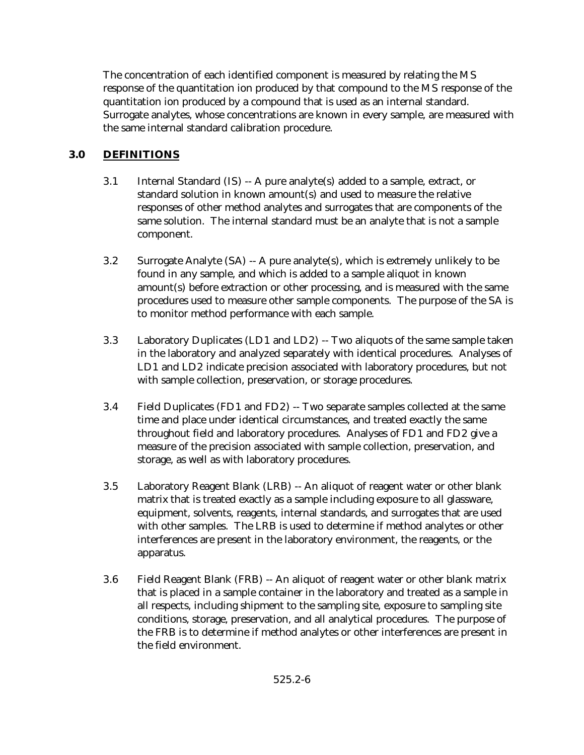The concentration of each identified component is measured by relating the MS response of the quantitation ion produced by that compound to the MS response of the quantitation ion produced by a compound that is used as an internal standard. Surrogate analytes, whose concentrations are known in every sample, are measured with the same internal standard calibration procedure.

## 3.0 DEFINITIONS

3.1 Internal Standard (IS) -- A pure analyte(s) added to a sample, extract, or standard solution in known amount(s) and used to measure the relative responses of other method analytes and surrogates that are components of the same solution. The internal standard must be an analyte that is not a sample component.

3.2 Surrogate Analyte (SA) -- A pure analyte(s), which is extremely unlikely to be found in any sample, and which is added to a sample aliquot in known amount(s) before extraction or other processing, and is measured with the same procedures used to measure other sample components. The purpose of the SA is to monitor method performance with each sample.

3.3 Laboratory Duplicates (LD1 and LD2) -- Two aliquots of the same sample taken in the laboratory and analyzed separately with identical procedures. Analyses of LD1 and LD2 indicate precision associated with laboratory procedures, but not with sample collection, preservation, or storage procedures.

3.4 Field Duplicates (FD1 and FD2) -- Two separate samples collected at the same time and place under identical circumstances, and treated exactly the same throughout field and laboratory procedures. Analyses of FD1 and FD2 give a measure of the precision associated with sample collection, preservation, and storage, as well as with laboratory procedures.

3.5 Laboratory Reagent Blank (LRB) -- An aliquot of reagent water or other blank matrix that is treated exactly as a sample including exposure to all glassware, equipment, solvents, reagents, internal standards, and surrogates that are used with other samples. The LRB is used to determine if method analytes or other interferences are present in the laboratory environment, the reagents, or the apparatus.

3.6 Field Reagent Blank (FRB) -- An aliquot of reagent water or other blank matrix that is placed in a sample container in the laboratory and treated as a sample in all respects, including shipment to the sampling site, exposure to sampling site conditions, storage, preservation, and all analytical procedures. The purpose of the FRB is to determine if method analytes or other interferences are present in the field environment.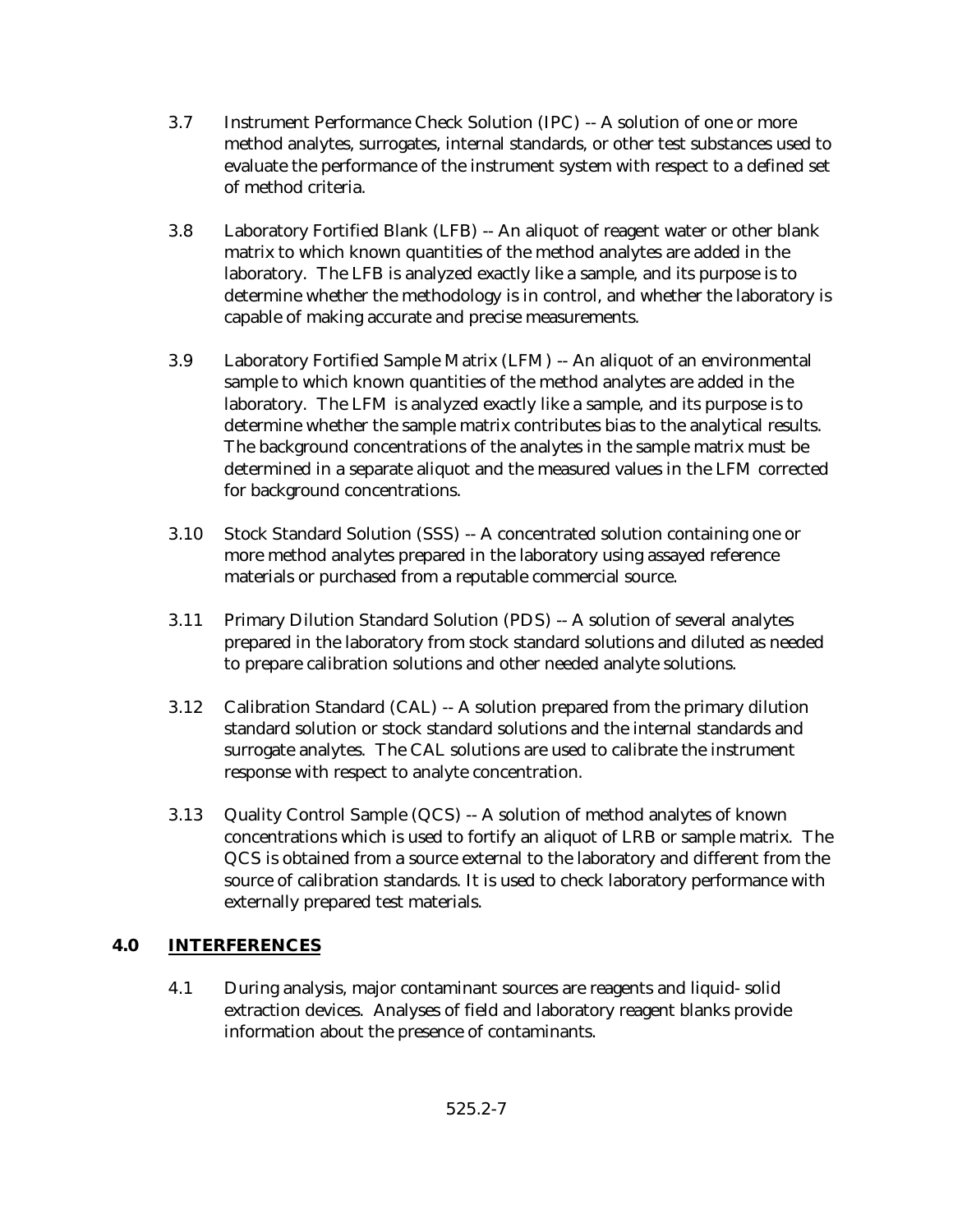3.7 Instrument Performance Check Solution (IPC) -- A solution of one or more method analytes, surrogates, internal standards, or other test substances used to evaluate the performance of the instrument system with respect to a defined set of method criteria.

3.8 Laboratory Fortified Blank (LFB) -- An aliquot of reagent water or other blank matrix to which known quantities of the method analytes are added in the laboratory. The LFB is analyzed exactly like a sample, and its purpose is to determine whether the methodology is in control, and whether the laboratory is capable of making accurate and precise measurements.

3.9 Laboratory Fortified Sample Matrix (LFM) -- An aliquot of an environmental sample to which known quantities of the method analytes are added in the laboratory. The LFM is analyzed exactly like a sample, and its purpose is to determine whether the sample matrix contributes bias to the analytical results. The background concentrations of the analytes in the sample matrix must be determined in a separate aliquot and the measured values in the LFM corrected for background concentrations.

3.10 Stock Standard Solution (SSS) -- A concentrated solution containing one or more method analytes prepared in the laboratory using assayed reference materials or purchased from a reputable commercial source.

3.11 Primary Dilution Standard Solution (PDS) -- A solution of several analytes prepared in the laboratory from stock standard solutions and diluted as needed to prepare calibration solutions and other needed analyte solutions.

3.12 Calibration Standard (CAL) -- A solution prepared from the primary dilution standard solution or stock standard solutions and the internal standards and surrogate analytes. The CAL solutions are used to calibrate the instrument response with respect to analyte concentration.

3.13 Quality Control Sample (QCS) -- A solution of method analytes of known concentrations which is used to fortify an aliquot of LRB or sample matrix. The QCS is obtained from a source external to the laboratory and different from the source of calibration standards. It is used to check laboratory performance with externally prepared test materials.

## 4.0 INTERFERENCES

4.1 During analysis, major contaminant sources are reagents and liquid- solid extraction devices. Analyses of field and laboratory reagent blanks provide information about the presence of contaminants.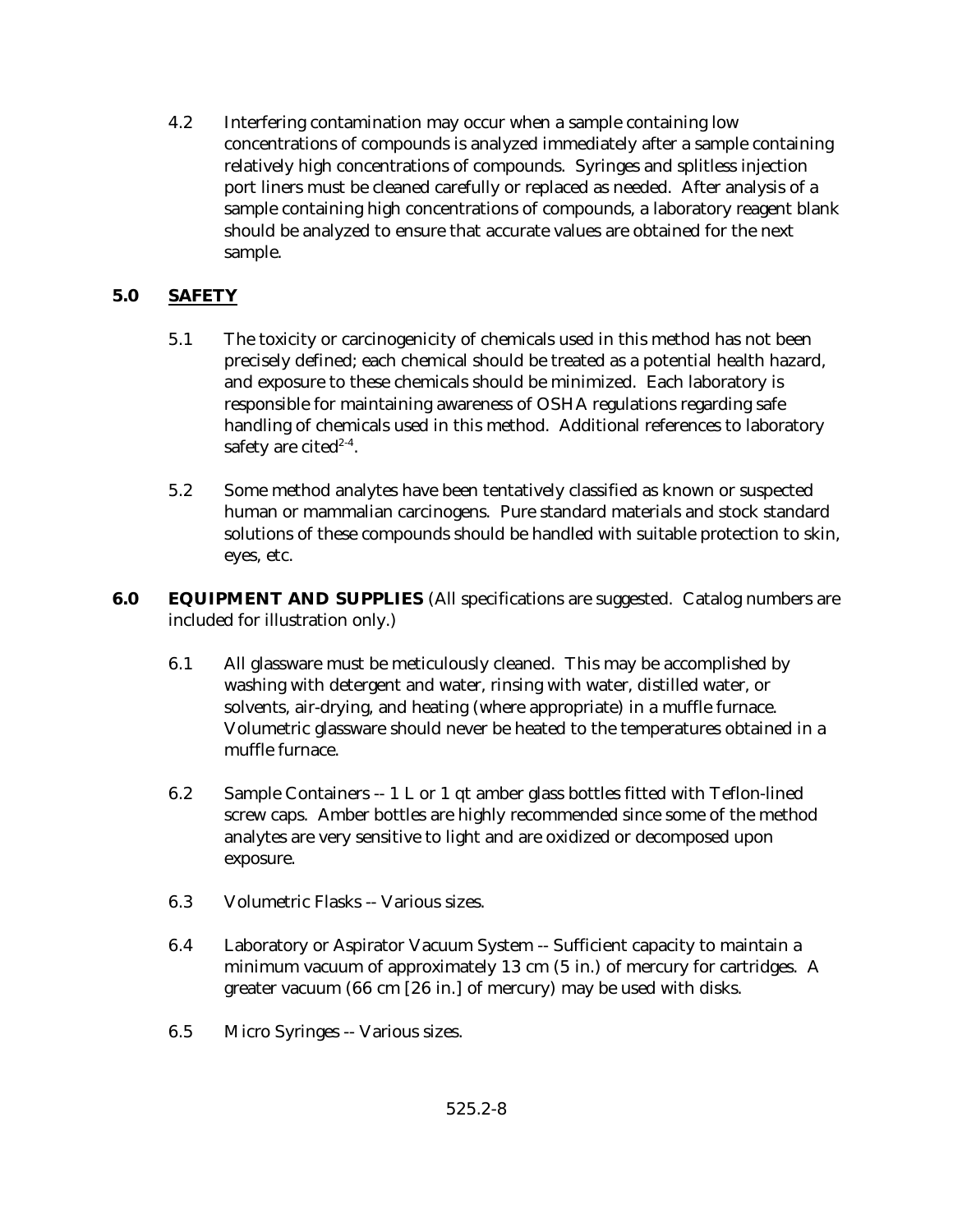4.2 Interfering contamination may occur when a sample containing low concentrations of compounds is analyzed immediately after a sample containing relatively high concentrations of compounds. Syringes and splitless injection port liners must be cleaned carefully or replaced as needed. After analysis of a sample containing high concentrations of compounds, a laboratory reagent blank should be analyzed to ensure that accurate values are obtained for the next sample.

## 5.0 SAFETY

5.1 The toxicity or carcinogenicity of chemicals used in this method has not been precisely defined; each chemical should be treated as a potential health hazard, and exposure to these chemicals should be minimized. Each laboratory is responsible for maintaining awareness of OSHA regulations regarding safe handling of chemicals used in this method. Additional references to laboratory safety are cited[2-4].

5.2 Some method analytes have been tentatively classified as known or suspected human or mammalian carcinogens. Pure standard materials and stock standard solutions of these compounds should be handled with suitable protection to skin, eyes, etc.

## 6.0 EQUIPMENT AND SUPPLIES (All specifications are suggested. Catalog numbers are included for illustration only.)

6.1 All glassware must be meticulously cleaned. This may be accomplished by washing with detergent and water, rinsing with water, distilled water, or solvents, air-drying, and heating (where appropriate) in a muffle furnace. Volumetric glassware should never be heated to the temperatures obtained in a muffle furnace.

6.2 Sample Containers -- 1 L or 1 qt amber glass bottles fitted with Teflon-lined screw caps. Amber bottles are highly recommended since some of the method analytes are very sensitive to light and are oxidized or decomposed upon exposure.

6.3 Volumetric Flasks -- Various sizes.

6.4 Laboratory or Aspirator Vacuum System -- Sufficient capacity to maintain a minimum vacuum of approximately 13 cm (5 in.) of mercury for cartridges. A greater vacuum (66 cm [26 in.] of mercury) may be used with disks.

6.5 Micro Syringes -- Various sizes.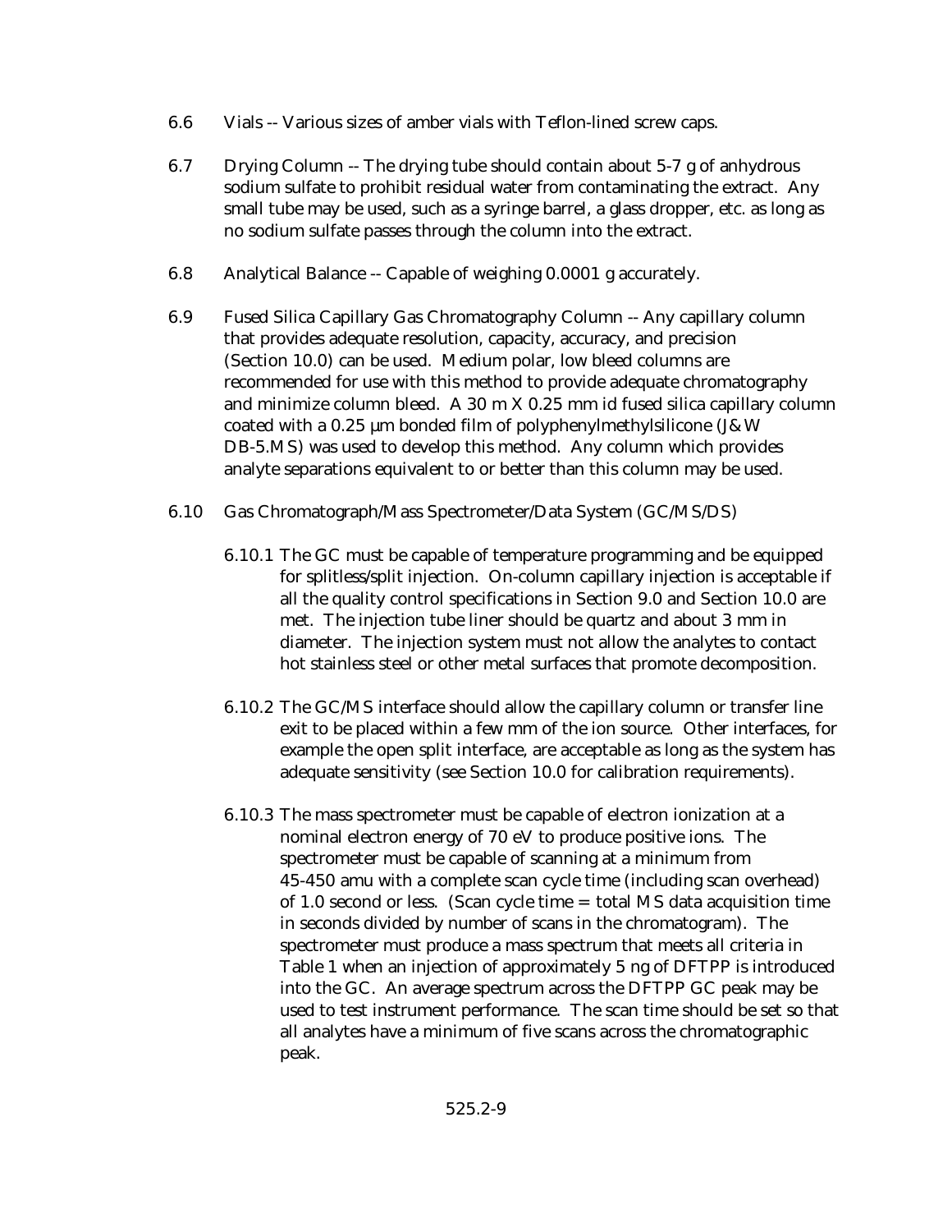6.6 Vials -- Various sizes of amber vials with Teflon-lined screw caps.

6.7 Drying Column -- The drying tube should contain about 5-7 g of anhydrous sodium sulfate to prohibit residual water from contaminating the extract. Any small tube may be used, such as a syringe barrel, a glass dropper, etc. as long as no sodium sulfate passes through the column into the extract.

6.8 Analytical Balance -- Capable of weighing 0.0001 g accurately.

6.9 Fused Silica Capillary Gas Chromatography Column -- Any capillary column that provides adequate resolution, capacity, accuracy, and precision (Section 10.0) can be used. Medium polar, low bleed columns are recommended for use with this method to provide adequate chromatography and minimize column bleed. A 30 m X 0.25 mm id fused silica capillary column coated with a 0.25 µm bonded film of polyphenylmethylsilicone (J&W DB-5.MS) was used to develop this method. Any column which provides analyte separations equivalent to or better than this column may be used.

6.10 Gas Chromatograph/Mass Spectrometer/Data System (GC/MS/DS)

6.10.1 The GC must be capable of temperature programming and be equipped for splitless/split injection. On-column capillary injection is acceptable if all the quality control specifications in Section 9.0 and Section 10.0 are met. The injection tube liner should be quartz and about 3 mm in diameter. The injection system must not allow the analytes to contact hot stainless steel or other metal surfaces that promote decomposition.

6.10.2 The GC/MS interface should allow the capillary column or transfer line exit to be placed within a few mm of the ion source. Other interfaces, for example the open split interface, are acceptable as long as the system has adequate sensitivity (see Section 10.0 for calibration requirements).

6.10.3 The mass spectrometer must be capable of electron ionization at a nominal electron energy of 70 eV to produce positive ions. The spectrometer must be capable of scanning at a minimum from 45-450 amu with a complete scan cycle time (including scan overhead) of 1.0 second or less. (Scan cycle time = total MS data acquisition time in seconds divided by number of scans in the chromatogram). The spectrometer must produce a mass spectrum that meets all criteria in Table 1 when an injection of approximately 5 ng of DFTPP is introduced into the GC. An average spectrum across the DFTPP GC peak may be used to test instrument performance. The scan time should be set so that all analytes have a minimum of five scans across the chromatographic peak.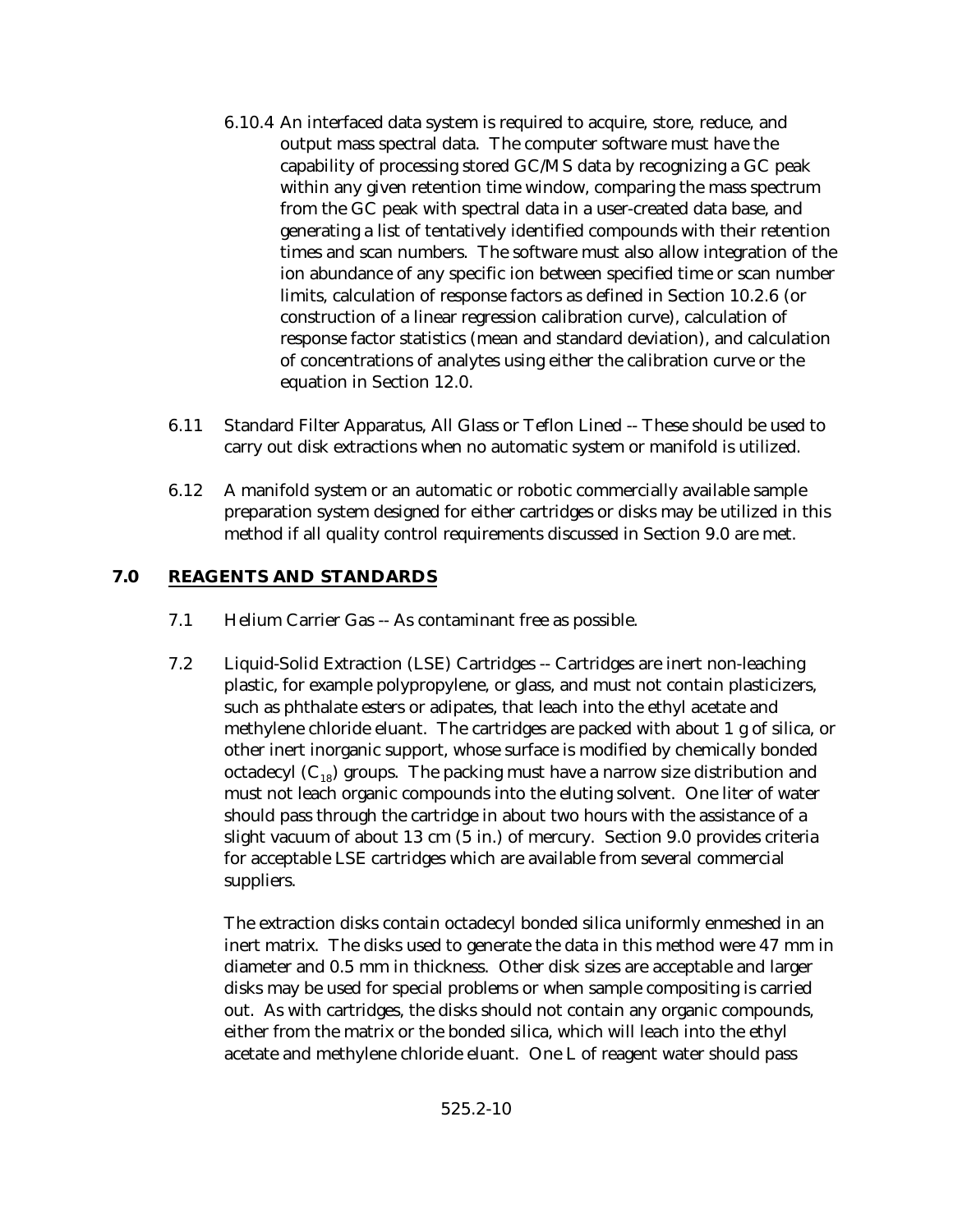6.10.4 An interfaced data system is required to acquire, store, reduce, and output mass spectral data. The computer software must have the capability of processing stored GC/MS data by recognizing a GC peak within any given retention time window, comparing the mass spectrum from the GC peak with spectral data in a user-created data base, and generating a list of tentatively identified compounds with their retention times and scan numbers. The software must also allow integration of the ion abundance of any specific ion between specified time or scan number limits, calculation of response factors as defined in Section 10.2.6 (or construction of a linear regression calibration curve), calculation of response factor statistics (mean and standard deviation), and calculation of concentrations of analytes using either the calibration curve or the equation in Section 12.0.

6.11 Standard Filter Apparatus, All Glass or Teflon Lined -- These should be used to carry out disk extractions when no automatic system or manifold is utilized.

6.12 A manifold system or an automatic or robotic commercially available sample preparation system designed for either cartridges or disks may be utilized in this method if all quality control requirements discussed in Section 9.0 are met.

## 7.0 REAGENTS AND STANDARDS

7.1 Helium Carrier Gas -- As contaminant free as possible.

7.2 Liquid-Solid Extraction (LSE) Cartridges -- Cartridges are inert non-leaching plastic, for example polypropylene, or glass, and must not contain plasticizers, such as phthalate esters or adipates, that leach into the ethyl acetate and methylene chloride eluant. The cartridges are packed with about 1 g of silica, or other inert inorganic support, whose surface is modified by chemically bonded octadecyl ($C_{18}$) groups. The packing must have a narrow size distribution and must not leach organic compounds into the eluting solvent. One liter of water should pass through the cartridge in about two hours with the assistance of a slight vacuum of about 13 cm (5 in.) of mercury. Section 9.0 provides criteria for acceptable LSE cartridges which are available from several commercial suppliers.

The extraction disks contain octadecyl bonded silica uniformly enmeshed in an inert matrix. The disks used to generate the data in this method were 47 mm in diameter and 0.5 mm in thickness. Other disk sizes are acceptable and larger disks may be used for special problems or when sample compositing is carried out. As with cartridges, the disks should not contain any organic compounds, either from the matrix or the bonded silica, which will leach into the ethyl acetate and methylene chloride eluant. One L of reagent water should pass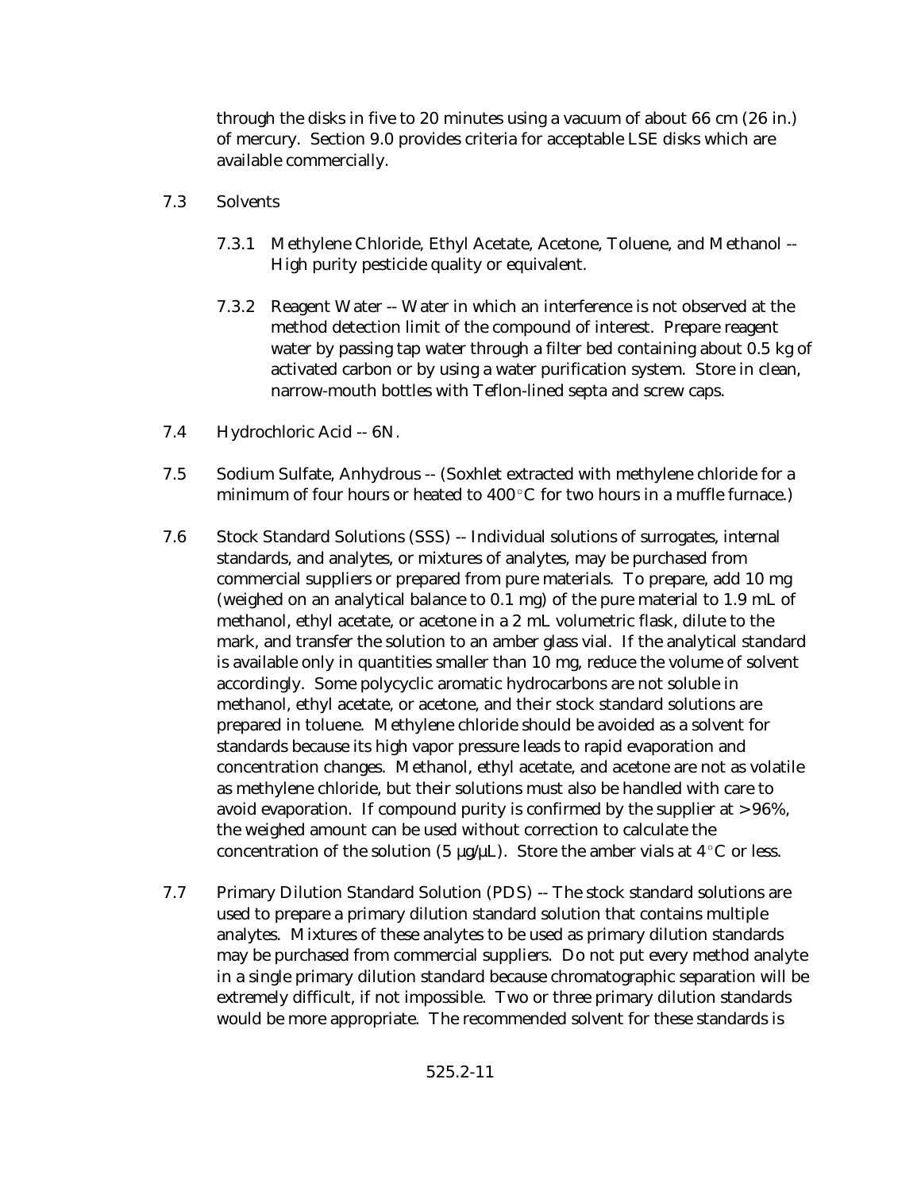through the disks in five to 20 minutes using a vacuum of about 66 cm (26 in.) of mercury. Section 9.0 provides criteria for acceptable LSE disks which are available commercially.

7.3 Solvents

7.3.1 Methylene Chloride, Ethyl Acetate, Acetone, Toluene, and Methanol -- High purity pesticide quality or equivalent.

7.3.2 Reagent Water -- Water in which an interference is not observed at the method detection limit of the compound of interest. Prepare reagent water by passing tap water through a filter bed containing about 0.5 kg of activated carbon or by using a water purification system. Store in clean, narrow-mouth bottles with Teflon-lined septa and screw caps.

7.4 Hydrochloric Acid -- 6N.

7.5 Sodium Sulfate, Anhydrous -- (Soxhlet extracted with methylene chloride for a minimum of four hours or heated to 400°C for two hours in a muffle furnace.)

7.6 Stock Standard Solutions (SSS) -- Individual solutions of surrogates, internal standards, and analytes, or mixtures of analytes, may be purchased from commercial suppliers or prepared from pure materials. To prepare, add 10 mg (weighed on an analytical balance to 0.1 mg) of the pure material to 1.9 mL of methanol, ethyl acetate, or acetone in a 2 mL volumetric flask, dilute to the mark, and transfer the solution to an amber glass vial. If the analytical standard is available only in quantities smaller than 10 mg, reduce the volume of solvent accordingly. Some polycyclic aromatic hydrocarbons are not soluble in methanol, ethyl acetate, or acetone, and their stock standard solutions are prepared in toluene. Methylene chloride should be avoided as a solvent for standards because its high vapor pressure leads to rapid evaporation and concentration changes. Methanol, ethyl acetate, and acetone are not as volatile as methylene chloride, but their solutions must also be handled with care to avoid evaporation. If compound purity is confirmed by the supplier at >96%, the weighed amount can be used without correction to calculate the concentration of the solution (5 µg/µL). Store the amber vials at 4°C or less.

7.7 Primary Dilution Standard Solution (PDS) -- The stock standard solutions are used to prepare a primary dilution standard solution that contains multiple analytes. Mixtures of these analytes to be used as primary dilution standards may be purchased from commercial suppliers. Do not put every method analyte in a single primary dilution standard because chromatographic separation will be extremely difficult, if not impossible. Two or three primary dilution standards would be more appropriate. The recommended solvent for these standards is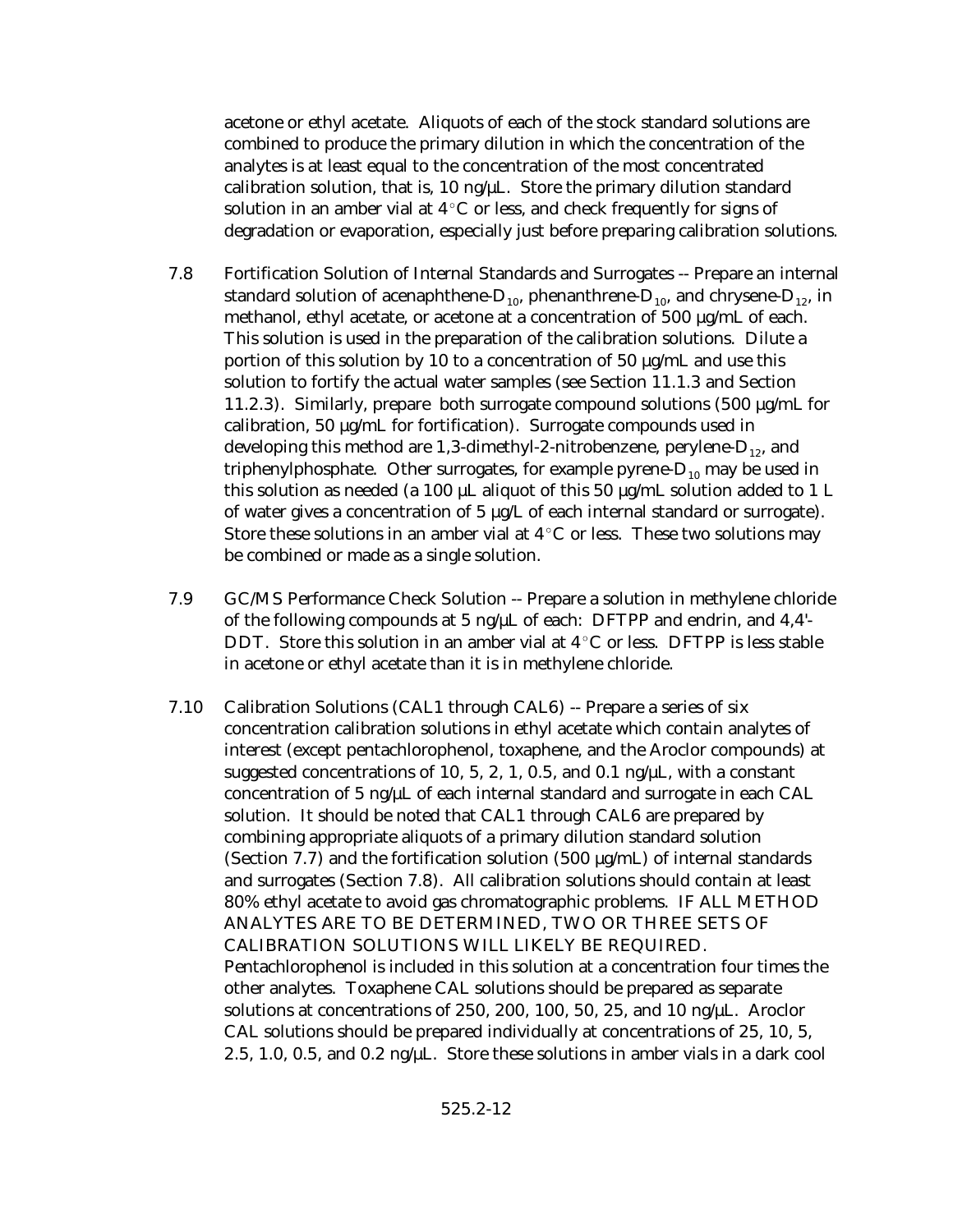acetone or ethyl acetate. Aliquots of each of the stock standard solutions are combined to produce the primary dilution in which the concentration of the analytes is at least equal to the concentration of the most concentrated calibration solution, that is, 10 ng/µL. Store the primary dilution standard solution in an amber vial at 4°C or less, and check frequently for signs of degradation or evaporation, especially just before preparing calibration solutions.

7.8 Fortification Solution of Internal Standards and Surrogates -- Prepare an internal standard solution of acenaphthene-$D_{10}$, phenanthrene-$D_{10}$, and chrysene-$D_{12}$, in methanol, ethyl acetate, or acetone at a concentration of 500 µg/mL of each. This solution is used in the preparation of the calibration solutions. Dilute a portion of this solution by 10 to a concentration of 50 µg/mL and use this solution to fortify the actual water samples (see Section 11.1.3 and Section 11.2.3). Similarly, prepare both surrogate compound solutions (500 µg/mL for calibration, 50 µg/mL for fortification). Surrogate compounds used in developing this method are 1,3-dimethyl-2-nitrobenzene, perylene-$D_{12}$, and triphenylphosphate. Other surrogates, for example pyrene-$D_{10}$ may be used in this solution as needed (a 100 µL aliquot of this 50 µg/mL solution added to 1 L of water gives a concentration of 5 µg/L of each internal standard or surrogate). Store these solutions in an amber vial at 4°C or less. These two solutions may be combined or made as a single solution.

7.9 GC/MS Performance Check Solution -- Prepare a solution in methylene chloride of the following compounds at 5 ng/µL of each: DFTPP and endrin, and 4,4'-DDT. Store this solution in an amber vial at 4°C or less. DFTPP is less stable in acetone or ethyl acetate than it is in methylene chloride.

7.10 Calibration Solutions (CAL1 through CAL6) -- Prepare a series of six concentration calibration solutions in ethyl acetate which contain analytes of interest (except pentachlorophenol, toxaphene, and the Aroclor compounds) at suggested concentrations of 10, 5, 2, 1, 0.5, and 0.1 ng/µL, with a constant concentration of 5 ng/µL of each internal standard and surrogate in each CAL solution. It should be noted that CAL1 through CAL6 are prepared by combining appropriate aliquots of a primary dilution standard solution (Section 7.7) and the fortification solution (500 µg/mL) of internal standards and surrogates (Section 7.8). All calibration solutions should contain at least 80% ethyl acetate to avoid gas chromatographic problems. IF ALL METHOD ANALYTES ARE TO BE DETERMINED, TWO OR THREE SETS OF CALIBRATION SOLUTIONS WILL LIKELY BE REQUIRED. Pentachlorophenol is included in this solution at a concentration four times the other analytes. Toxaphene CAL solutions should be prepared as separate solutions at concentrations of 250, 200, 100, 50, 25, and 10 ng/µL. Aroclor CAL solutions should be prepared individually at concentrations of 25, 10, 5, 2.5, 1.0, 0.5, and 0.2 ng/µL. Store these solutions in amber vials in a dark cool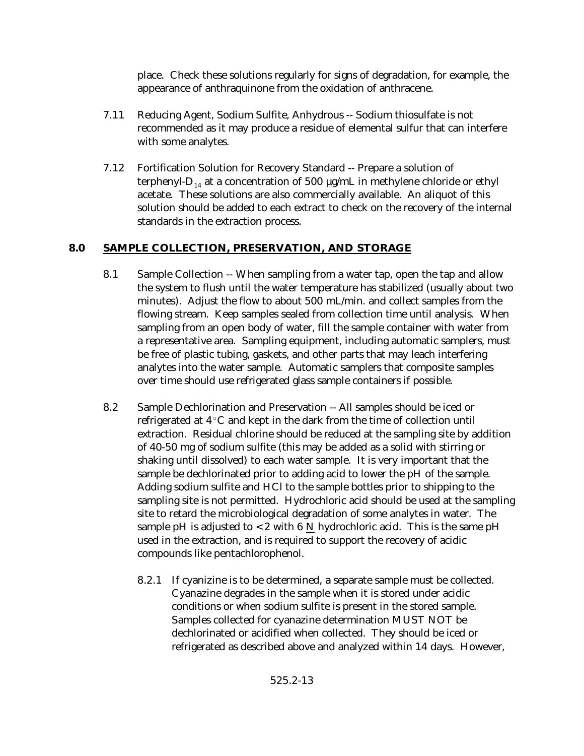place. Check these solutions regularly for signs of degradation, for example, the appearance of anthraquinone from the oxidation of anthracene.

7.11 Reducing Agent, Sodium Sulfite, Anhydrous -- Sodium thiosulfate is not recommended as it may produce a residue of elemental sulfur that can interfere with some analytes.

7.12 Fortification Solution for Recovery Standard -- Prepare a solution of terphenyl-$D_{14}$ at a concentration of 500 µg/mL in methylene chloride or ethyl acetate. These solutions are also commercially available. An aliquot of this solution should be added to each extract to check on the recovery of the internal standards in the extraction process.

## 8.0 SAMPLE COLLECTION, PRESERVATION, AND STORAGE

8.1 Sample Collection -- When sampling from a water tap, open the tap and allow the system to flush until the water temperature has stabilized (usually about two minutes). Adjust the flow to about 500 mL/min. and collect samples from the flowing stream. Keep samples sealed from collection time until analysis. When sampling from an open body of water, fill the sample container with water from a representative area. Sampling equipment, including automatic samplers, must be free of plastic tubing, gaskets, and other parts that may leach interfering analytes into the water sample. Automatic samplers that composite samples over time should use refrigerated glass sample containers if possible.

8.2 Sample Dechlorination and Preservation -- All samples should be iced or refrigerated at 4°C and kept in the dark from the time of collection until extraction. Residual chlorine should be reduced at the sampling site by addition of 40-50 mg of sodium sulfite (this may be added as a solid with stirring or shaking until dissolved) to each water sample. It is very important that the sample be dechlorinated prior to adding acid to lower the pH of the sample. Adding sodium sulfite and HCl to the sample bottles prior to shipping to the sampling site is not permitted. Hydrochloric acid should be used at the sampling site to retard the microbiological degradation of some analytes in water. The sample pH is adjusted to <2 with 6 N hydrochloric acid. This is the same pH used in the extraction, and is required to support the recovery of acidic compounds like pentachlorophenol.

8.2.1 If cyanizine is to be determined, a separate sample must be collected. Cyanazine degrades in the sample when it is stored under acidic conditions or when sodium sulfite is present in the stored sample. Samples collected for cyanazine determination MUST NOT be dechlorinated or acidified when collected. They should be iced or refrigerated as described above and analyzed within 14 days. However,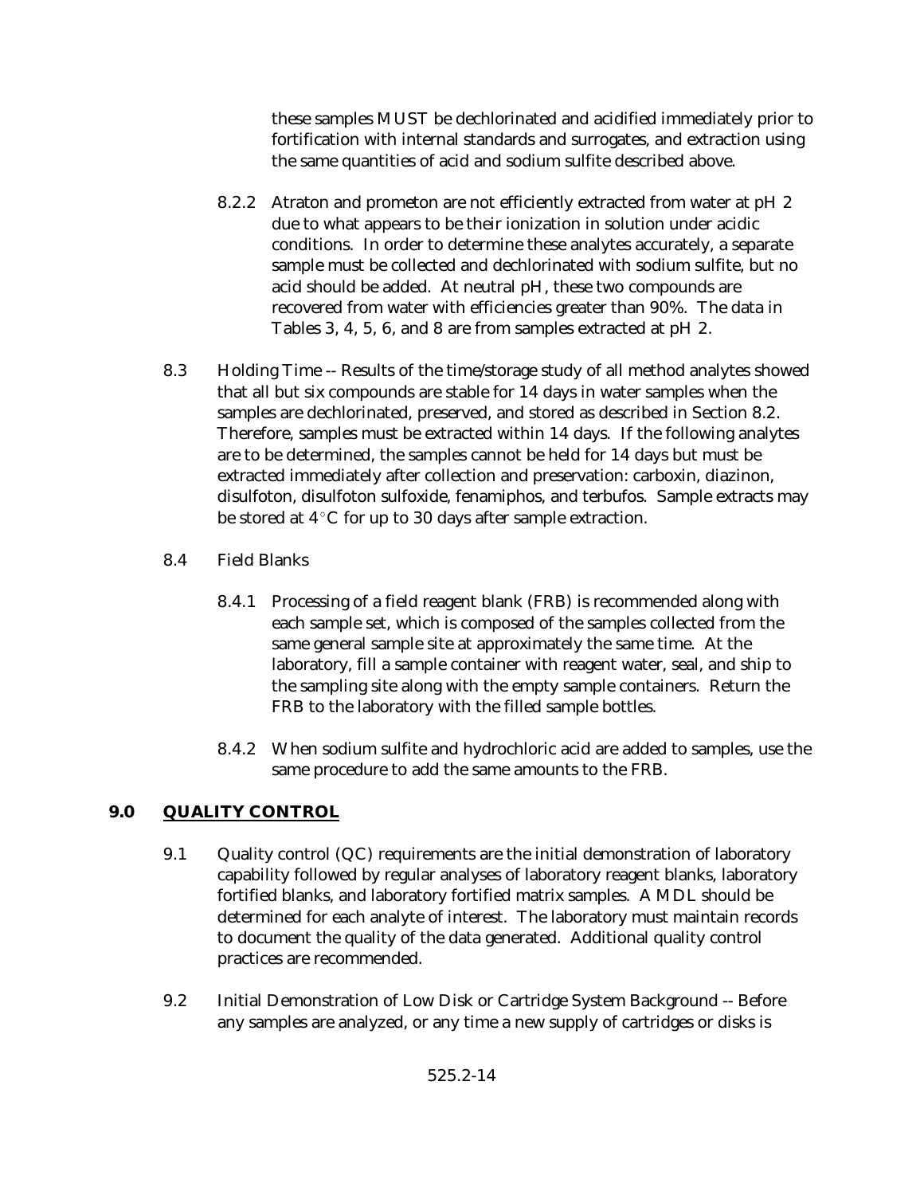these samples MUST be dechlorinated and acidified immediately prior to fortification with internal standards and surrogates, and extraction using the same quantities of acid and sodium sulfite described above.

8.2.2 Atraton and prometon are not efficiently extracted from water at pH 2 due to what appears to be their ionization in solution under acidic conditions. In order to determine these analytes accurately, a separate sample must be collected and dechlorinated with sodium sulfite, but no acid should be added. At neutral pH, these two compounds are recovered from water with efficiencies greater than 90%. The data in Tables 3, 4, 5, 6, and 8 are from samples extracted at pH 2.

8.3 Holding Time -- Results of the time/storage study of all method analytes showed that all but six compounds are stable for 14 days in water samples when the samples are dechlorinated, preserved, and stored as described in Section 8.2. Therefore, samples must be extracted within 14 days. If the following analytes are to be determined, the samples cannot be held for 14 days but must be extracted immediately after collection and preservation: carboxin, diazinon, disulfoton, disulfoton sulfoxide, fenamiphos, and terbufos. Sample extracts may be stored at 4°C for up to 30 days after sample extraction.

8.4 Field Blanks

8.4.1 Processing of a field reagent blank (FRB) is recommended along with each sample set, which is composed of the samples collected from the same general sample site at approximately the same time. At the laboratory, fill a sample container with reagent water, seal, and ship to the sampling site along with the empty sample containers. Return the FRB to the laboratory with the filled sample bottles.

8.4.2 When sodium sulfite and hydrochloric acid are added to samples, use the same procedure to add the same amounts to the FRB.

## 9.0 QUALITY CONTROL

9.1 Quality control (QC) requirements are the initial demonstration of laboratory capability followed by regular analyses of laboratory reagent blanks, laboratory fortified blanks, and laboratory fortified matrix samples. A MDL should be determined for each analyte of interest. The laboratory must maintain records to document the quality of the data generated. Additional quality control practices are recommended.

9.2 Initial Demonstration of Low Disk or Cartridge System Background -- Before any samples are analyzed, or any time a new supply of cartridges or disks is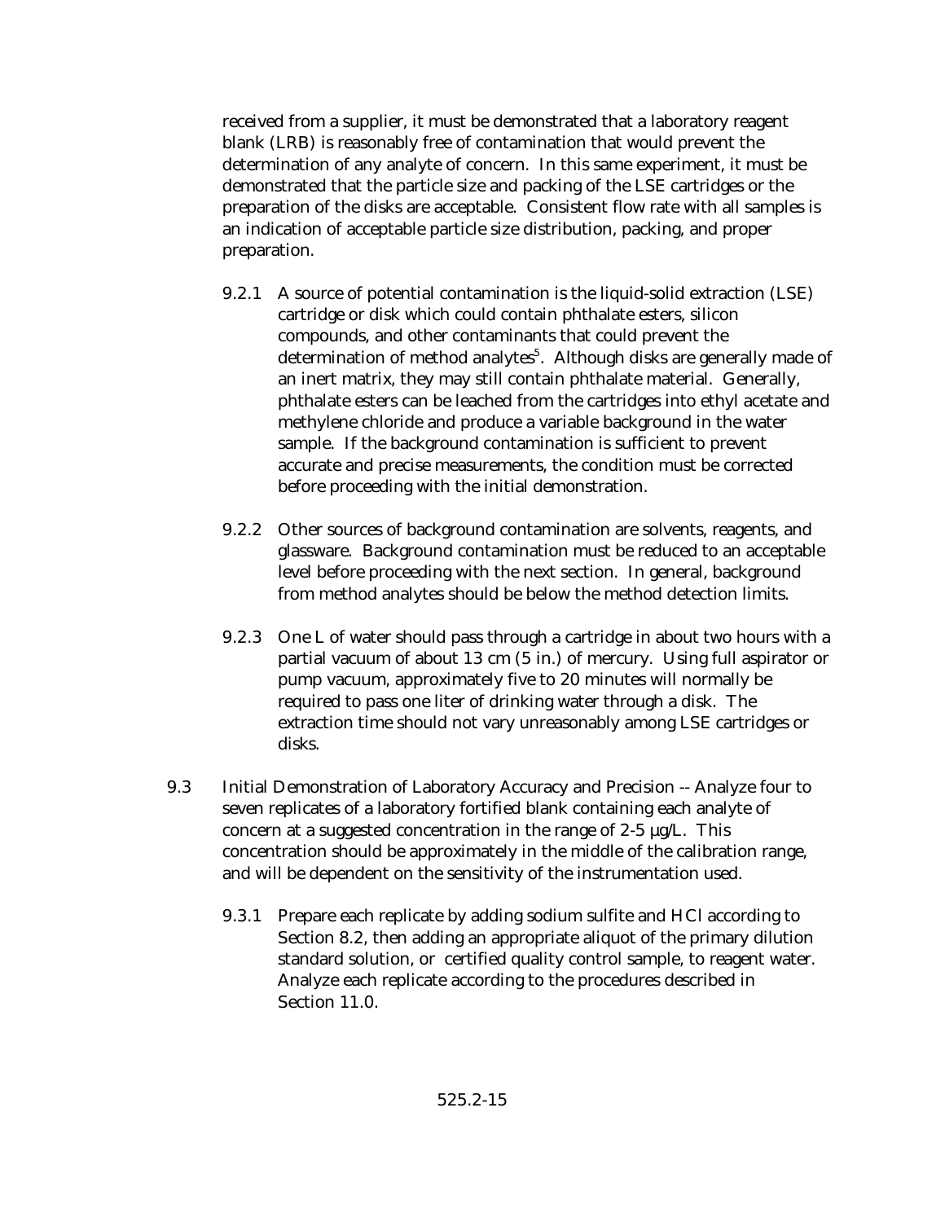received from a supplier, it must be demonstrated that a laboratory reagent blank (LRB) is reasonably free of contamination that would prevent the determination of any analyte of concern. In this same experiment, it must be demonstrated that the particle size and packing of the LSE cartridges or the preparation of the disks are acceptable. Consistent flow rate with all samples is an indication of acceptable particle size distribution, packing, and proper preparation.

9.2.1 A source of potential contamination is the liquid-solid extraction (LSE) cartridge or disk which could contain phthalate esters, silicon compounds, and other contaminants that could prevent the determination of method analytes[5]. Although disks are generally made of an inert matrix, they may still contain phthalate material. Generally, phthalate esters can be leached from the cartridges into ethyl acetate and methylene chloride and produce a variable background in the water sample. If the background contamination is sufficient to prevent accurate and precise measurements, the condition must be corrected before proceeding with the initial demonstration.

9.2.2 Other sources of background contamination are solvents, reagents, and glassware. Background contamination must be reduced to an acceptable level before proceeding with the next section. In general, background from method analytes should be below the method detection limits.

9.2.3 One L of water should pass through a cartridge in about two hours with a partial vacuum of about 13 cm (5 in.) of mercury. Using full aspirator or pump vacuum, approximately five to 20 minutes will normally be required to pass one liter of drinking water through a disk. The extraction time should not vary unreasonably among LSE cartridges or disks.

9.3 Initial Demonstration of Laboratory Accuracy and Precision -- Analyze four to seven replicates of a laboratory fortified blank containing each analyte of concern at a suggested concentration in the range of 2-5 µg/L. This concentration should be approximately in the middle of the calibration range, and will be dependent on the sensitivity of the instrumentation used.

9.3.1 Prepare each replicate by adding sodium sulfite and HCl according to Section 8.2, then adding an appropriate aliquot of the primary dilution standard solution, or certified quality control sample, to reagent water. Analyze each replicate according to the procedures described in Section 11.0.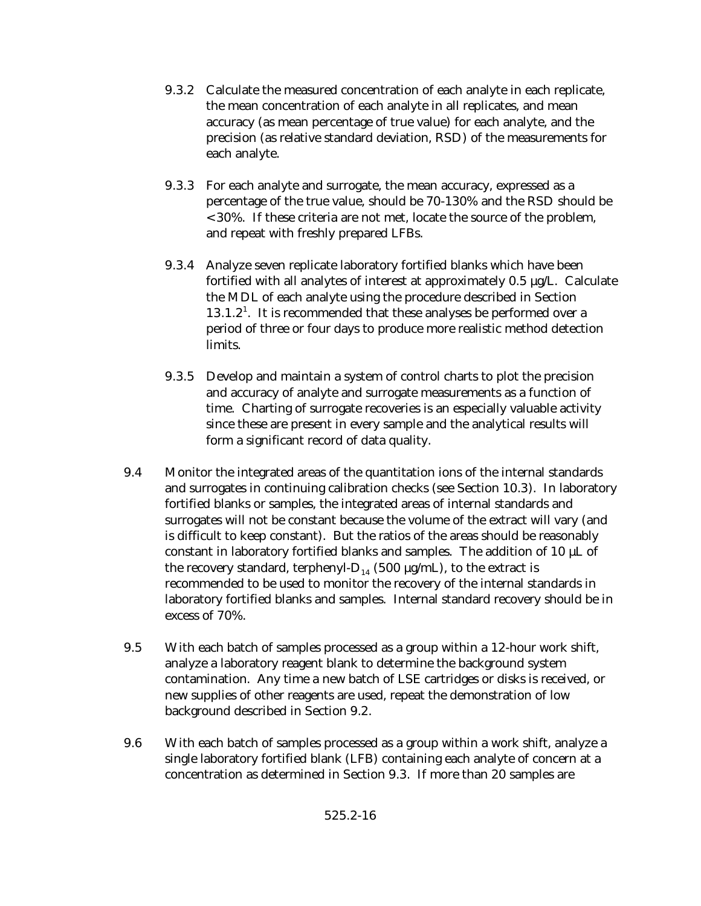9.3.2 Calculate the measured concentration of each analyte in each replicate, the mean concentration of each analyte in all replicates, and mean accuracy (as mean percentage of true value) for each analyte, and the precision (as relative standard deviation, RSD) of the measurements for each analyte.

9.3.3 For each analyte and surrogate, the mean accuracy, expressed as a percentage of the true value, should be 70-130% and the RSD should be <30%. If these criteria are not met, locate the source of the problem, and repeat with freshly prepared LFBs.

9.3.4 Analyze seven replicate laboratory fortified blanks which have been fortified with all analytes of interest at approximately 0.5 µg/L. Calculate the MDL of each analyte using the procedure described in Section 13.1.2[1]. It is recommended that these analyses be performed over a period of three or four days to produce more realistic method detection limits.

9.3.5 Develop and maintain a system of control charts to plot the precision and accuracy of analyte and surrogate measurements as a function of time. Charting of surrogate recoveries is an especially valuable activity since these are present in every sample and the analytical results will form a significant record of data quality.

9.4 Monitor the integrated areas of the quantitation ions of the internal standards and surrogates in continuing calibration checks (see Section 10.3). In laboratory fortified blanks or samples, the integrated areas of internal standards and surrogates will not be constant because the volume of the extract will vary (and is difficult to keep constant). But the ratios of the areas should be reasonably constant in laboratory fortified blanks and samples. The addition of 10 µL of the recovery standard, terphenyl-$D_{14}$ (500 µg/mL), to the extract is recommended to be used to monitor the recovery of the internal standards in laboratory fortified blanks and samples. Internal standard recovery should be in excess of 70%.

9.5 With each batch of samples processed as a group within a 12-hour work shift, analyze a laboratory reagent blank to determine the background system contamination. Any time a new batch of LSE cartridges or disks is received, or new supplies of other reagents are used, repeat the demonstration of low background described in Section 9.2.

9.6 With each batch of samples processed as a group within a work shift, analyze a single laboratory fortified blank (LFB) containing each analyte of concern at a concentration as determined in Section 9.3. If more than 20 samples are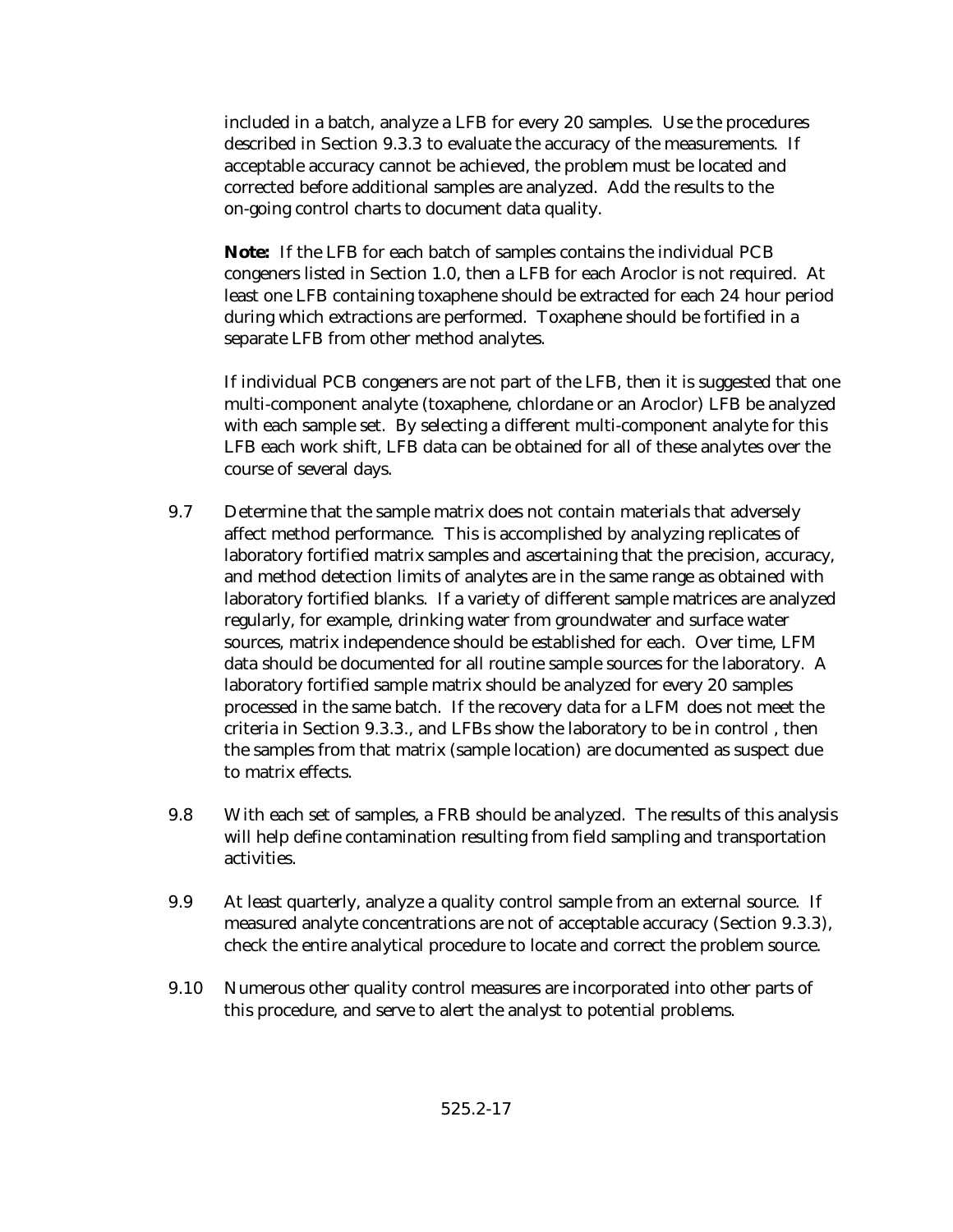included in a batch, analyze a LFB for every 20 samples. Use the procedures described in Section 9.3.3 to evaluate the accuracy of the measurements. If acceptable accuracy cannot be achieved, the problem must be located and corrected before additional samples are analyzed. Add the results to the on-going control charts to document data quality.

**Note:** If the LFB for each batch of samples contains the individual PCB congeners listed in Section 1.0, then a LFB for each Aroclor is not required. At least one LFB containing toxaphene should be extracted for each 24 hour period during which extractions are performed. Toxaphene should be fortified in a separate LFB from other method analytes.

If individual PCB congeners are not part of the LFB, then it is suggested that one multi-component analyte (toxaphene, chlordane or an Aroclor) LFB be analyzed with each sample set. By selecting a different multi-component analyte for this LFB each work shift, LFB data can be obtained for all of these analytes over the course of several days.

9.7 Determine that the sample matrix does not contain materials that adversely affect method performance. This is accomplished by analyzing replicates of laboratory fortified matrix samples and ascertaining that the precision, accuracy, and method detection limits of analytes are in the same range as obtained with laboratory fortified blanks. If a variety of different sample matrices are analyzed regularly, for example, drinking water from groundwater and surface water sources, matrix independence should be established for each. Over time, LFM data should be documented for all routine sample sources for the laboratory. A laboratory fortified sample matrix should be analyzed for every 20 samples processed in the same batch. If the recovery data for a LFM does not meet the criteria in Section 9.3.3., and LFBs show the laboratory to be in control , then the samples from that matrix (sample location) are documented as suspect due to matrix effects.

9.8 With each set of samples, a FRB should be analyzed. The results of this analysis will help define contamination resulting from field sampling and transportation activities.

9.9 At least quarterly, analyze a quality control sample from an external source. If measured analyte concentrations are not of acceptable accuracy (Section 9.3.3), check the entire analytical procedure to locate and correct the problem source.

9.10 Numerous other quality control measures are incorporated into other parts of this procedure, and serve to alert the analyst to potential problems.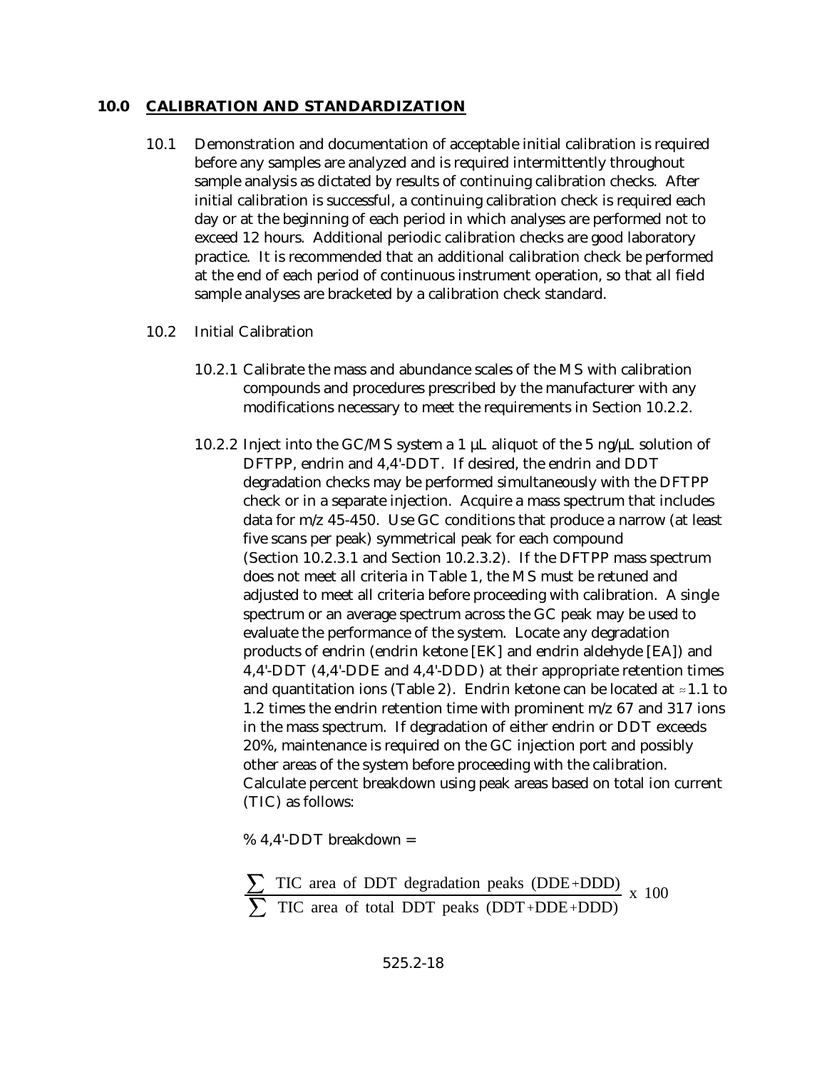## 10.0 CALIBRATION AND STANDARDIZATION

10.1 Demonstration and documentation of acceptable initial calibration is required before any samples are analyzed and is required intermittently throughout sample analysis as dictated by results of continuing calibration checks. After initial calibration is successful, a continuing calibration check is required each day or at the beginning of each period in which analyses are performed not to exceed 12 hours. Additional periodic calibration checks are good laboratory practice. It is recommended that an additional calibration check be performed at the end of each period of continuous instrument operation, so that all field sample analyses are bracketed by a calibration check standard.

10.2 Initial Calibration

10.2.1 Calibrate the mass and abundance scales of the MS with calibration compounds and procedures prescribed by the manufacturer with any modifications necessary to meet the requirements in Section 10.2.2.

10.2.2 Inject into the GC/MS system a 1 µL aliquot of the 5 ng/µL solution of DFTPP, endrin and 4,4'-DDT. If desired, the endrin and DDT degradation checks may be performed simultaneously with the DFTPP check or in a separate injection. Acquire a mass spectrum that includes data for m/z 45-450. Use GC conditions that produce a narrow (at least five scans per peak) symmetrical peak for each compound (Section 10.2.3.1 and Section 10.2.3.2). If the DFTPP mass spectrum does not meet all criteria in Table 1, the MS must be retuned and adjusted to meet all criteria before proceeding with calibration. A single spectrum or an average spectrum across the GC peak may be used to evaluate the performance of the system. Locate any degradation products of endrin (endrin ketone [EK] and endrin aldehyde [EA]) and 4,4'-DDT (4,4'-DDE and 4,4'-DDD) at their appropriate retention times and quantitation ions (Table 2). Endrin ketone can be located at ≈1.1 to 1.2 times the endrin retention time with prominent m/z 67 and 317 ions in the mass spectrum. If degradation of either endrin or DDT exceeds 20%, maintenance is required on the GC injection port and possibly other areas of the system before proceeding with the calibration. Calculate percent breakdown using peak areas based on total ion current (TIC) as follows:

% 4,4'-DDT breakdown =

$$\frac{\sum \text{ TIC area of DDT degradation peaks (DDE+DDD)}}{\sum \text{ TIC area of total DDT peaks (DDT+DDE+DDD)}} \times 100$$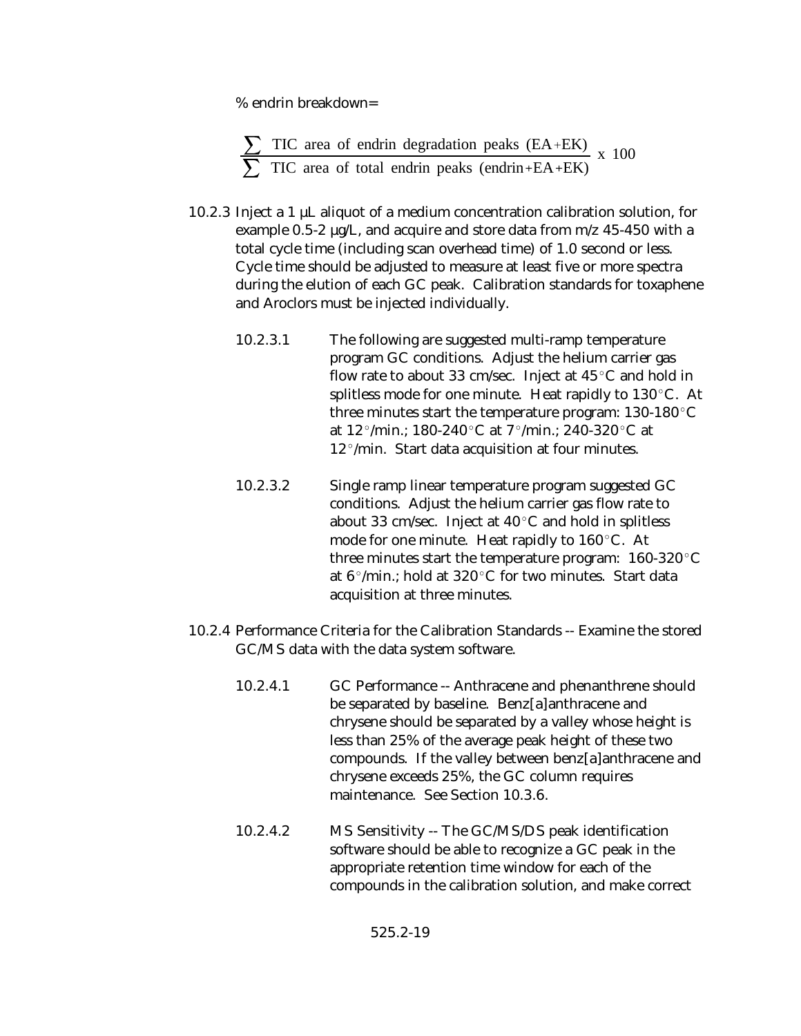% endrin breakdown=

$$\frac{\sum \text{ TIC area of endrin degradation peaks (EA+EK)}}{\sum \text{ TIC area of total endrin peaks (endrin+EA+EK)}} \text{ x } 100$$

10.2.3 Inject a 1 µL aliquot of a medium concentration calibration solution, for example 0.5-2 µg/L, and acquire and store data from m/z 45-450 with a total cycle time (including scan overhead time) of 1.0 second or less. Cycle time should be adjusted to measure at least five or more spectra during the elution of each GC peak. Calibration standards for toxaphene and Aroclors must be injected individually.

10.2.3.1 The following are suggested multi-ramp temperature program GC conditions. Adjust the helium carrier gas flow rate to about 33 cm/sec. Inject at 45°C and hold in splitless mode for one minute. Heat rapidly to 130°C. At three minutes start the temperature program: 130-180°C at 12°/min.; 180-240°C at 7°/min.; 240-320°C at 12°/min. Start data acquisition at four minutes.

10.2.3.2 Single ramp linear temperature program suggested GC conditions. Adjust the helium carrier gas flow rate to about 33 cm/sec. Inject at 40°C and hold in splitless mode for one minute. Heat rapidly to 160°C. At three minutes start the temperature program: 160-320°C at 6°/min.; hold at 320°C for two minutes. Start data acquisition at three minutes.

10.2.4 Performance Criteria for the Calibration Standards -- Examine the stored GC/MS data with the data system software.

10.2.4.1 GC Performance -- Anthracene and phenanthrene should be separated by baseline. Benz[a]anthracene and chrysene should be separated by a valley whose height is less than 25% of the average peak height of these two compounds. If the valley between benz[a]anthracene and chrysene exceeds 25%, the GC column requires maintenance. See Section 10.3.6.

10.2.4.2 MS Sensitivity -- The GC/MS/DS peak identification software should be able to recognize a GC peak in the appropriate retention time window for each of the compounds in the calibration solution, and make correct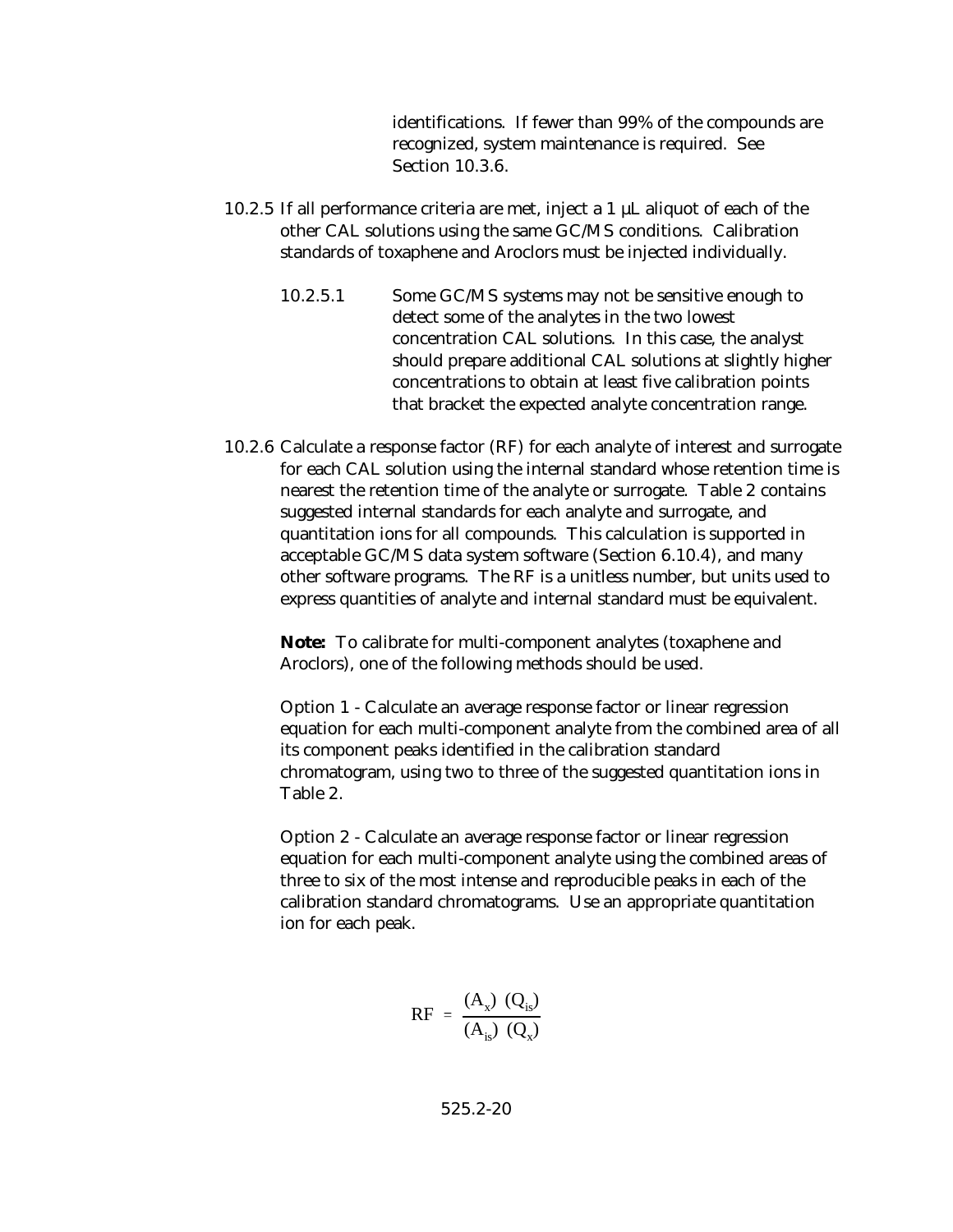identifications. If fewer than 99% of the compounds are recognized, system maintenance is required. See Section 10.3.6.

10.2.5 If all performance criteria are met, inject a 1 µL aliquot of each of the other CAL solutions using the same GC/MS conditions. Calibration standards of toxaphene and Aroclors must be injected individually.

10.2.5.1 Some GC/MS systems may not be sensitive enough to detect some of the analytes in the two lowest concentration CAL solutions. In this case, the analyst should prepare additional CAL solutions at slightly higher concentrations to obtain at least five calibration points that bracket the expected analyte concentration range.

10.2.6 Calculate a response factor (RF) for each analyte of interest and surrogate for each CAL solution using the internal standard whose retention time is nearest the retention time of the analyte or surrogate. Table 2 contains suggested internal standards for each analyte and surrogate, and quantitation ions for all compounds. This calculation is supported in acceptable GC/MS data system software (Section 6.10.4), and many other software programs. The RF is a unitless number, but units used to express quantities of analyte and internal standard must be equivalent.

**Note:** To calibrate for multi-component analytes (toxaphene and Aroclors), one of the following methods should be used.

Option 1 - Calculate an average response factor or linear regression equation for each multi-component analyte from the combined area of all its component peaks identified in the calibration standard chromatogram, using two to three of the suggested quantitation ions in Table 2.

Option 2 - Calculate an average response factor or linear regression equation for each multi-component analyte using the combined areas of three to six of the most intense and reproducible peaks in each of the calibration standard chromatograms. Use an appropriate quantitation ion for each peak.

$$RF = \frac{(A_x)\ (Q_{is})}{(A_{is})\ (Q_x)}$$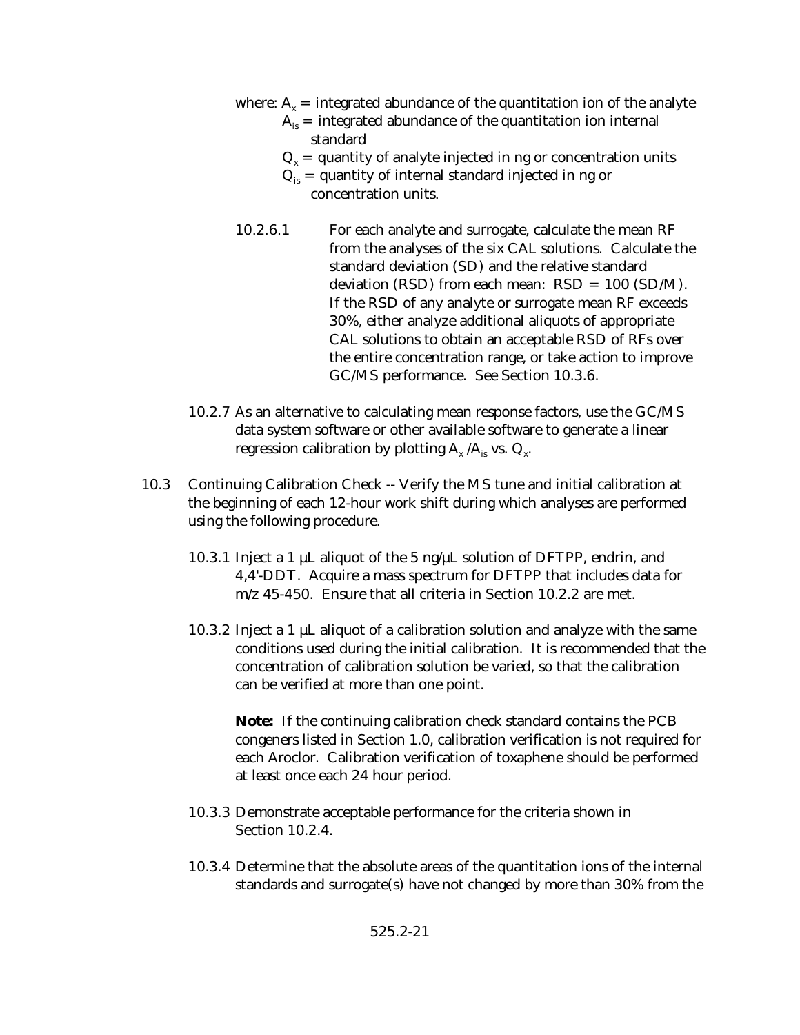where: $A_x$ = integrated abundance of the quantitation ion of the analyte
$A_{is}$ = integrated abundance of the quantitation ion internal standard
$Q_x$ = quantity of analyte injected in ng or concentration units
$Q_{is}$ = quantity of internal standard injected in ng or concentration units.

10.2.6.1 For each analyte and surrogate, calculate the mean RF from the analyses of the six CAL solutions. Calculate the standard deviation (SD) and the relative standard deviation (RSD) from each mean: RSD = 100 (SD/M). If the RSD of any analyte or surrogate mean RF exceeds 30%, either analyze additional aliquots of appropriate CAL solutions to obtain an acceptable RSD of RFs over the entire concentration range, or take action to improve GC/MS performance. See Section 10.3.6.

10.2.7 As an alternative to calculating mean response factors, use the GC/MS data system software or other available software to generate a linear regression calibration by plotting $A_x / A_{is}$ vs. $Q_x$.

10.3 Continuing Calibration Check -- Verify the MS tune and initial calibration at the beginning of each 12-hour work shift during which analyses are performed using the following procedure.

10.3.1 Inject a 1 µL aliquot of the 5 ng/µL solution of DFTPP, endrin, and 4,4'-DDT. Acquire a mass spectrum for DFTPP that includes data for m/z 45-450. Ensure that all criteria in Section 10.2.2 are met.

10.3.2 Inject a 1 µL aliquot of a calibration solution and analyze with the same conditions used during the initial calibration. It is recommended that the concentration of calibration solution be varied, so that the calibration can be verified at more than one point.

**Note:** If the continuing calibration check standard contains the PCB congeners listed in Section 1.0, calibration verification is not required for each Aroclor. Calibration verification of toxaphene should be performed at least once each 24 hour period.

10.3.3 Demonstrate acceptable performance for the criteria shown in Section 10.2.4.

10.3.4 Determine that the absolute areas of the quantitation ions of the internal standards and surrogate(s) have not changed by more than 30% from the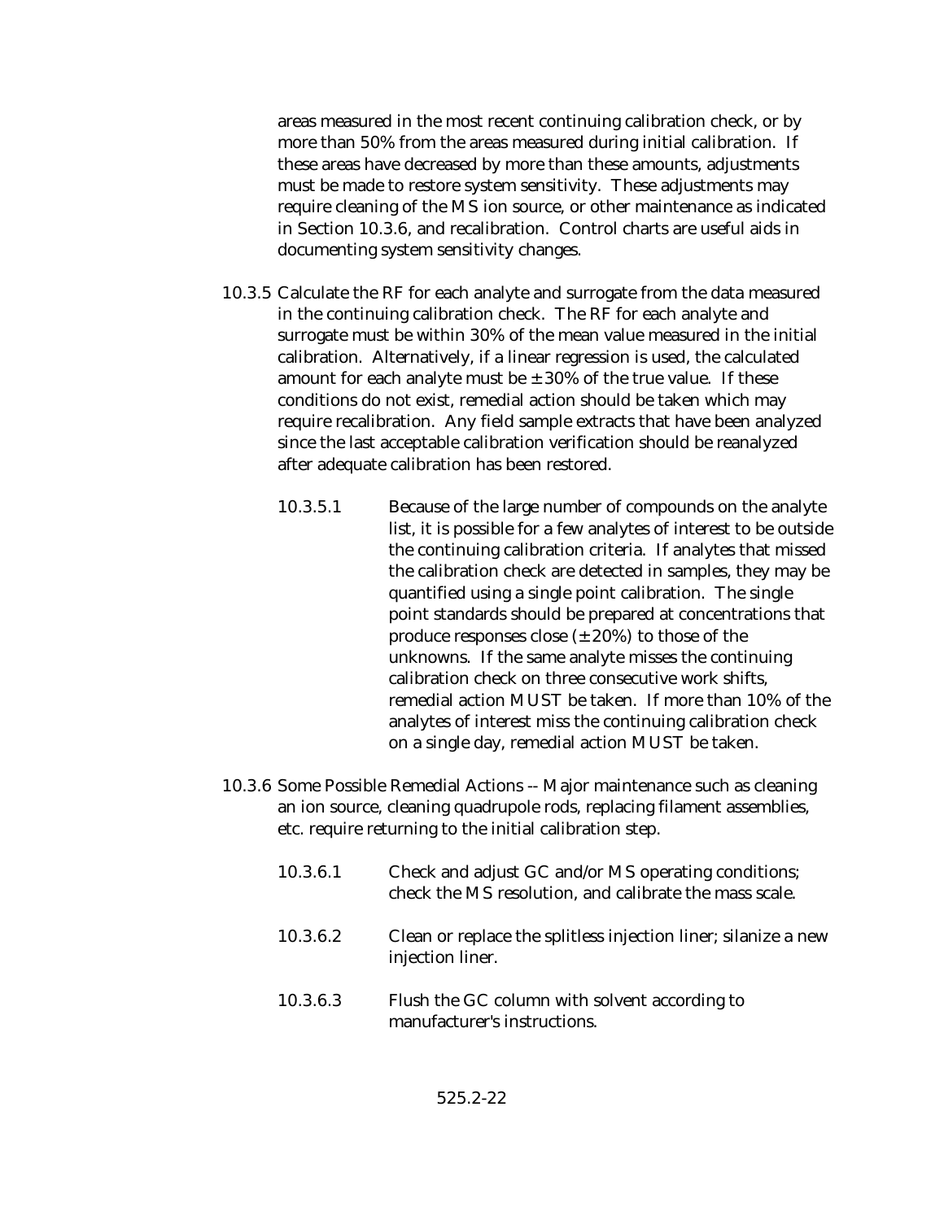areas measured in the most recent continuing calibration check, or by more than 50% from the areas measured during initial calibration. If these areas have decreased by more than these amounts, adjustments must be made to restore system sensitivity. These adjustments may require cleaning of the MS ion source, or other maintenance as indicated in Section 10.3.6, and recalibration. Control charts are useful aids in documenting system sensitivity changes.

10.3.5 Calculate the RF for each analyte and surrogate from the data measured in the continuing calibration check. The RF for each analyte and surrogate must be within 30% of the mean value measured in the initial calibration. Alternatively, if a linear regression is used, the calculated amount for each analyte must be ± 30% of the true value. If these conditions do not exist, remedial action should be taken which may require recalibration. Any field sample extracts that have been analyzed since the last acceptable calibration verification should be reanalyzed after adequate calibration has been restored.

10.3.5.1 Because of the large number of compounds on the analyte list, it is possible for a few analytes of interest to be outside the continuing calibration criteria. If analytes that missed the calibration check are detected in samples, they may be quantified using a single point calibration. The single point standards should be prepared at concentrations that produce responses close (± 20%) to those of the unknowns. If the same analyte misses the continuing calibration check on three consecutive work shifts, remedial action MUST be taken. If more than 10% of the analytes of interest miss the continuing calibration check on a single day, remedial action MUST be taken.

10.3.6 Some Possible Remedial Actions -- Major maintenance such as cleaning an ion source, cleaning quadrupole rods, replacing filament assemblies, etc. require returning to the initial calibration step.

10.3.6.1 Check and adjust GC and/or MS operating conditions; check the MS resolution, and calibrate the mass scale.

10.3.6.2 Clean or replace the splitless injection liner; silanize a new injection liner.

10.3.6.3 Flush the GC column with solvent according to manufacturer's instructions.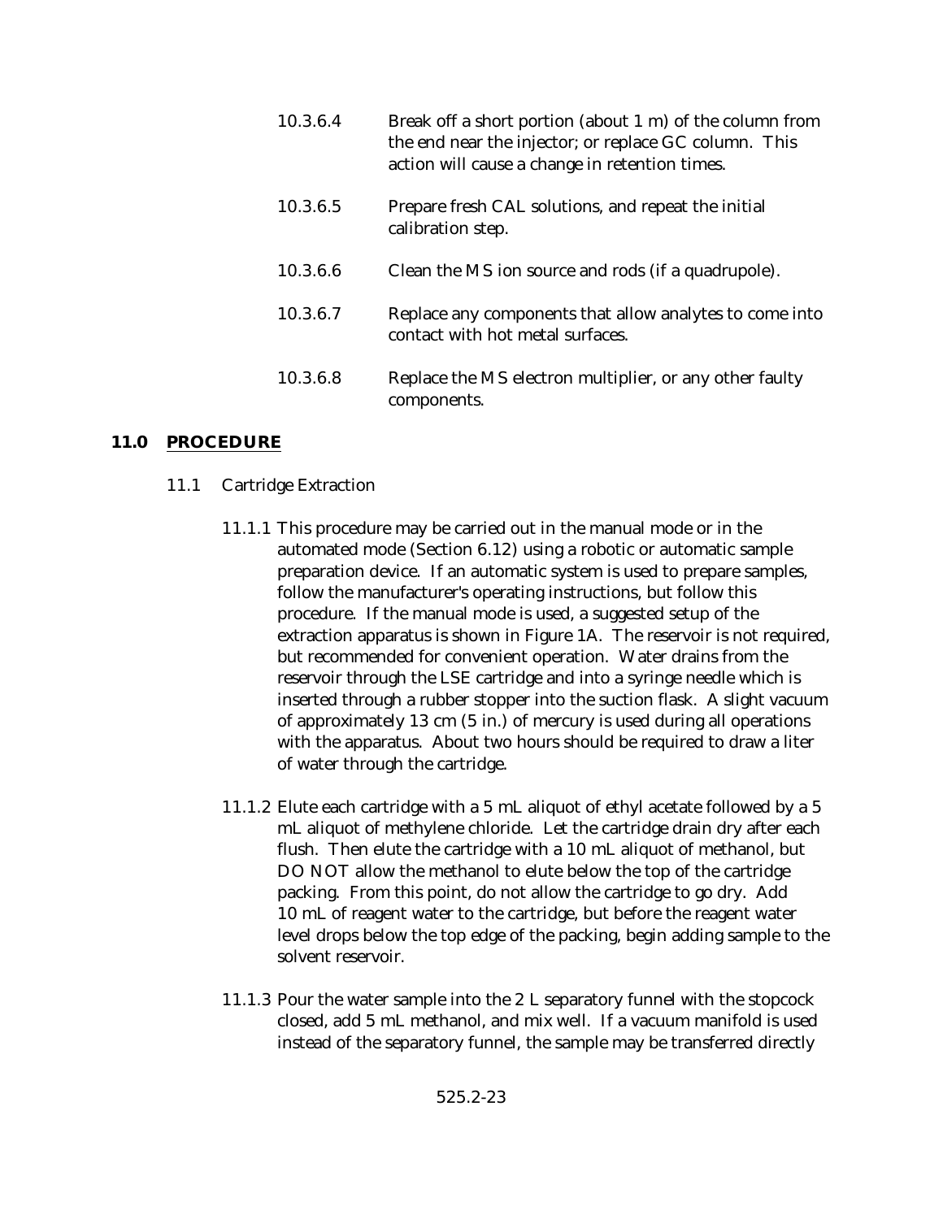10.3.6.4 Break off a short portion (about 1 m) of the column from the end near the injector; or replace GC column. This action will cause a change in retention times.

10.3.6.5 Prepare fresh CAL solutions, and repeat the initial calibration step.

10.3.6.6 Clean the MS ion source and rods (if a quadrupole).

10.3.6.7 Replace any components that allow analytes to come into contact with hot metal surfaces.

10.3.6.8 Replace the MS electron multiplier, or any other faulty components.

## 11.0 PROCEDURE

### 11.1 Cartridge Extraction

11.1.1 This procedure may be carried out in the manual mode or in the automated mode (Section 6.12) using a robotic or automatic sample preparation device. If an automatic system is used to prepare samples, follow the manufacturer's operating instructions, but follow this procedure. If the manual mode is used, a suggested setup of the extraction apparatus is shown in Figure 1A. The reservoir is not required, but recommended for convenient operation. Water drains from the reservoir through the LSE cartridge and into a syringe needle which is inserted through a rubber stopper into the suction flask. A slight vacuum of approximately 13 cm (5 in.) of mercury is used during all operations with the apparatus. About two hours should be required to draw a liter of water through the cartridge.

11.1.2 Elute each cartridge with a 5 mL aliquot of ethyl acetate followed by a 5 mL aliquot of methylene chloride. Let the cartridge drain dry after each flush. Then elute the cartridge with a 10 mL aliquot of methanol, but DO NOT allow the methanol to elute below the top of the cartridge packing. From this point, do not allow the cartridge to go dry. Add 10 mL of reagent water to the cartridge, but before the reagent water level drops below the top edge of the packing, begin adding sample to the solvent reservoir.

11.1.3 Pour the water sample into the 2 L separatory funnel with the stopcock closed, add 5 mL methanol, and mix well. If a vacuum manifold is used instead of the separatory funnel, the sample may be transferred directly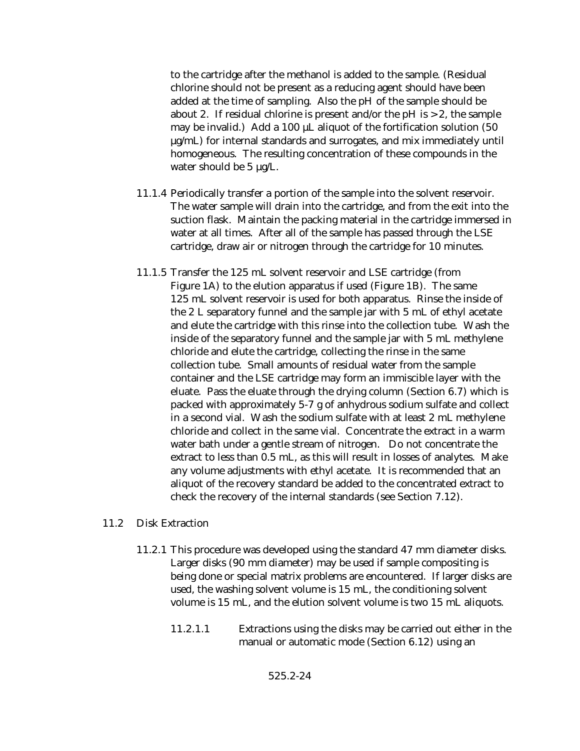to the cartridge after the methanol is added to the sample. (Residual chlorine should not be present as a reducing agent should have been added at the time of sampling. Also the pH of the sample should be about 2. If residual chlorine is present and/or the pH is >2, the sample may be invalid.) Add a 100 µL aliquot of the fortification solution (50 µg/mL) for internal standards and surrogates, and mix immediately until homogeneous. The resulting concentration of these compounds in the water should be 5 µg/L.

11.1.4 Periodically transfer a portion of the sample into the solvent reservoir. The water sample will drain into the cartridge, and from the exit into the suction flask. Maintain the packing material in the cartridge immersed in water at all times. After all of the sample has passed through the LSE cartridge, draw air or nitrogen through the cartridge for 10 minutes.

11.1.5 Transfer the 125 mL solvent reservoir and LSE cartridge (from Figure 1A) to the elution apparatus if used (Figure 1B). The same 125 mL solvent reservoir is used for both apparatus. Rinse the inside of the 2 L separatory funnel and the sample jar with 5 mL of ethyl acetate and elute the cartridge with this rinse into the collection tube. Wash the inside of the separatory funnel and the sample jar with 5 mL methylene chloride and elute the cartridge, collecting the rinse in the same collection tube. Small amounts of residual water from the sample container and the LSE cartridge may form an immiscible layer with the eluate. Pass the eluate through the drying column (Section 6.7) which is packed with approximately 5-7 g of anhydrous sodium sulfate and collect in a second vial. Wash the sodium sulfate with at least 2 mL methylene chloride and collect in the same vial. Concentrate the extract in a warm water bath under a gentle stream of nitrogen. Do not concentrate the extract to less than 0.5 mL, as this will result in losses of analytes. Make any volume adjustments with ethyl acetate. It is recommended that an aliquot of the recovery standard be added to the concentrated extract to check the recovery of the internal standards (see Section 7.12).

11.2 Disk Extraction

11.2.1 This procedure was developed using the standard 47 mm diameter disks. Larger disks (90 mm diameter) may be used if sample compositing is being done or special matrix problems are encountered. If larger disks are used, the washing solvent volume is 15 mL, the conditioning solvent volume is 15 mL, and the elution solvent volume is two 15 mL aliquots.

11.2.1.1 Extractions using the disks may be carried out either in the manual or automatic mode (Section 6.12) using an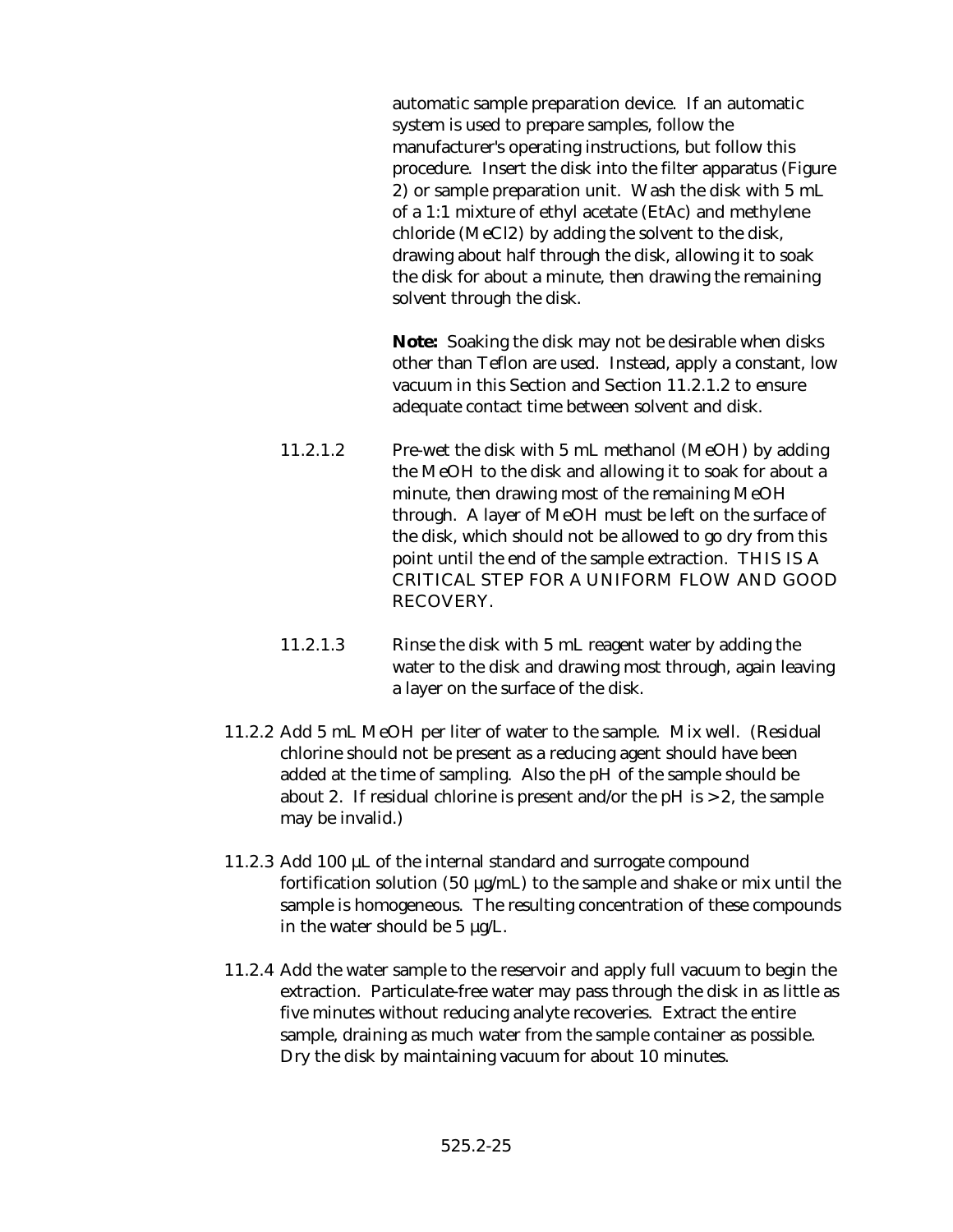automatic sample preparation device. If an automatic system is used to prepare samples, follow the manufacturer's operating instructions, but follow this procedure. Insert the disk into the filter apparatus (Figure 2) or sample preparation unit. Wash the disk with 5 mL of a 1:1 mixture of ethyl acetate (EtAc) and methylene chloride (MeCl2) by adding the solvent to the disk, drawing about half through the disk, allowing it to soak the disk for about a minute, then drawing the remaining solvent through the disk.

**Note:** Soaking the disk may not be desirable when disks other than Teflon are used. Instead, apply a constant, low vacuum in this Section and Section 11.2.1.2 to ensure adequate contact time between solvent and disk.

11.2.1.2 Pre-wet the disk with 5 mL methanol (MeOH) by adding the MeOH to the disk and allowing it to soak for about a minute, then drawing most of the remaining MeOH through. A layer of MeOH must be left on the surface of the disk, which should not be allowed to go dry from this point until the end of the sample extraction. THIS IS A CRITICAL STEP FOR A UNIFORM FLOW AND GOOD RECOVERY.

11.2.1.3 Rinse the disk with 5 mL reagent water by adding the water to the disk and drawing most through, again leaving a layer on the surface of the disk.

11.2.2 Add 5 mL MeOH per liter of water to the sample. Mix well. (Residual chlorine should not be present as a reducing agent should have been added at the time of sampling. Also the pH of the sample should be about 2. If residual chlorine is present and/or the pH is >2, the sample may be invalid.)

11.2.3 Add 100 µL of the internal standard and surrogate compound fortification solution (50 µg/mL) to the sample and shake or mix until the sample is homogeneous. The resulting concentration of these compounds in the water should be 5 µg/L.

11.2.4 Add the water sample to the reservoir and apply full vacuum to begin the extraction. Particulate-free water may pass through the disk in as little as five minutes without reducing analyte recoveries. Extract the entire sample, draining as much water from the sample container as possible. Dry the disk by maintaining vacuum for about 10 minutes.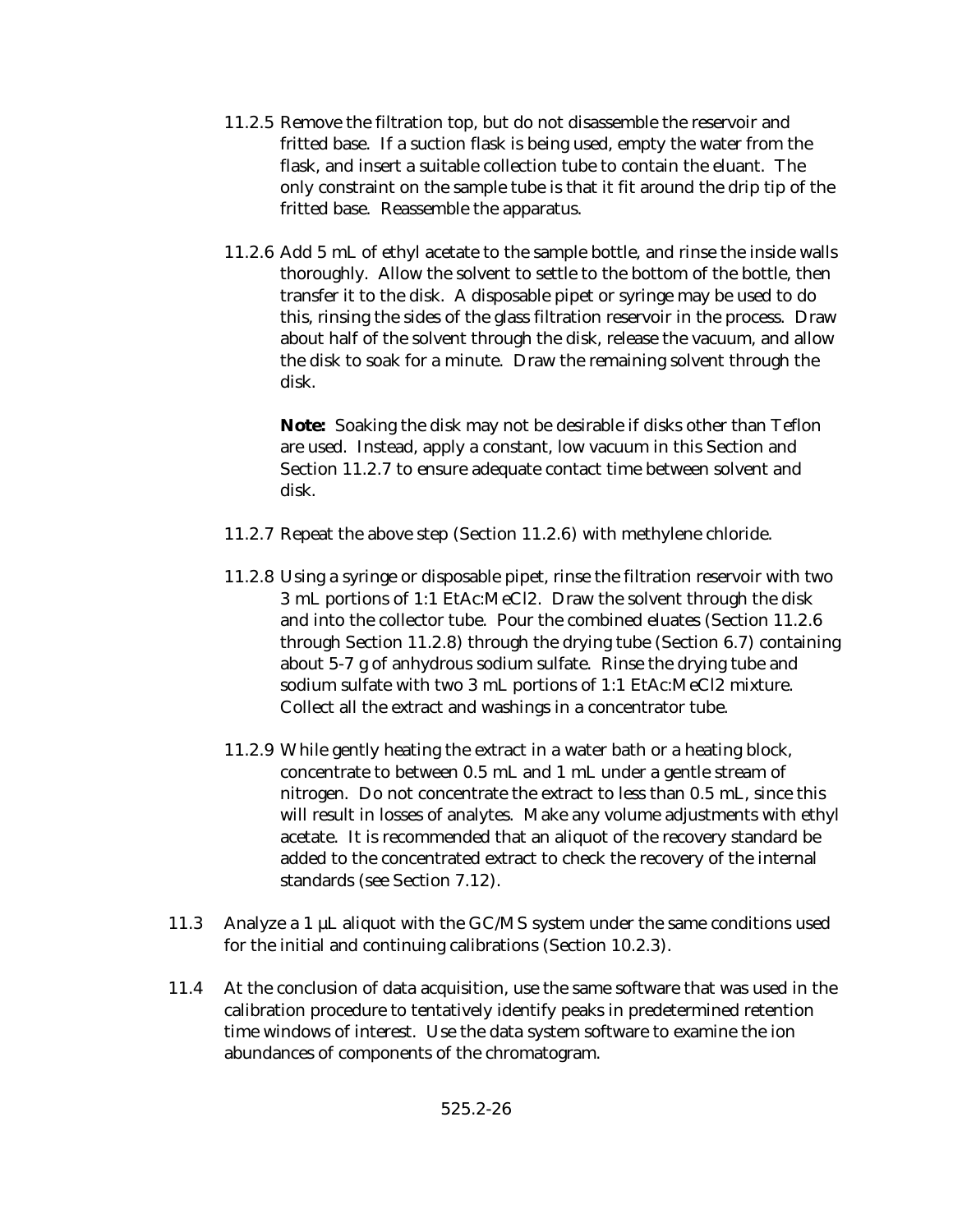11.2.5 Remove the filtration top, but do not disassemble the reservoir and fritted base. If a suction flask is being used, empty the water from the flask, and insert a suitable collection tube to contain the eluant. The only constraint on the sample tube is that it fit around the drip tip of the fritted base. Reassemble the apparatus.

11.2.6 Add 5 mL of ethyl acetate to the sample bottle, and rinse the inside walls thoroughly. Allow the solvent to settle to the bottom of the bottle, then transfer it to the disk. A disposable pipet or syringe may be used to do this, rinsing the sides of the glass filtration reservoir in the process. Draw about half of the solvent through the disk, release the vacuum, and allow the disk to soak for a minute. Draw the remaining solvent through the disk.

**Note:** Soaking the disk may not be desirable if disks other than Teflon are used. Instead, apply a constant, low vacuum in this Section and Section 11.2.7 to ensure adequate contact time between solvent and disk.

11.2.7 Repeat the above step (Section 11.2.6) with methylene chloride.

11.2.8 Using a syringe or disposable pipet, rinse the filtration reservoir with two 3 mL portions of 1:1 EtAc:MeCl2. Draw the solvent through the disk and into the collector tube. Pour the combined eluates (Section 11.2.6 through Section 11.2.8) through the drying tube (Section 6.7) containing about 5-7 g of anhydrous sodium sulfate. Rinse the drying tube and sodium sulfate with two 3 mL portions of 1:1 EtAc:MeCl2 mixture. Collect all the extract and washings in a concentrator tube.

11.2.9 While gently heating the extract in a water bath or a heating block, concentrate to between 0.5 mL and 1 mL under a gentle stream of nitrogen. Do not concentrate the extract to less than 0.5 mL, since this will result in losses of analytes. Make any volume adjustments with ethyl acetate. It is recommended that an aliquot of the recovery standard be added to the concentrated extract to check the recovery of the internal standards (see Section 7.12).

11.3 Analyze a 1 µL aliquot with the GC/MS system under the same conditions used for the initial and continuing calibrations (Section 10.2.3).

11.4 At the conclusion of data acquisition, use the same software that was used in the calibration procedure to tentatively identify peaks in predetermined retention time windows of interest. Use the data system software to examine the ion abundances of components of the chromatogram.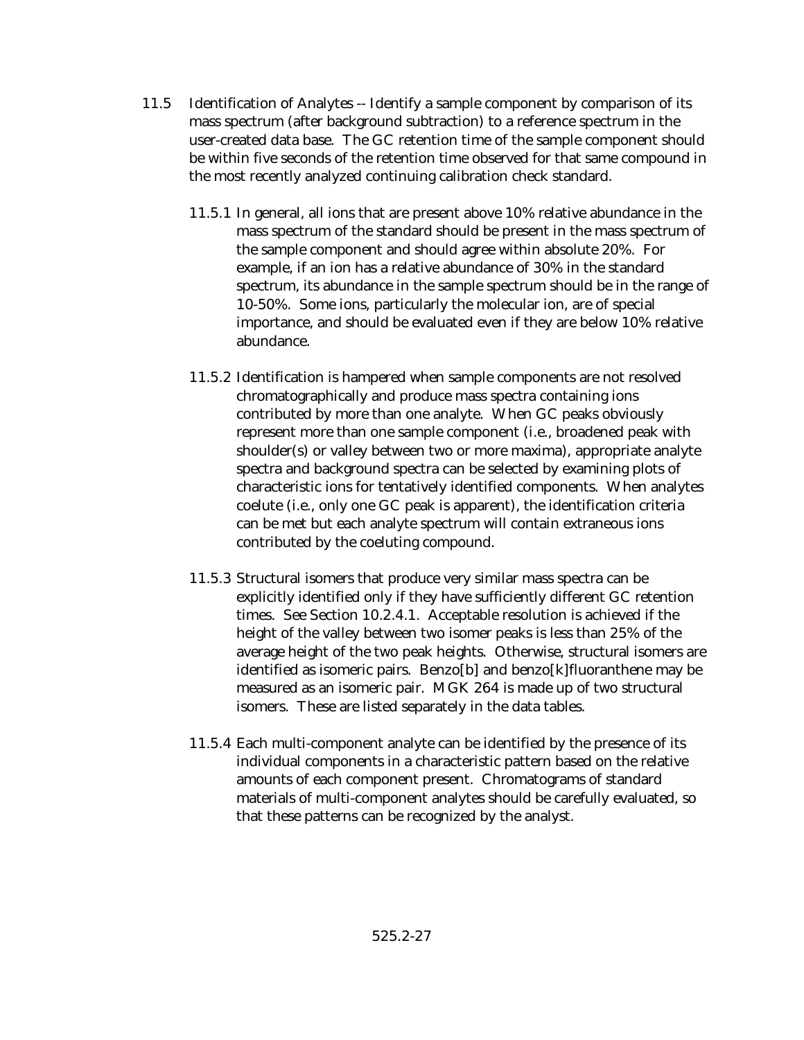11.5 Identification of Analytes -- Identify a sample component by comparison of its mass spectrum (after background subtraction) to a reference spectrum in the user-created data base. The GC retention time of the sample component should be within five seconds of the retention time observed for that same compound in the most recently analyzed continuing calibration check standard.

11.5.1 In general, all ions that are present above 10% relative abundance in the mass spectrum of the standard should be present in the mass spectrum of the sample component and should agree within absolute 20%. For example, if an ion has a relative abundance of 30% in the standard spectrum, its abundance in the sample spectrum should be in the range of 10-50%. Some ions, particularly the molecular ion, are of special importance, and should be evaluated even if they are below 10% relative abundance.

11.5.2 Identification is hampered when sample components are not resolved chromatographically and produce mass spectra containing ions contributed by more than one analyte. When GC peaks obviously represent more than one sample component (i.e., broadened peak with shoulder(s) or valley between two or more maxima), appropriate analyte spectra and background spectra can be selected by examining plots of characteristic ions for tentatively identified components. When analytes coelute (i.e., only one GC peak is apparent), the identification criteria can be met but each analyte spectrum will contain extraneous ions contributed by the coeluting compound.

11.5.3 Structural isomers that produce very similar mass spectra can be explicitly identified only if they have sufficiently different GC retention times. See Section 10.2.4.1. Acceptable resolution is achieved if the height of the valley between two isomer peaks is less than 25% of the average height of the two peak heights. Otherwise, structural isomers are identified as isomeric pairs. Benzo[b] and benzo[k]fluoranthene may be measured as an isomeric pair. MGK 264 is made up of two structural isomers. These are listed separately in the data tables.

11.5.4 Each multi-component analyte can be identified by the presence of its individual components in a characteristic pattern based on the relative amounts of each component present. Chromatograms of standard materials of multi-component analytes should be carefully evaluated, so that these patterns can be recognized by the analyst.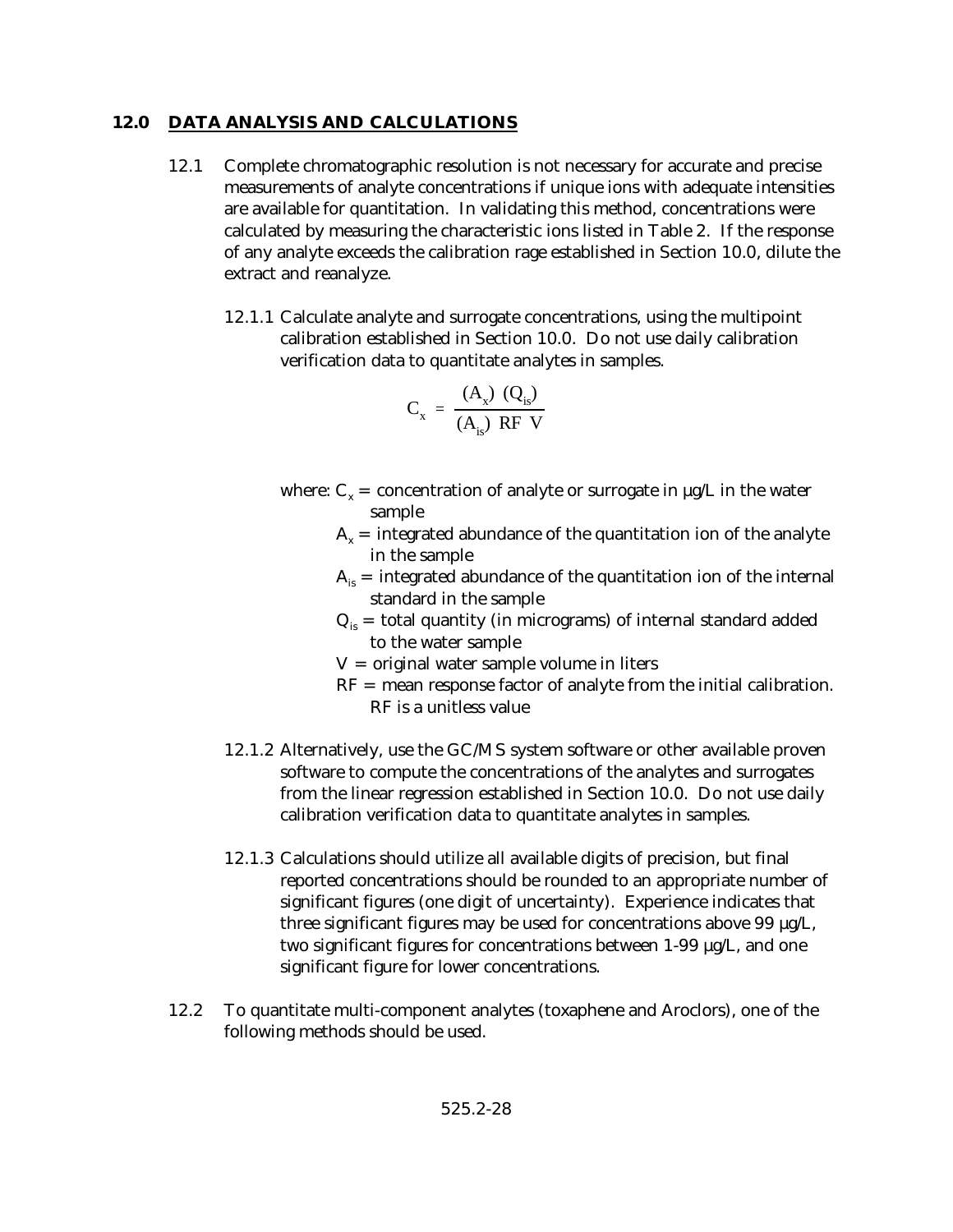## 12.0 DATA ANALYSIS AND CALCULATIONS

12.1 Complete chromatographic resolution is not necessary for accurate and precise measurements of analyte concentrations if unique ions with adequate intensities are available for quantitation. In validating this method, concentrations were calculated by measuring the characteristic ions listed in Table 2. If the response of any analyte exceeds the calibration rage established in Section 10.0, dilute the extract and reanalyze.

12.1.1 Calculate analyte and surrogate concentrations, using the multipoint calibration established in Section 10.0. Do not use daily calibration verification data to quantitate analytes in samples.

$$C_x = \frac{(A_x)\ (Q_{is})}{(A_{is})\ RF\ V}$$

where: $C_x$ = concentration of analyte or surrogate in µg/L in the water sample

$A_x$ = integrated abundance of the quantitation ion of the analyte in the sample

$A_{is}$ = integrated abundance of the quantitation ion of the internal standard in the sample

$Q_{is}$ = total quantity (in micrograms) of internal standard added to the water sample

$V$ = original water sample volume in liters

$RF$ = mean response factor of analyte from the initial calibration. RF is a unitless value

12.1.2 Alternatively, use the GC/MS system software or other available proven software to compute the concentrations of the analytes and surrogates from the linear regression established in Section 10.0. Do not use daily calibration verification data to quantitate analytes in samples.

12.1.3 Calculations should utilize all available digits of precision, but final reported concentrations should be rounded to an appropriate number of significant figures (one digit of uncertainty). Experience indicates that three significant figures may be used for concentrations above 99 µg/L, two significant figures for concentrations between 1-99 µg/L, and one significant figure for lower concentrations.

12.2 To quantitate multi-component analytes (toxaphene and Aroclors), one of the following methods should be used.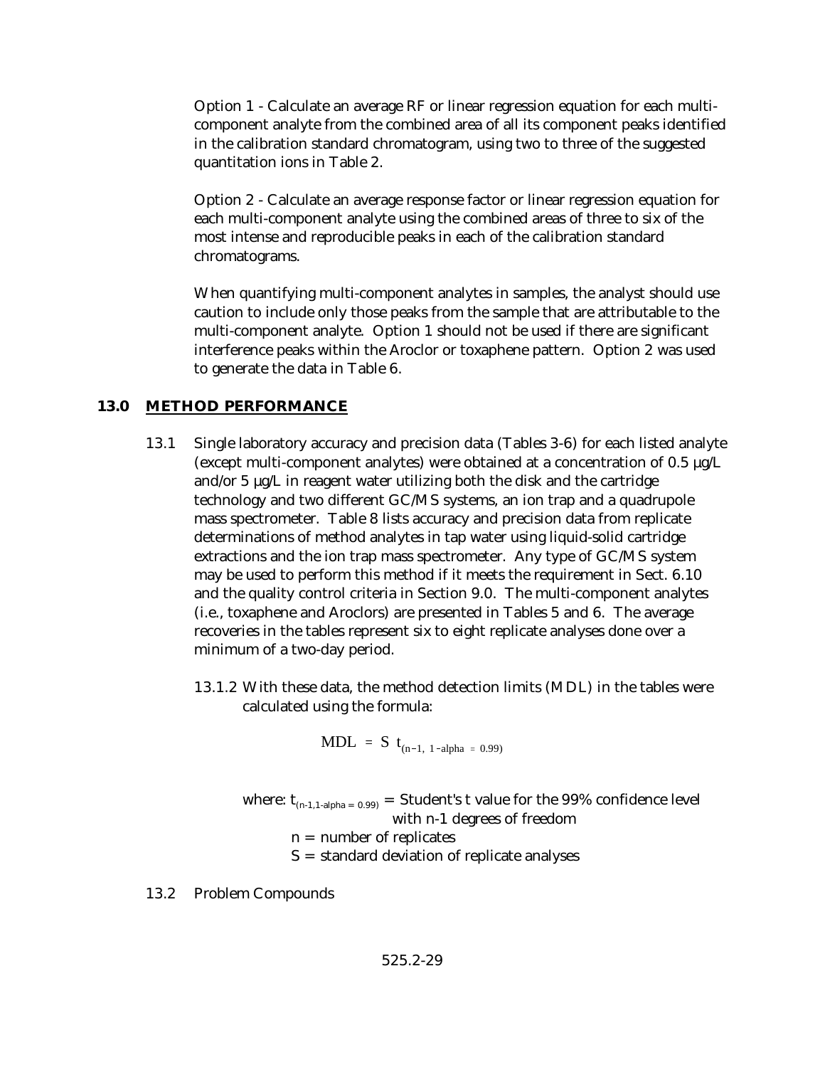Option 1 - Calculate an average RF or linear regression equation for each multi-component analyte from the combined area of all its component peaks identified in the calibration standard chromatogram, using two to three of the suggested quantitation ions in Table 2.

Option 2 - Calculate an average response factor or linear regression equation for each multi-component analyte using the combined areas of three to six of the most intense and reproducible peaks in each of the calibration standard chromatograms.

When quantifying multi-component analytes in samples, the analyst should use caution to include only those peaks from the sample that are attributable to the multi-component analyte. Option 1 should not be used if there are significant interference peaks within the Aroclor or toxaphene pattern. Option 2 was used to generate the data in Table 6.

## 13.0 METHOD PERFORMANCE

13.1 Single laboratory accuracy and precision data (Tables 3-6) for each listed analyte (except multi-component analytes) were obtained at a concentration of 0.5 µg/L and/or 5 µg/L in reagent water utilizing both the disk and the cartridge technology and two different GC/MS systems, an ion trap and a quadrupole mass spectrometer. Table 8 lists accuracy and precision data from replicate determinations of method analytes in tap water using liquid-solid cartridge extractions and the ion trap mass spectrometer. Any type of GC/MS system may be used to perform this method if it meets the requirement in Sect. 6.10 and the quality control criteria in Section 9.0. The multi-component analytes (i.e., toxaphene and Aroclors) are presented in Tables 5 and 6. The average recoveries in the tables represent six to eight replicate analyses done over a minimum of a two-day period.

13.1.2 With these data, the method detection limits (MDL) in the tables were calculated using the formula:

$$\text{MDL} = S\ t_{(n-1,\ 1-\text{alpha} = 0.99)}$$

where: $t_{(n-1,1-\text{alpha} = 0.99)}$ = Student's t value for the 99% confidence level with n-1 degrees of freedom

n = number of replicates

S = standard deviation of replicate analyses

13.2 Problem Compounds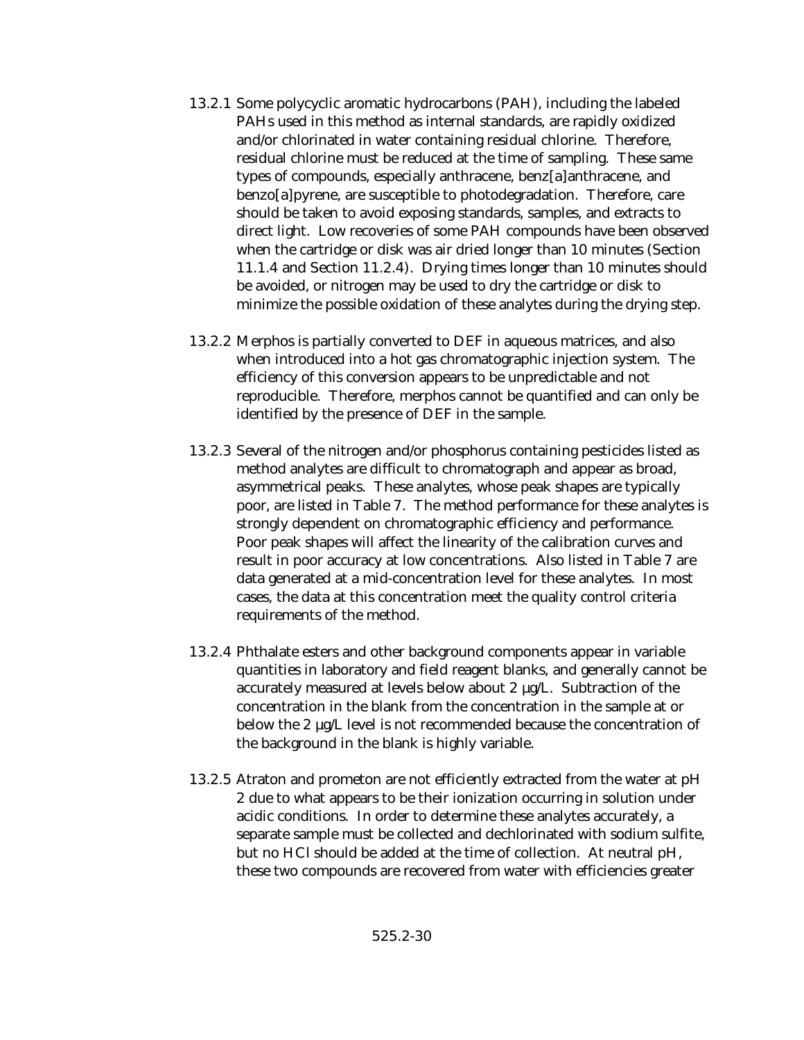13.2.1 Some polycyclic aromatic hydrocarbons (PAH), including the labeled PAHs used in this method as internal standards, are rapidly oxidized and/or chlorinated in water containing residual chlorine. Therefore, residual chlorine must be reduced at the time of sampling. These same types of compounds, especially anthracene, benz[a]anthracene, and benzo[a]pyrene, are susceptible to photodegradation. Therefore, care should be taken to avoid exposing standards, samples, and extracts to direct light. Low recoveries of some PAH compounds have been observed when the cartridge or disk was air dried longer than 10 minutes (Section 11.1.4 and Section 11.2.4). Drying times longer than 10 minutes should be avoided, or nitrogen may be used to dry the cartridge or disk to minimize the possible oxidation of these analytes during the drying step.

13.2.2 Merphos is partially converted to DEF in aqueous matrices, and also when introduced into a hot gas chromatographic injection system. The efficiency of this conversion appears to be unpredictable and not reproducible. Therefore, merphos cannot be quantified and can only be identified by the presence of DEF in the sample.

13.2.3 Several of the nitrogen and/or phosphorus containing pesticides listed as method analytes are difficult to chromatograph and appear as broad, asymmetrical peaks. These analytes, whose peak shapes are typically poor, are listed in Table 7. The method performance for these analytes is strongly dependent on chromatographic efficiency and performance. Poor peak shapes will affect the linearity of the calibration curves and result in poor accuracy at low concentrations. Also listed in Table 7 are data generated at a mid-concentration level for these analytes. In most cases, the data at this concentration meet the quality control criteria requirements of the method.

13.2.4 Phthalate esters and other background components appear in variable quantities in laboratory and field reagent blanks, and generally cannot be accurately measured at levels below about 2 µg/L. Subtraction of the concentration in the blank from the concentration in the sample at or below the 2 µg/L level is not recommended because the concentration of the background in the blank is highly variable.

13.2.5 Atraton and prometon are not efficiently extracted from the water at pH 2 due to what appears to be their ionization occurring in solution under acidic conditions. In order to determine these analytes accurately, a separate sample must be collected and dechlorinated with sodium sulfite, but no HCl should be added at the time of collection. At neutral pH, these two compounds are recovered from water with efficiencies greater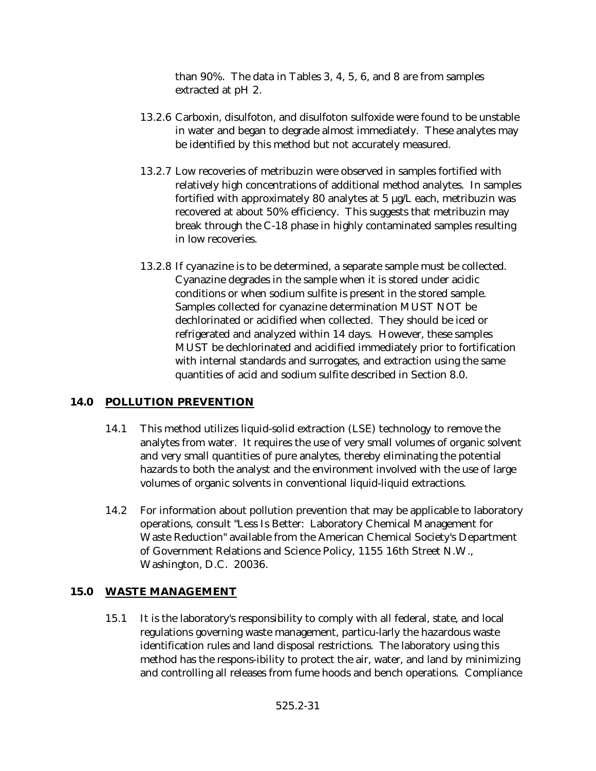than 90%. The data in Tables 3, 4, 5, 6, and 8 are from samples extracted at pH 2.

13.2.6 Carboxin, disulfoton, and disulfoton sulfoxide were found to be unstable in water and began to degrade almost immediately. These analytes may be identified by this method but not accurately measured.

13.2.7 Low recoveries of metribuzin were observed in samples fortified with relatively high concentrations of additional method analytes. In samples fortified with approximately 80 analytes at 5 µg/L each, metribuzin was recovered at about 50% efficiency. This suggests that metribuzin may break through the C-18 phase in highly contaminated samples resulting in low recoveries.

13.2.8 If cyanazine is to be determined, a separate sample must be collected. Cyanazine degrades in the sample when it is stored under acidic conditions or when sodium sulfite is present in the stored sample. Samples collected for cyanazine determination MUST NOT be dechlorinated or acidified when collected. They should be iced or refrigerated and analyzed within 14 days. However, these samples MUST be dechlorinated and acidified immediately prior to fortification with internal standards and surrogates, and extraction using the same quantities of acid and sodium sulfite described in Section 8.0.

## 14.0 POLLUTION PREVENTION

14.1 This method utilizes liquid-solid extraction (LSE) technology to remove the analytes from water. It requires the use of very small volumes of organic solvent and very small quantities of pure analytes, thereby eliminating the potential hazards to both the analyst and the environment involved with the use of large volumes of organic solvents in conventional liquid-liquid extractions.

14.2 For information about pollution prevention that may be applicable to laboratory operations, consult "Less Is Better: Laboratory Chemical Management for Waste Reduction" available from the American Chemical Society's Department of Government Relations and Science Policy, 1155 16th Street N.W., Washington, D.C. 20036.

## 15.0 WASTE MANAGEMENT

15.1 It is the laboratory's responsibility to comply with all federal, state, and local regulations governing waste management, particu-larly the hazardous waste identification rules and land disposal restrictions. The laboratory using this method has the respons-ibility to protect the air, water, and land by minimizing and controlling all releases from fume hoods and bench operations. Compliance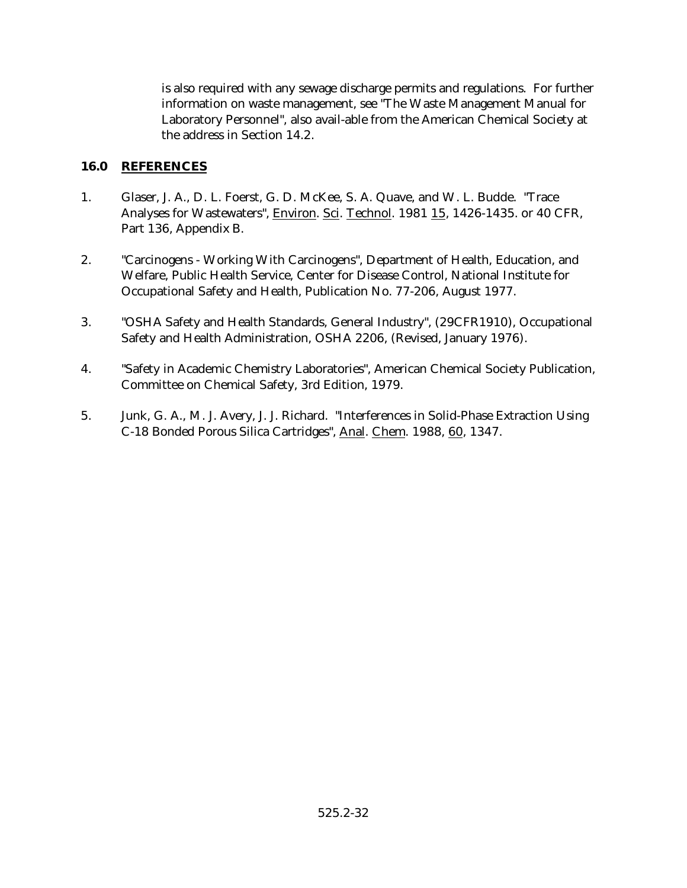is also required with any sewage discharge permits and regulations. For further information on waste management, see "The Waste Management Manual for Laboratory Personnel", also avail-able from the American Chemical Society at the address in Section 14.2.

## 16.0 REFERENCES

1. Glaser, J. A., D. L. Foerst, G. D. McKee, S. A. Quave, and W. L. Budde. "Trace Analyses for Wastewaters", Environ. Sci. Technol. 1981 15, 1426-1435. or 40 CFR, Part 136, Appendix B.

2. "Carcinogens - Working With Carcinogens", Department of Health, Education, and Welfare, Public Health Service, Center for Disease Control, National Institute for Occupational Safety and Health, Publication No. 77-206, August 1977.

3. "OSHA Safety and Health Standards, General Industry", (29CFR1910), Occupational Safety and Health Administration, OSHA 2206, (Revised, January 1976).

4. "Safety in Academic Chemistry Laboratories", American Chemical Society Publication, Committee on Chemical Safety, 3rd Edition, 1979.

5. Junk, G. A., M. J. Avery, J. J. Richard. "Interferences in Solid-Phase Extraction Using C-18 Bonded Porous Silica Cartridges", Anal. Chem. 1988, 60, 1347.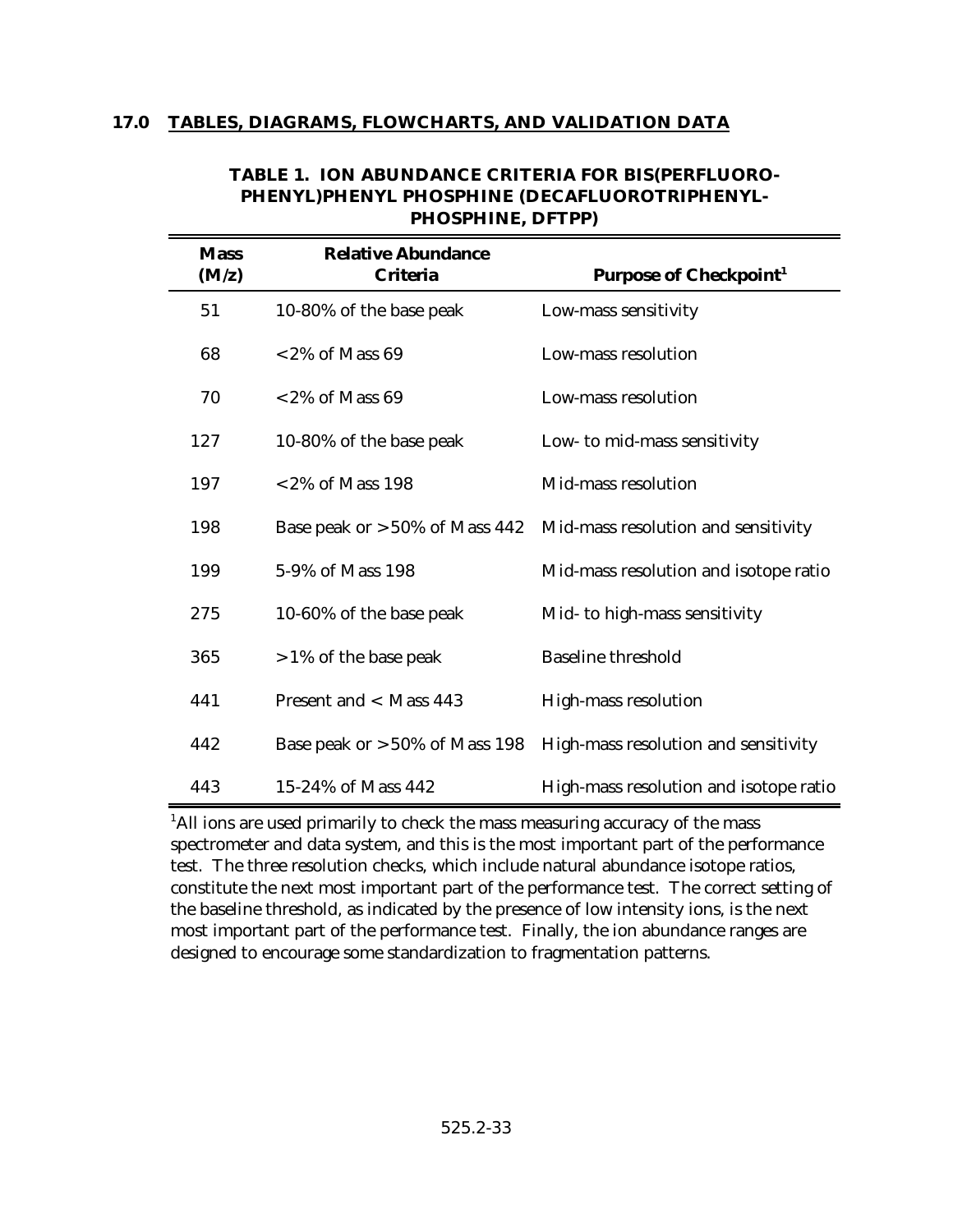## 17.0 TABLES, DIAGRAMS, FLOWCHARTS, AND VALIDATION DATA

### TABLE 1. ION ABUNDANCE CRITERIA FOR BIS(PERFLUORO-PHENYL)PHENYL PHOSPHINE (DECAFLUOROTRIPHENYL-PHOSPHINE, DFTPP)

| Mass (M/z) | Relative Abundance Criteria | Purpose of Checkpoint[1] |
|---|---|---|
| 51 | 10-80% of the base peak | Low-mass sensitivity |
| 68 | <2% of Mass 69 | Low-mass resolution |
| 70 | <2% of Mass 69 | Low-mass resolution |
| 127 | 10-80% of the base peak | Low- to mid-mass sensitivity |
| 197 | <2% of Mass 198 | Mid-mass resolution |
| 198 | Base peak or >50% of Mass 442 | Mid-mass resolution and sensitivity |
| 199 | 5-9% of Mass 198 | Mid-mass resolution and isotope ratio |
| 275 | 10-60% of the base peak | Mid- to high-mass sensitivity |
| 365 | >1% of the base peak | Baseline threshold |
| 441 | Present and < Mass 443 | High-mass resolution |
| 442 | Base peak or >50% of Mass 198 | High-mass resolution and sensitivity |
| 443 | 15-24% of Mass 442 | High-mass resolution and isotope ratio |

[1]All ions are used primarily to check the mass measuring accuracy of the mass spectrometer and data system, and this is the most important part of the performance test. The three resolution checks, which include natural abundance isotope ratios, constitute the next most important part of the performance test. The correct setting of the baseline threshold, as indicated by the presence of low intensity ions, is the next most important part of the performance test. Finally, the ion abundance ranges are designed to encourage some standardization to fragmentation patterns.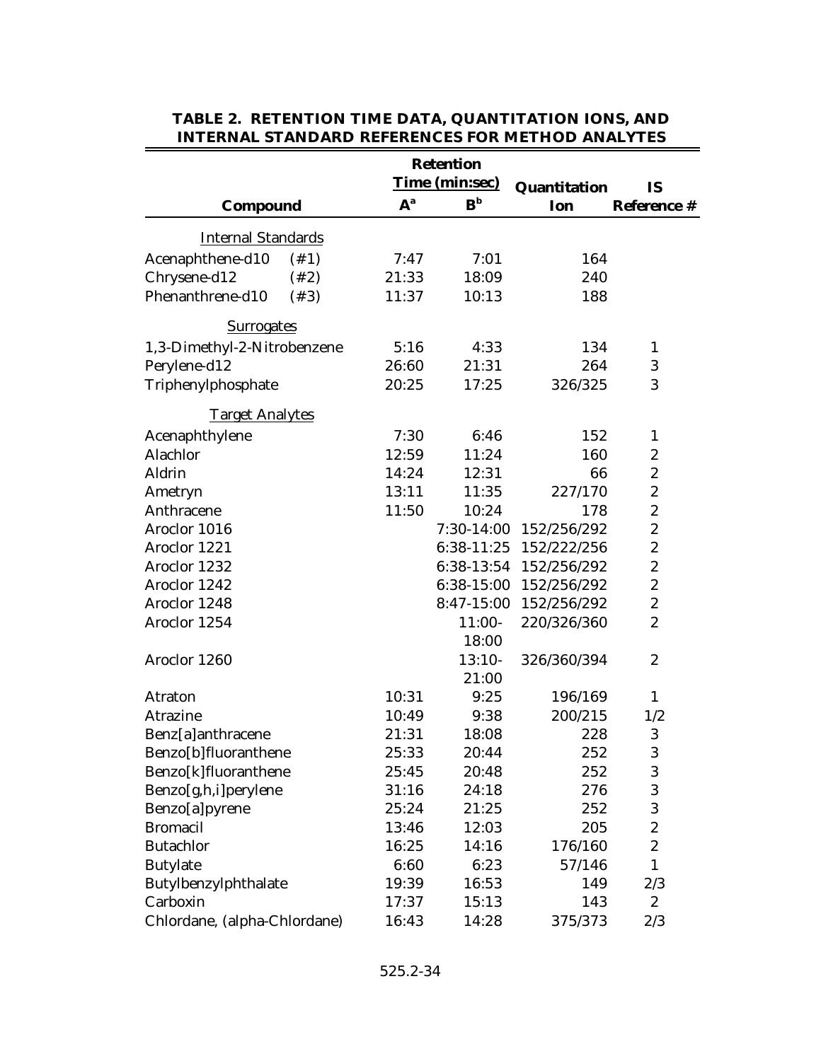**TABLE 2. RETENTION TIME DATA, QUANTITATION IONS, AND INTERNAL STANDARD REFERENCES FOR METHOD ANALYTES**

| Compound | Retention Time (min:sec) | | Quantitation Ion | IS Reference # |
|---|---|---|---|---|
| | A[a] | B[b] | | |
| Internal Standards | | | | |
| Acenaphthene-d10 (#1) | 7:47 | 7:01 | 164 | |
| Chrysene-d12 (#2) | 21:33 | 18:09 | 240 | |
| Phenanthrene-d10 (#3) | 11:37 | 10:13 | 188 | |
| Surrogates | | | | |
| 1,3-Dimethyl-2-Nitrobenzene | 5:16 | 4:33 | 134 | 1 |
| Perylene-d12 | 26:60 | 21:31 | 264 | 3 |
| Triphenylphosphate | 20:25 | 17:25 | 326/325 | 3 |
| Target Analytes | | | | |
| Acenaphthylene | 7:30 | 6:46 | 152 | 1 |
| Alachlor | 12:59 | 11:24 | 160 | 2 |
| Aldrin | 14:24 | 12:31 | 66 | 2 |
| Ametryn | 13:11 | 11:35 | 227/170 | 2 |
| Anthracene | 11:50 | 10:24 | 178 | 2 |
| Aroclor 1016 | | 7:30-14:00 | 152/256/292 | 2 |
| Aroclor 1221 | | 6:38-11:25 | 152/222/256 | 2 |
| Aroclor 1232 | | 6:38-13:54 | 152/256/292 | 2 |
| Aroclor 1242 | | 6:38-15:00 | 152/256/292 | 2 |
| Aroclor 1248 | | 8:47-15:00 | 152/256/292 | 2 |
| Aroclor 1254 | | 11:00-18:00 | 220/326/360 | 2 |
| Aroclor 1260 | | 13:10-21:00 | 326/360/394 | 2 |
| Atraton | 10:31 | 9:25 | 196/169 | 1 |
| Atrazine | 10:49 | 9:38 | 200/215 | 1/2 |
| Benz[a]anthracene | 21:31 | 18:08 | 228 | 3 |
| Benzo[b]fluoranthene | 25:33 | 20:44 | 252 | 3 |
| Benzo[k]fluoranthene | 25:45 | 20:48 | 252 | 3 |
| Benzo[g,h,i]perylene | 31:16 | 24:18 | 276 | 3 |
| Benzo[a]pyrene | 25:24 | 21:25 | 252 | 3 |
| Bromacil | 13:46 | 12:03 | 205 | 2 |
| Butachlor | 16:25 | 14:16 | 176/160 | 2 |
| Butylate | 6:60 | 6:23 | 57/146 | 1 |
| Butylbenzylphthalate | 19:39 | 16:53 | 149 | 2/3 |
| Carboxin | 17:37 | 15:13 | 143 | 2 |
| Chlordane, (alpha-Chlordane) | 16:43 | 14:28 | 375/373 | 2/3 |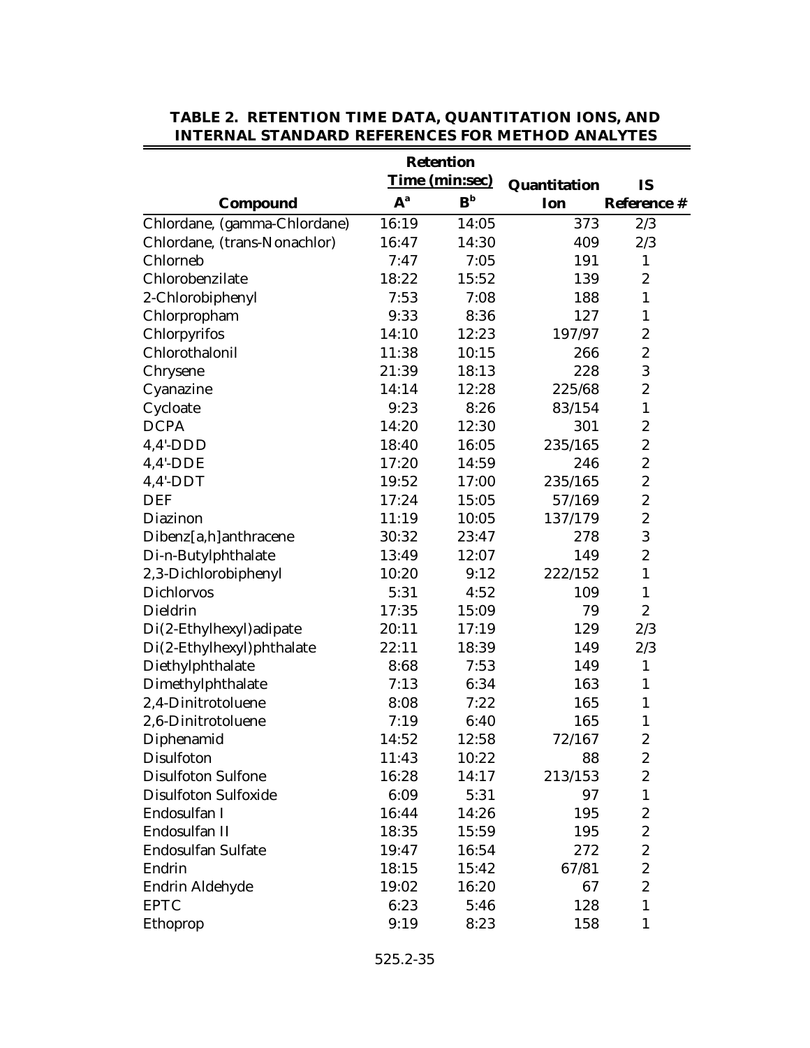## TABLE 2. RETENTION TIME DATA, QUANTITATION IONS, AND INTERNAL STANDARD REFERENCES FOR METHOD ANALYTES

| Compound | Retention Time (min:sec) A[a] | Retention Time (min:sec) B[b] | Quantitation Ion | IS Reference # |
|---|---|---|---|---|
| Chlordane, (gamma-Chlordane) | 16:19 | 14:05 | 373 | 2/3 |
| Chlordane, (trans-Nonachlor) | 16:47 | 14:30 | 409 | 2/3 |
| Chlorneb | 7:47 | 7:05 | 191 | 1 |
| Chlorobenzilate | 18:22 | 15:52 | 139 | 2 |
| 2-Chlorobiphenyl | 7:53 | 7:08 | 188 | 1 |
| Chlorpropham | 9:33 | 8:36 | 127 | 1 |
| Chlorpyrifos | 14:10 | 12:23 | 197/97 | 2 |
| Chlorothalonil | 11:38 | 10:15 | 266 | 2 |
| Chrysene | 21:39 | 18:13 | 228 | 3 |
| Cyanazine | 14:14 | 12:28 | 225/68 | 2 |
| Cycloate | 9:23 | 8:26 | 83/154 | 1 |
| DCPA | 14:20 | 12:30 | 301 | 2 |
| 4,4'-DDD | 18:40 | 16:05 | 235/165 | 2 |
| 4,4'-DDE | 17:20 | 14:59 | 246 | 2 |
| 4,4'-DDT | 19:52 | 17:00 | 235/165 | 2 |
| DEF | 17:24 | 15:05 | 57/169 | 2 |
| Diazinon | 11:19 | 10:05 | 137/179 | 2 |
| Dibenz[a,h]anthracene | 30:32 | 23:47 | 278 | 3 |
| Di-n-Butylphthalate | 13:49 | 12:07 | 149 | 2 |
| 2,3-Dichlorobiphenyl | 10:20 | 9:12 | 222/152 | 1 |
| Dichlorvos | 5:31 | 4:52 | 109 | 1 |
| Dieldrin | 17:35 | 15:09 | 79 | 2 |
| Di(2-Ethylhexyl)adipate | 20:11 | 17:19 | 129 | 2/3 |
| Di(2-Ethylhexyl)phthalate | 22:11 | 18:39 | 149 | 2/3 |
| Diethylphthalate | 8:68 | 7:53 | 149 | 1 |
| Dimethylphthalate | 7:13 | 6:34 | 163 | 1 |
| 2,4-Dinitrotoluene | 8:08 | 7:22 | 165 | 1 |
| 2,6-Dinitrotoluene | 7:19 | 6:40 | 165 | 1 |
| Diphenamid | 14:52 | 12:58 | 72/167 | 2 |
| Disulfoton | 11:43 | 10:22 | 88 | 2 |
| Disulfoton Sulfone | 16:28 | 14:17 | 213/153 | 2 |
| Disulfoton Sulfoxide | 6:09 | 5:31 | 97 | 1 |
| Endosulfan I | 16:44 | 14:26 | 195 | 2 |
| Endosulfan II | 18:35 | 15:59 | 195 | 2 |
| Endosulfan Sulfate | 19:47 | 16:54 | 272 | 2 |
| Endrin | 18:15 | 15:42 | 67/81 | 2 |
| Endrin Aldehyde | 19:02 | 16:20 | 67 | 2 |
| EPTC | 6:23 | 5:46 | 128 | 1 |
| Ethoprop | 9:19 | 8:23 | 158 | 1 |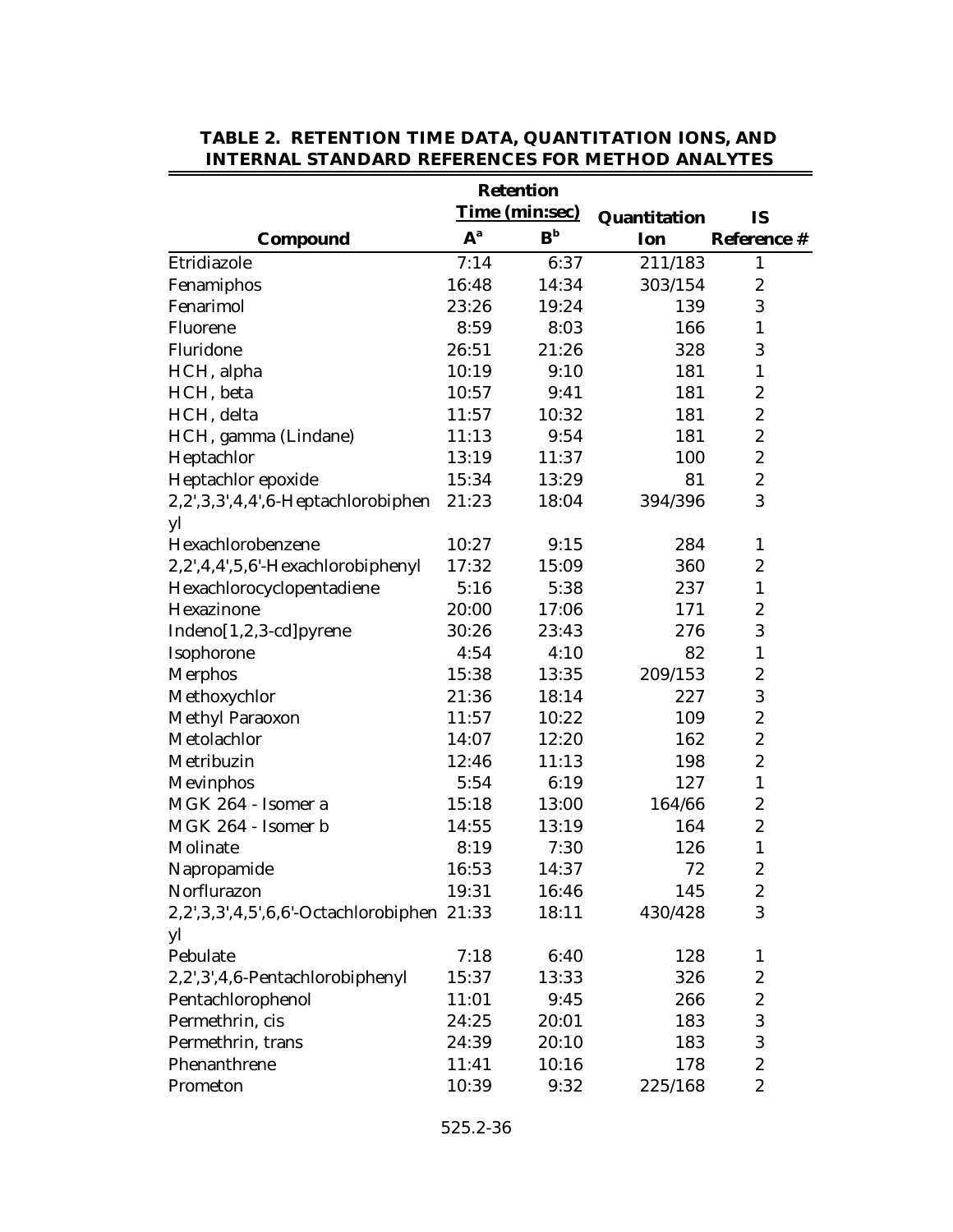**TABLE 2. RETENTION TIME DATA, QUANTITATION IONS, AND INTERNAL STANDARD REFERENCES FOR METHOD ANALYTES**

| Compound | Retention Time (min:sec) | | Quantitation Ion | IS Reference # |
|---|---|---|---|---|
| | A[a] | B[b] | | |
| Etridiazole | 7:14 | 6:37 | 211/183 | 1 |
| Fenamiphos | 16:48 | 14:34 | 303/154 | 2 |
| Fenarimol | 23:26 | 19:24 | 139 | 3 |
| Fluorene | 8:59 | 8:03 | 166 | 1 |
| Fluridone | 26:51 | 21:26 | 328 | 3 |
| HCH, alpha | 10:19 | 9:10 | 181 | 1 |
| HCH, beta | 10:57 | 9:41 | 181 | 2 |
| HCH, delta | 11:57 | 10:32 | 181 | 2 |
| HCH, gamma (Lindane) | 11:13 | 9:54 | 181 | 2 |
| Heptachlor | 13:19 | 11:37 | 100 | 2 |
| Heptachlor epoxide | 15:34 | 13:29 | 81 | 2 |
| 2,2',3,3',4,4',6-Heptachlorobiphenyl | 21:23 | 18:04 | 394/396 | 3 |
| Hexachlorobenzene | 10:27 | 9:15 | 284 | 1 |
| 2,2',4,4',5,6'-Hexachlorobiphenyl | 17:32 | 15:09 | 360 | 2 |
| Hexachlorocyclopentadiene | 5:16 | 5:38 | 237 | 1 |
| Hexazinone | 20:00 | 17:06 | 171 | 2 |
| Indeno[1,2,3-cd]pyrene | 30:26 | 23:43 | 276 | 3 |
| Isophorone | 4:54 | 4:10 | 82 | 1 |
| Merphos | 15:38 | 13:35 | 209/153 | 2 |
| Methoxychlor | 21:36 | 18:14 | 227 | 3 |
| Methyl Paraoxon | 11:57 | 10:22 | 109 | 2 |
| Metolachlor | 14:07 | 12:20 | 162 | 2 |
| Metribuzin | 12:46 | 11:13 | 198 | 2 |
| Mevinphos | 5:54 | 6:19 | 127 | 1 |
| MGK 264 - Isomer a | 15:18 | 13:00 | 164/66 | 2 |
| MGK 264 - Isomer b | 14:55 | 13:19 | 164 | 2 |
| Molinate | 8:19 | 7:30 | 126 | 1 |
| Napropamide | 16:53 | 14:37 | 72 | 2 |
| Norflurazon | 19:31 | 16:46 | 145 | 2 |
| 2,2',3,3',4,5',6,6'-Octachlorobiphenyl | 21:33 | 18:11 | 430/428 | 3 |
| Pebulate | 7:18 | 6:40 | 128 | 1 |
| 2,2',3',4,6-Pentachlorobiphenyl | 15:37 | 13:33 | 326 | 2 |
| Pentachlorophenol | 11:01 | 9:45 | 266 | 2 |
| Permethrin, cis | 24:25 | 20:01 | 183 | 3 |
| Permethrin, trans | 24:39 | 20:10 | 183 | 3 |
| Phenanthrene | 11:41 | 10:16 | 178 | 2 |
| Prometon | 10:39 | 9:32 | 225/168 | 2 |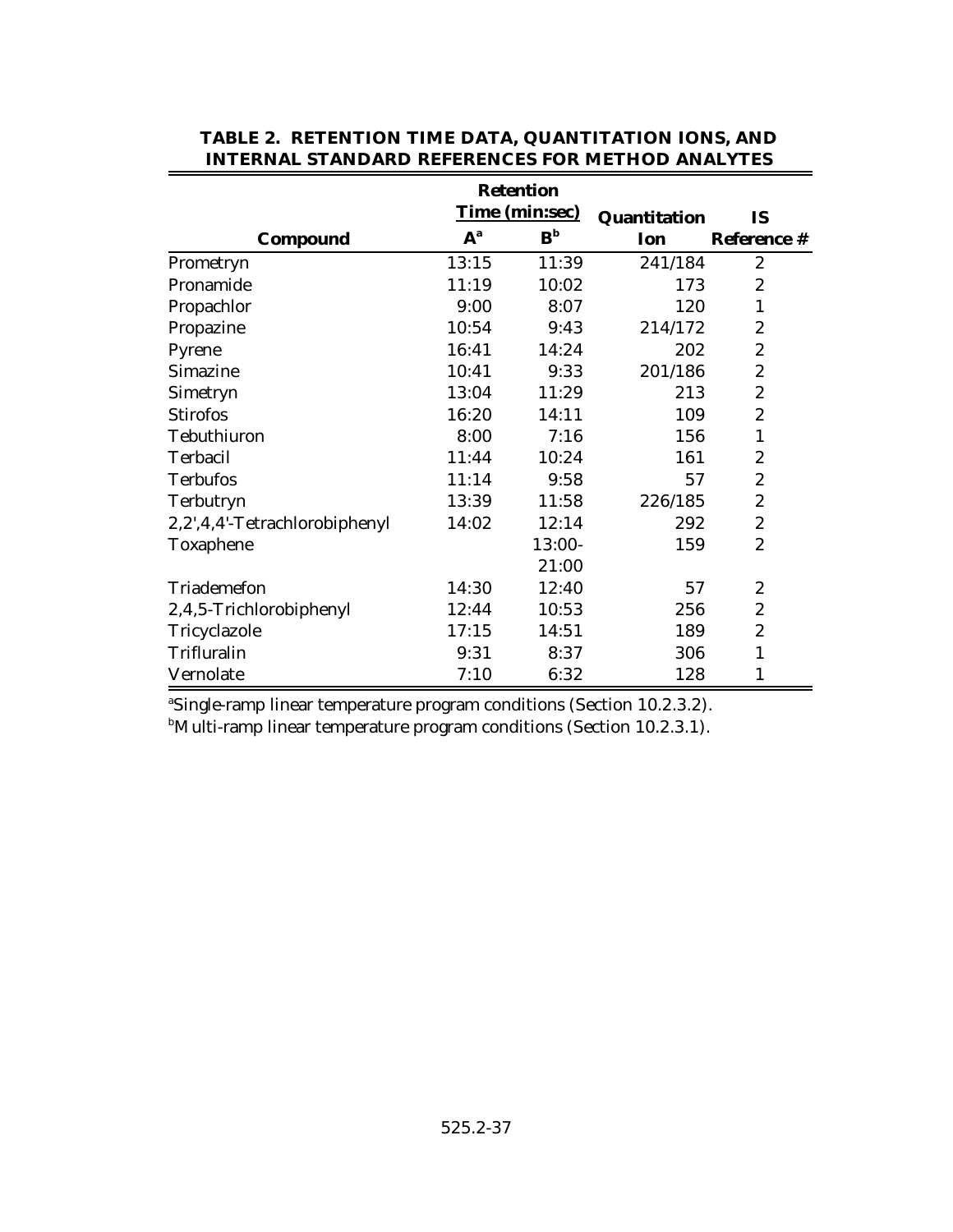**TABLE 2. RETENTION TIME DATA, QUANTITATION IONS, AND INTERNAL STANDARD REFERENCES FOR METHOD ANALYTES**

| Compound | Retention Time (min:sec) | | Quantitation Ion | IS Reference # |
|---|---|---|---|---|
| | A[a] | B[b] | | |
| Prometryn | 13:15 | 11:39 | 241/184 | 2 |
| Pronamide | 11:19 | 10:02 | 173 | 2 |
| Propachlor | 9:00 | 8:07 | 120 | 1 |
| Propazine | 10:54 | 9:43 | 214/172 | 2 |
| Pyrene | 16:41 | 14:24 | 202 | 2 |
| Simazine | 10:41 | 9:33 | 201/186 | 2 |
| Simetryn | 13:04 | 11:29 | 213 | 2 |
| Stirofos | 16:20 | 14:11 | 109 | 2 |
| Tebuthiuron | 8:00 | 7:16 | 156 | 1 |
| Terbacil | 11:44 | 10:24 | 161 | 2 |
| Terbufos | 11:14 | 9:58 | 57 | 2 |
| Terbutryn | 13:39 | 11:58 | 226/185 | 2 |
| 2,2',4,4'-Tetrachlorobiphenyl | 14:02 | 12:14 | 292 | 2 |
| Toxaphene | | 13:00-21:00 | 159 | 2 |
| Triademefon | 14:30 | 12:40 | 57 | 2 |
| 2,4,5-Trichlorobiphenyl | 12:44 | 10:53 | 256 | 2 |
| Tricyclazole | 17:15 | 14:51 | 189 | 2 |
| Trifluralin | 9:31 | 8:37 | 306 | 1 |
| Vernolate | 7:10 | 6:32 | 128 | 1 |

[a]Single-ramp linear temperature program conditions (Section 10.2.3.2).
[b]Multi-ramp linear temperature program conditions (Section 10.2.3.1).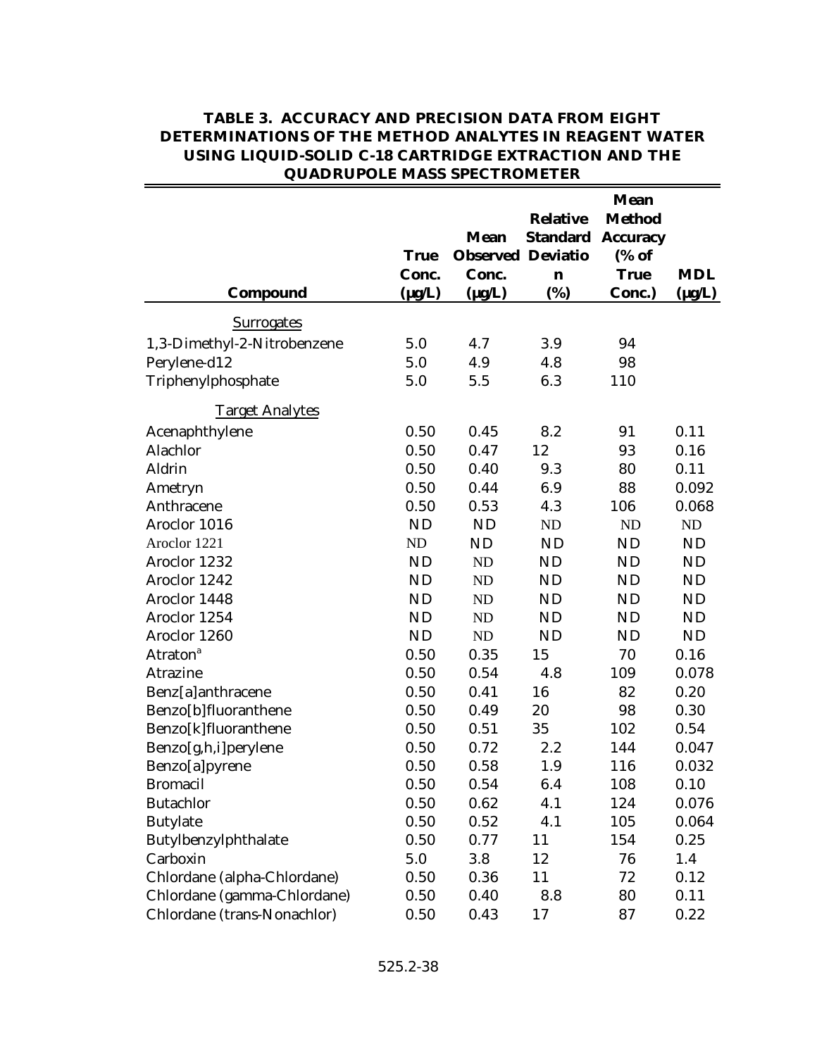## TABLE 3. ACCURACY AND PRECISION DATA FROM EIGHT DETERMINATIONS OF THE METHOD ANALYTES IN REAGENT WATER USING LIQUID-SOLID C-18 CARTRIDGE EXTRACTION AND THE QUADRUPOLE MASS SPECTROMETER

| Compound | True Conc. (µg/L) | Mean Observed Conc. (µg/L) | Relative Standard Deviation (%) | Mean Method Accuracy (% of True Conc.) | MDL (µg/L) |
|---|---|---|---|---|---|
| Surrogates | | | | | |
| 1,3-Dimethyl-2-Nitrobenzene | 5.0 | 4.7 | 3.9 | 94 | |
| Perylene-d12 | 5.0 | 4.9 | 4.8 | 98 | |
| Triphenylphosphate | 5.0 | 5.5 | 6.3 | 110 | |
| Target Analytes | | | | | |
| Acenaphthylene | 0.50 | 0.45 | 8.2 | 91 | 0.11 |
| Alachlor | 0.50 | 0.47 | 12 | 93 | 0.16 |
| Aldrin | 0.50 | 0.40 | 9.3 | 80 | 0.11 |
| Ametryn | 0.50 | 0.44 | 6.9 | 88 | 0.092 |
| Anthracene | 0.50 | 0.53 | 4.3 | 106 | 0.068 |
| Aroclor 1016 | ND | ND | ND | ND | ND |
| Aroclor 1221 | ND | ND | ND | ND | ND |
| Aroclor 1232 | ND | ND | ND | ND | ND |
| Aroclor 1242 | ND | ND | ND | ND | ND |
| Aroclor 1448 | ND | ND | ND | ND | ND |
| Aroclor 1254 | ND | ND | ND | ND | ND |
| Aroclor 1260 | ND | ND | ND | ND | ND |
| Atraton[a] | 0.50 | 0.35 | 15 | 70 | 0.16 |
| Atrazine | 0.50 | 0.54 | 4.8 | 109 | 0.078 |
| Benz[a]anthracene | 0.50 | 0.41 | 16 | 82 | 0.20 |
| Benzo[b]fluoranthene | 0.50 | 0.49 | 20 | 98 | 0.30 |
| Benzo[k]fluoranthene | 0.50 | 0.51 | 35 | 102 | 0.54 |
| Benzo[g,h,i]perylene | 0.50 | 0.72 | 2.2 | 144 | 0.047 |
| Benzo[a]pyrene | 0.50 | 0.58 | 1.9 | 116 | 0.032 |
| Bromacil | 0.50 | 0.54 | 6.4 | 108 | 0.10 |
| Butachlor | 0.50 | 0.62 | 4.1 | 124 | 0.076 |
| Butylate | 0.50 | 0.52 | 4.1 | 105 | 0.064 |
| Butylbenzylphthalate | 0.50 | 0.77 | 11 | 154 | 0.25 |
| Carboxin | 5.0 | 3.8 | 12 | 76 | 1.4 |
| Chlordane (alpha-Chlordane) | 0.50 | 0.36 | 11 | 72 | 0.12 |
| Chlordane (gamma-Chlordane) | 0.50 | 0.40 | 8.8 | 80 | 0.11 |
| Chlordane (trans-Nonachlor) | 0.50 | 0.43 | 17 | 87 | 0.22 |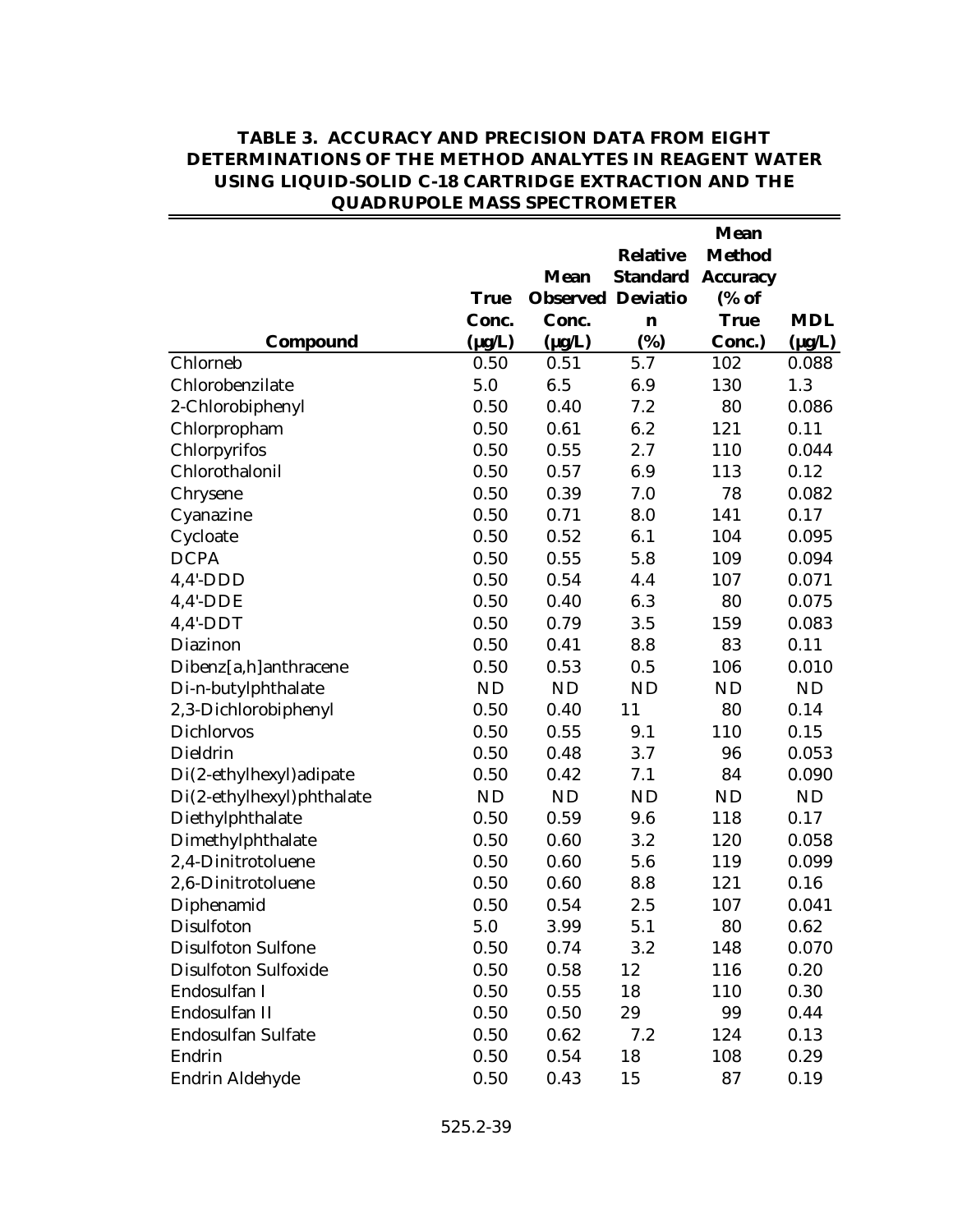**TABLE 3. ACCURACY AND PRECISION DATA FROM EIGHT DETERMINATIONS OF THE METHOD ANALYTES IN REAGENT WATER USING LIQUID-SOLID C-18 CARTRIDGE EXTRACTION AND THE QUADRUPOLE MASS SPECTROMETER**

| Compound | True Conc. (µg/L) | Mean Observed Conc. (µg/L) | Relative Standard Deviation (%) | Mean Method Accuracy (% of True Conc.) | MDL (µg/L) |
|---|---|---|---|---|---|
| Chlorneb | 0.50 | 0.51 | 5.7 | 102 | 0.088 |
| Chlorobenzilate | 5.0 | 6.5 | 6.9 | 130 | 1.3 |
| 2-Chlorobiphenyl | 0.50 | 0.40 | 7.2 | 80 | 0.086 |
| Chlorpropham | 0.50 | 0.61 | 6.2 | 121 | 0.11 |
| Chlorpyrifos | 0.50 | 0.55 | 2.7 | 110 | 0.044 |
| Chlorothalonil | 0.50 | 0.57 | 6.9 | 113 | 0.12 |
| Chrysene | 0.50 | 0.39 | 7.0 | 78 | 0.082 |
| Cyanazine | 0.50 | 0.71 | 8.0 | 141 | 0.17 |
| Cycloate | 0.50 | 0.52 | 6.1 | 104 | 0.095 |
| DCPA | 0.50 | 0.55 | 5.8 | 109 | 0.094 |
| 4,4'-DDD | 0.50 | 0.54 | 4.4 | 107 | 0.071 |
| 4,4'-DDE | 0.50 | 0.40 | 6.3 | 80 | 0.075 |
| 4,4'-DDT | 0.50 | 0.79 | 3.5 | 159 | 0.083 |
| Diazinon | 0.50 | 0.41 | 8.8 | 83 | 0.11 |
| Dibenz[a,h]anthracene | 0.50 | 0.53 | 0.5 | 106 | 0.010 |
| Di-n-butylphthalate | ND | ND | ND | ND | ND |
| 2,3-Dichlorobiphenyl | 0.50 | 0.40 | 11 | 80 | 0.14 |
| Dichlorvos | 0.50 | 0.55 | 9.1 | 110 | 0.15 |
| Dieldrin | 0.50 | 0.48 | 3.7 | 96 | 0.053 |
| Di(2-ethylhexyl)adipate | 0.50 | 0.42 | 7.1 | 84 | 0.090 |
| Di(2-ethylhexyl)phthalate | ND | ND | ND | ND | ND |
| Diethylphthalate | 0.50 | 0.59 | 9.6 | 118 | 0.17 |
| Dimethylphthalate | 0.50 | 0.60 | 3.2 | 120 | 0.058 |
| 2,4-Dinitrotoluene | 0.50 | 0.60 | 5.6 | 119 | 0.099 |
| 2,6-Dinitrotoluene | 0.50 | 0.60 | 8.8 | 121 | 0.16 |
| Diphenamid | 0.50 | 0.54 | 2.5 | 107 | 0.041 |
| Disulfoton | 5.0 | 3.99 | 5.1 | 80 | 0.62 |
| Disulfoton Sulfone | 0.50 | 0.74 | 3.2 | 148 | 0.070 |
| Disulfoton Sulfoxide | 0.50 | 0.58 | 12 | 116 | 0.20 |
| Endosulfan I | 0.50 | 0.55 | 18 | 110 | 0.30 |
| Endosulfan II | 0.50 | 0.50 | 29 | 99 | 0.44 |
| Endosulfan Sulfate | 0.50 | 0.62 | 7.2 | 124 | 0.13 |
| Endrin | 0.50 | 0.54 | 18 | 108 | 0.29 |
| Endrin Aldehyde | 0.50 | 0.43 | 15 | 87 | 0.19 |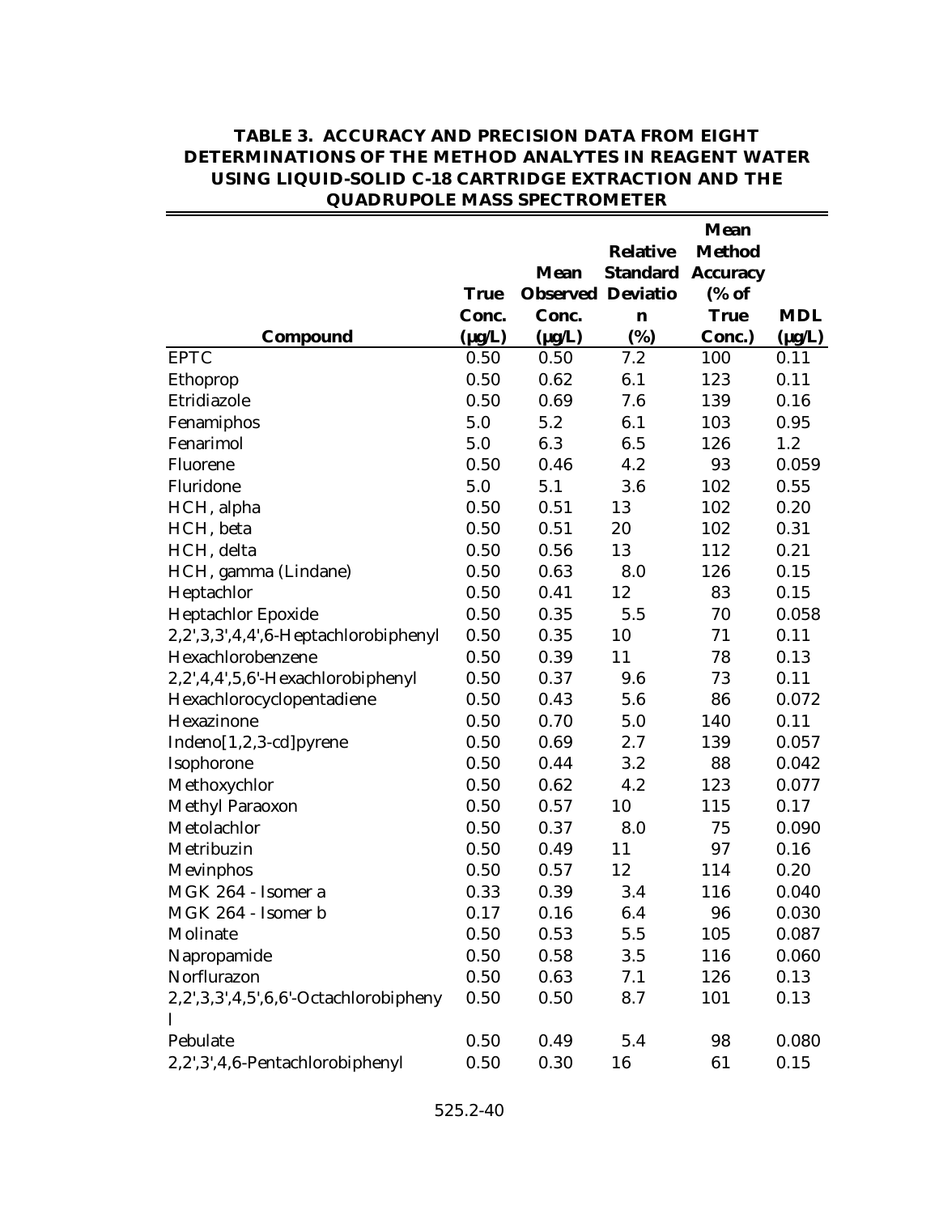**TABLE 3. ACCURACY AND PRECISION DATA FROM EIGHT DETERMINATIONS OF THE METHOD ANALYTES IN REAGENT WATER USING LIQUID-SOLID C-18 CARTRIDGE EXTRACTION AND THE QUADRUPOLE MASS SPECTROMETER**

| Compound | True Conc. (µg/L) | Mean Observed Conc. (µg/L) | Relative Standard Deviation (%) | Mean Method Accuracy (% of True Conc.) | MDL (µg/L) |
|---|---|---|---|---|---|
| EPTC | 0.50 | 0.50 | 7.2 | 100 | 0.11 |
| Ethoprop | 0.50 | 0.62 | 6.1 | 123 | 0.11 |
| Etridiazole | 0.50 | 0.69 | 7.6 | 139 | 0.16 |
| Fenamiphos | 5.0 | 5.2 | 6.1 | 103 | 0.95 |
| Fenarimol | 5.0 | 6.3 | 6.5 | 126 | 1.2 |
| Fluorene | 0.50 | 0.46 | 4.2 | 93 | 0.059 |
| Fluridone | 5.0 | 5.1 | 3.6 | 102 | 0.55 |
| HCH, alpha | 0.50 | 0.51 | 13 | 102 | 0.20 |
| HCH, beta | 0.50 | 0.51 | 20 | 102 | 0.31 |
| HCH, delta | 0.50 | 0.56 | 13 | 112 | 0.21 |
| HCH, gamma (Lindane) | 0.50 | 0.63 | 8.0 | 126 | 0.15 |
| Heptachlor | 0.50 | 0.41 | 12 | 83 | 0.15 |
| Heptachlor Epoxide | 0.50 | 0.35 | 5.5 | 70 | 0.058 |
| 2,2',3,3',4,4',6-Heptachlorobiphenyl | 0.50 | 0.35 | 10 | 71 | 0.11 |
| Hexachlorobenzene | 0.50 | 0.39 | 11 | 78 | 0.13 |
| 2,2',4,4',5,6'-Hexachlorobiphenyl | 0.50 | 0.37 | 9.6 | 73 | 0.11 |
| Hexachlorocyclopentadiene | 0.50 | 0.43 | 5.6 | 86 | 0.072 |
| Hexazinone | 0.50 | 0.70 | 5.0 | 140 | 0.11 |
| Indeno[1,2,3-cd]pyrene | 0.50 | 0.69 | 2.7 | 139 | 0.057 |
| Isophorone | 0.50 | 0.44 | 3.2 | 88 | 0.042 |
| Methoxychlor | 0.50 | 0.62 | 4.2 | 123 | 0.077 |
| Methyl Paraoxon | 0.50 | 0.57 | 10 | 115 | 0.17 |
| Metolachlor | 0.50 | 0.37 | 8.0 | 75 | 0.090 |
| Metribuzin | 0.50 | 0.49 | 11 | 97 | 0.16 |
| Mevinphos | 0.50 | 0.57 | 12 | 114 | 0.20 |
| MGK 264 - Isomer a | 0.33 | 0.39 | 3.4 | 116 | 0.040 |
| MGK 264 - Isomer b | 0.17 | 0.16 | 6.4 | 96 | 0.030 |
| Molinate | 0.50 | 0.53 | 5.5 | 105 | 0.087 |
| Napropamide | 0.50 | 0.58 | 3.5 | 116 | 0.060 |
| Norflurazon | 0.50 | 0.63 | 7.1 | 126 | 0.13 |
| 2,2',3,3',4,5',6,6'-Octachlorobiphenyl | 0.50 | 0.50 | 8.7 | 101 | 0.13 |
| Pebulate | 0.50 | 0.49 | 5.4 | 98 | 0.080 |
| 2,2',3',4,6-Pentachlorobiphenyl | 0.50 | 0.30 | 16 | 61 | 0.15 |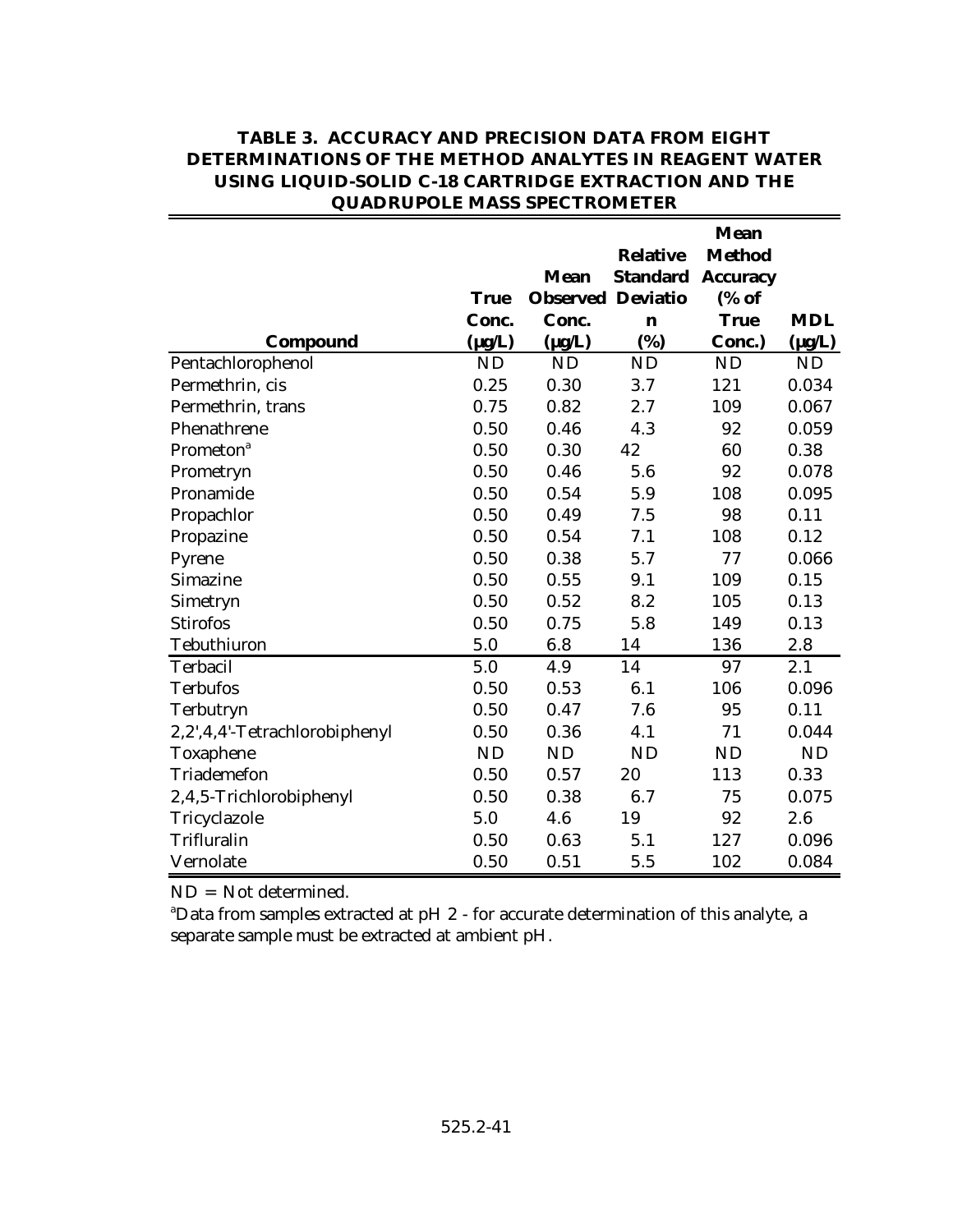**TABLE 3. ACCURACY AND PRECISION DATA FROM EIGHT DETERMINATIONS OF THE METHOD ANALYTES IN REAGENT WATER USING LIQUID-SOLID C-18 CARTRIDGE EXTRACTION AND THE QUADRUPOLE MASS SPECTROMETER**

| Compound | True Conc. (µg/L) | Mean Observed Conc. (µg/L) | Relative Standard Deviation (%) | Mean Method Accuracy (% of True Conc.) | MDL (µg/L) |
|---|---|---|---|---|---|
| Pentachlorophenol | ND | ND | ND | ND | ND |
| Permethrin, cis | 0.25 | 0.30 | 3.7 | 121 | 0.034 |
| Permethrin, trans | 0.75 | 0.82 | 2.7 | 109 | 0.067 |
| Phenathrene | 0.50 | 0.46 | 4.3 | 92 | 0.059 |
| Prometon[a] | 0.50 | 0.30 | 42 | 60 | 0.38 |
| Prometryn | 0.50 | 0.46 | 5.6 | 92 | 0.078 |
| Pronamide | 0.50 | 0.54 | 5.9 | 108 | 0.095 |
| Propachlor | 0.50 | 0.49 | 7.5 | 98 | 0.11 |
| Propazine | 0.50 | 0.54 | 7.1 | 108 | 0.12 |
| Pyrene | 0.50 | 0.38 | 5.7 | 77 | 0.066 |
| Simazine | 0.50 | 0.55 | 9.1 | 109 | 0.15 |
| Simetryn | 0.50 | 0.52 | 8.2 | 105 | 0.13 |
| Stirofos | 0.50 | 0.75 | 5.8 | 149 | 0.13 |
| Tebuthiuron | 5.0 | 6.8 | 14 | 136 | 2.8 |
| Terbacil | 5.0 | 4.9 | 14 | 97 | 2.1 |
| Terbufos | 0.50 | 0.53 | 6.1 | 106 | 0.096 |
| Terbutryn | 0.50 | 0.47 | 7.6 | 95 | 0.11 |
| 2,2',4,4'-Tetrachlorobiphenyl | 0.50 | 0.36 | 4.1 | 71 | 0.044 |
| Toxaphene | ND | ND | ND | ND | ND |
| Triademefon | 0.50 | 0.57 | 20 | 113 | 0.33 |
| 2,4,5-Trichlorobiphenyl | 0.50 | 0.38 | 6.7 | 75 | 0.075 |
| Tricyclazole | 5.0 | 4.6 | 19 | 92 | 2.6 |
| Trifluralin | 0.50 | 0.63 | 5.1 | 127 | 0.096 |
| Vernolate | 0.50 | 0.51 | 5.5 | 102 | 0.084 |

ND = Not determined.

[a]Data from samples extracted at pH 2 - for accurate determination of this analyte, a separate sample must be extracted at ambient pH.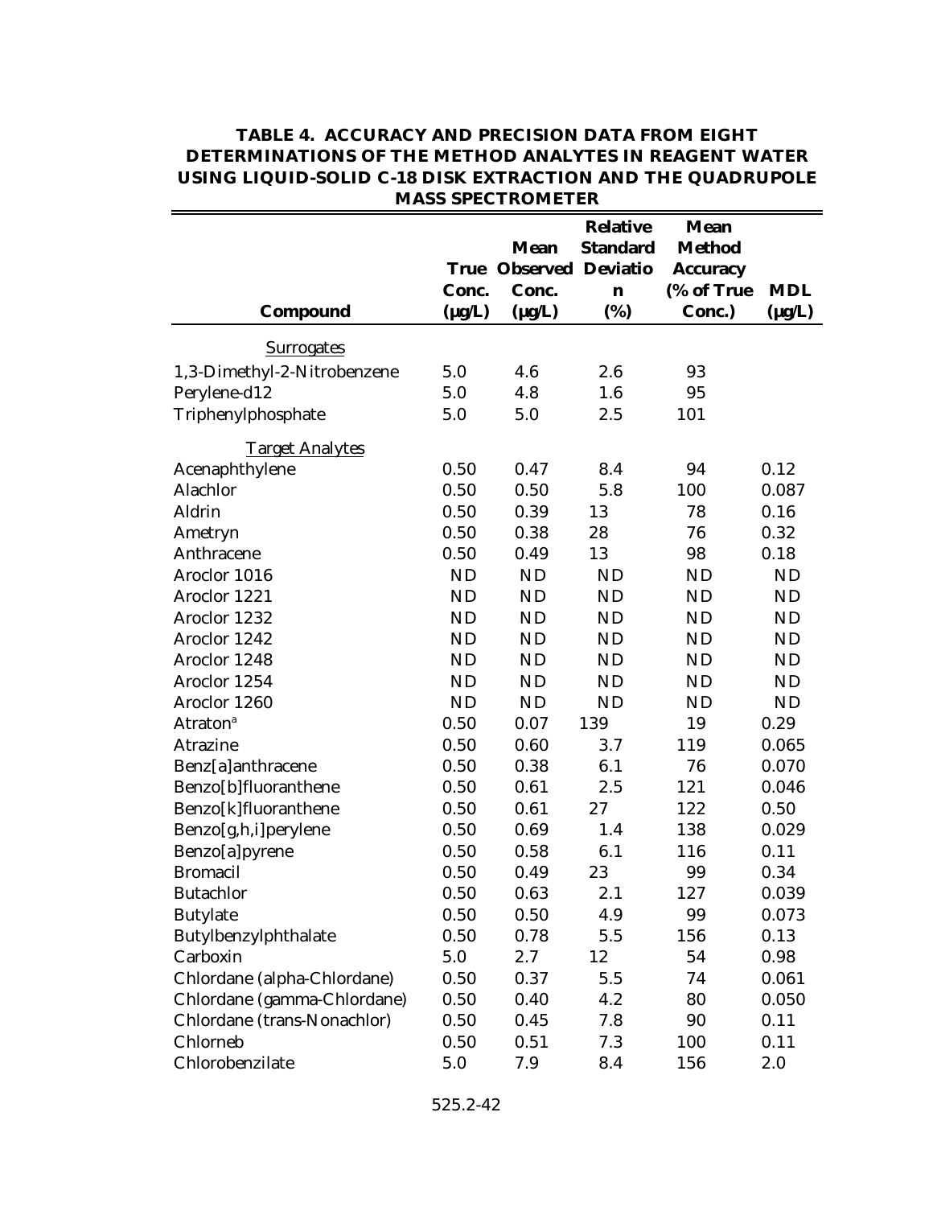**TABLE 4. ACCURACY AND PRECISION DATA FROM EIGHT DETERMINATIONS OF THE METHOD ANALYTES IN REAGENT WATER USING LIQUID-SOLID C-18 DISK EXTRACTION AND THE QUADRUPOLE MASS SPECTROMETER**

| Compound | True Conc. (µg/L) | Mean Observed Conc. (µg/L) | Relative Standard Deviation (%) | Mean Method Accuracy (% of True Conc.) | MDL (µg/L) |
|---|---|---|---|---|---|
| Surrogates | | | | | |
| 1,3-Dimethyl-2-Nitrobenzene | 5.0 | 4.6 | 2.6 | 93 | |
| Perylene-d12 | 5.0 | 4.8 | 1.6 | 95 | |
| Triphenylphosphate | 5.0 | 5.0 | 2.5 | 101 | |
| Target Analytes | | | | | |
| Acenaphthylene | 0.50 | 0.47 | 8.4 | 94 | 0.12 |
| Alachlor | 0.50 | 0.50 | 5.8 | 100 | 0.087 |
| Aldrin | 0.50 | 0.39 | 13 | 78 | 0.16 |
| Ametryn | 0.50 | 0.38 | 28 | 76 | 0.32 |
| Anthracene | 0.50 | 0.49 | 13 | 98 | 0.18 |
| Aroclor 1016 | ND | ND | ND | ND | ND |
| Aroclor 1221 | ND | ND | ND | ND | ND |
| Aroclor 1232 | ND | ND | ND | ND | ND |
| Aroclor 1242 | ND | ND | ND | ND | ND |
| Aroclor 1248 | ND | ND | ND | ND | ND |
| Aroclor 1254 | ND | ND | ND | ND | ND |
| Aroclor 1260 | ND | ND | ND | ND | ND |
| Atraton[a] | 0.50 | 0.07 | 139 | 19 | 0.29 |
| Atrazine | 0.50 | 0.60 | 3.7 | 119 | 0.065 |
| Benz[a]anthracene | 0.50 | 0.38 | 6.1 | 76 | 0.070 |
| Benzo[b]fluoranthene | 0.50 | 0.61 | 2.5 | 121 | 0.046 |
| Benzo[k]fluoranthene | 0.50 | 0.61 | 27 | 122 | 0.50 |
| Benzo[g,h,i]perylene | 0.50 | 0.69 | 1.4 | 138 | 0.029 |
| Benzo[a]pyrene | 0.50 | 0.58 | 6.1 | 116 | 0.11 |
| Bromacil | 0.50 | 0.49 | 23 | 99 | 0.34 |
| Butachlor | 0.50 | 0.63 | 2.1 | 127 | 0.039 |
| Butylate | 0.50 | 0.50 | 4.9 | 99 | 0.073 |
| Butylbenzylphthalate | 0.50 | 0.78 | 5.5 | 156 | 0.13 |
| Carboxin | 5.0 | 2.7 | 12 | 54 | 0.98 |
| Chlordane (alpha-Chlordane) | 0.50 | 0.37 | 5.5 | 74 | 0.061 |
| Chlordane (gamma-Chlordane) | 0.50 | 0.40 | 4.2 | 80 | 0.050 |
| Chlordane (trans-Nonachlor) | 0.50 | 0.45 | 7.8 | 90 | 0.11 |
| Chlorneb | 0.50 | 0.51 | 7.3 | 100 | 0.11 |
| Chlorobenzilate | 5.0 | 7.9 | 8.4 | 156 | 2.0 |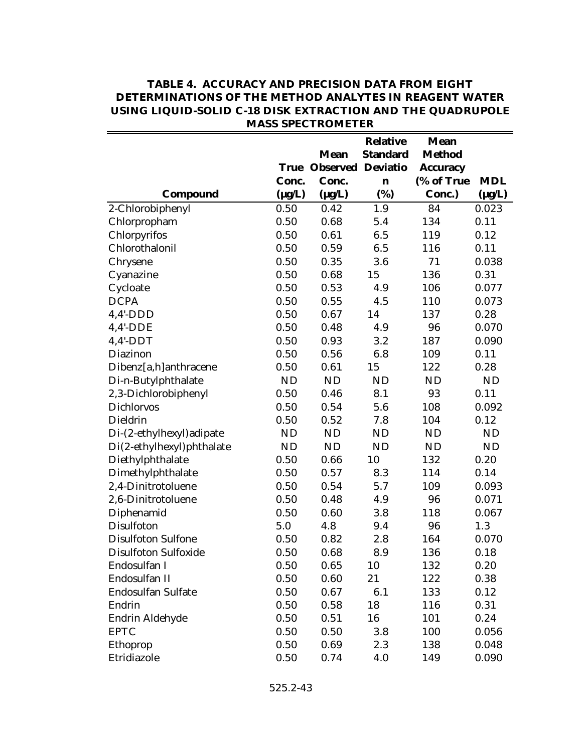**TABLE 4. ACCURACY AND PRECISION DATA FROM EIGHT DETERMINATIONS OF THE METHOD ANALYTES IN REAGENT WATER USING LIQUID-SOLID C-18 DISK EXTRACTION AND THE QUADRUPOLE MASS SPECTROMETER**

| Compound | True Conc. (μg/L) | Mean Observed Conc. (μg/L) | Relative Standard Deviation (%) | Mean Method Accuracy (% of True Conc.) | MDL (μg/L) |
|---|---|---|---|---|---|
| 2-Chlorobiphenyl | 0.50 | 0.42 | 1.9 | 84 | 0.023 |
| Chlorpropham | 0.50 | 0.68 | 5.4 | 134 | 0.11 |
| Chlorpyrifos | 0.50 | 0.61 | 6.5 | 119 | 0.12 |
| Chlorothalonil | 0.50 | 0.59 | 6.5 | 116 | 0.11 |
| Chrysene | 0.50 | 0.35 | 3.6 | 71 | 0.038 |
| Cyanazine | 0.50 | 0.68 | 15 | 136 | 0.31 |
| Cycloate | 0.50 | 0.53 | 4.9 | 106 | 0.077 |
| DCPA | 0.50 | 0.55 | 4.5 | 110 | 0.073 |
| 4,4'-DDD | 0.50 | 0.67 | 14 | 137 | 0.28 |
| 4,4'-DDE | 0.50 | 0.48 | 4.9 | 96 | 0.070 |
| 4,4'-DDT | 0.50 | 0.93 | 3.2 | 187 | 0.090 |
| Diazinon | 0.50 | 0.56 | 6.8 | 109 | 0.11 |
| Dibenz[a,h]anthracene | 0.50 | 0.61 | 15 | 122 | 0.28 |
| Di-n-Butylphthalate | ND | ND | ND | ND | ND |
| 2,3-Dichlorobiphenyl | 0.50 | 0.46 | 8.1 | 93 | 0.11 |
| Dichlorvos | 0.50 | 0.54 | 5.6 | 108 | 0.092 |
| Dieldrin | 0.50 | 0.52 | 7.8 | 104 | 0.12 |
| Di-(2-ethylhexyl)adipate | ND | ND | ND | ND | ND |
| Di(2-ethylhexyl)phthalate | ND | ND | ND | ND | ND |
| Diethylphthalate | 0.50 | 0.66 | 10 | 132 | 0.20 |
| Dimethylphthalate | 0.50 | 0.57 | 8.3 | 114 | 0.14 |
| 2,4-Dinitrotoluene | 0.50 | 0.54 | 5.7 | 109 | 0.093 |
| 2,6-Dinitrotoluene | 0.50 | 0.48 | 4.9 | 96 | 0.071 |
| Diphenamid | 0.50 | 0.60 | 3.8 | 118 | 0.067 |
| Disulfoton | 5.0 | 4.8 | 9.4 | 96 | 1.3 |
| Disulfoton Sulfone | 0.50 | 0.82 | 2.8 | 164 | 0.070 |
| Disulfoton Sulfoxide | 0.50 | 0.68 | 8.9 | 136 | 0.18 |
| Endosulfan I | 0.50 | 0.65 | 10 | 132 | 0.20 |
| Endosulfan II | 0.50 | 0.60 | 21 | 122 | 0.38 |
| Endosulfan Sulfate | 0.50 | 0.67 | 6.1 | 133 | 0.12 |
| Endrin | 0.50 | 0.58 | 18 | 116 | 0.31 |
| Endrin Aldehyde | 0.50 | 0.51 | 16 | 101 | 0.24 |
| EPTC | 0.50 | 0.50 | 3.8 | 100 | 0.056 |
| Ethoprop | 0.50 | 0.69 | 2.3 | 138 | 0.048 |
| Etridiazole | 0.50 | 0.74 | 4.0 | 149 | 0.090 |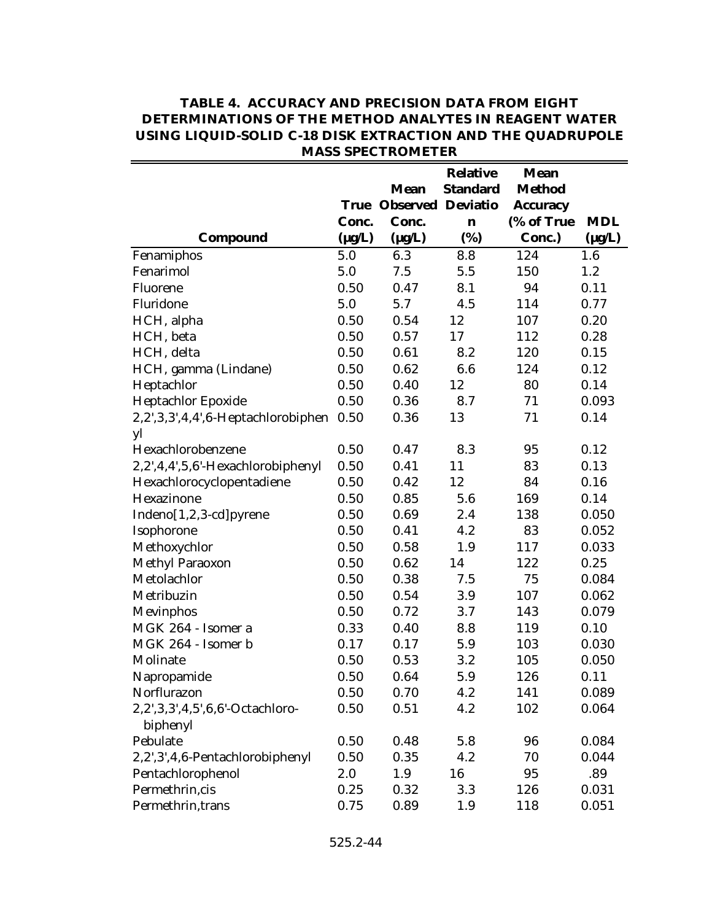**TABLE 4. ACCURACY AND PRECISION DATA FROM EIGHT DETERMINATIONS OF THE METHOD ANALYTES IN REAGENT WATER USING LIQUID-SOLID C-18 DISK EXTRACTION AND THE QUADRUPOLE MASS SPECTROMETER**

| Compound | True Conc. (µg/L) | Mean Observed Conc. (µg/L) | Relative Standard Deviation (%) | Mean Method Accuracy (% of True Conc.) | MDL (µg/L) |
|---|---|---|---|---|---|
| Fenamiphos | 5.0 | 6.3 | 8.8 | 124 | 1.6 |
| Fenarimol | 5.0 | 7.5 | 5.5 | 150 | 1.2 |
| Fluorene | 0.50 | 0.47 | 8.1 | 94 | 0.11 |
| Fluridone | 5.0 | 5.7 | 4.5 | 114 | 0.77 |
| HCH, alpha | 0.50 | 0.54 | 12 | 107 | 0.20 |
| HCH, beta | 0.50 | 0.57 | 17 | 112 | 0.28 |
| HCH, delta | 0.50 | 0.61 | 8.2 | 120 | 0.15 |
| HCH, gamma (Lindane) | 0.50 | 0.62 | 6.6 | 124 | 0.12 |
| Heptachlor | 0.50 | 0.40 | 12 | 80 | 0.14 |
| Heptachlor Epoxide | 0.50 | 0.36 | 8.7 | 71 | 0.093 |
| 2,2',3,3',4,4',6-Heptachlorobiphenyl | 0.50 | 0.36 | 13 | 71 | 0.14 |
| Hexachlorobenzene | 0.50 | 0.47 | 8.3 | 95 | 0.12 |
| 2,2',4,4',5,6'-Hexachlorobiphenyl | 0.50 | 0.41 | 11 | 83 | 0.13 |
| Hexachlorocyclopentadiene | 0.50 | 0.42 | 12 | 84 | 0.16 |
| Hexazinone | 0.50 | 0.85 | 5.6 | 169 | 0.14 |
| Indeno[1,2,3-cd]pyrene | 0.50 | 0.69 | 2.4 | 138 | 0.050 |
| Isophorone | 0.50 | 0.41 | 4.2 | 83 | 0.052 |
| Methoxychlor | 0.50 | 0.58 | 1.9 | 117 | 0.033 |
| Methyl Paraoxon | 0.50 | 0.62 | 14 | 122 | 0.25 |
| Metolachlor | 0.50 | 0.38 | 7.5 | 75 | 0.084 |
| Metribuzin | 0.50 | 0.54 | 3.9 | 107 | 0.062 |
| Mevinphos | 0.50 | 0.72 | 3.7 | 143 | 0.079 |
| MGK 264 - Isomer a | 0.33 | 0.40 | 8.8 | 119 | 0.10 |
| MGK 264 - Isomer b | 0.17 | 0.17 | 5.9 | 103 | 0.030 |
| Molinate | 0.50 | 0.53 | 3.2 | 105 | 0.050 |
| Napropamide | 0.50 | 0.64 | 5.9 | 126 | 0.11 |
| Norflurazon | 0.50 | 0.70 | 4.2 | 141 | 0.089 |
| 2,2',3,3',4,5',6,6'-Octachloro-biphenyl | 0.50 | 0.51 | 4.2 | 102 | 0.064 |
| Pebulate | 0.50 | 0.48 | 5.8 | 96 | 0.084 |
| 2,2',3',4,6-Pentachlorobiphenyl | 0.50 | 0.35 | 4.2 | 70 | 0.044 |
| Pentachlorophenol | 2.0 | 1.9 | 16 | 95 | .89 |
| Permethrin,cis | 0.25 | 0.32 | 3.3 | 126 | 0.031 |
| Permethrin,trans | 0.75 | 0.89 | 1.9 | 118 | 0.051 |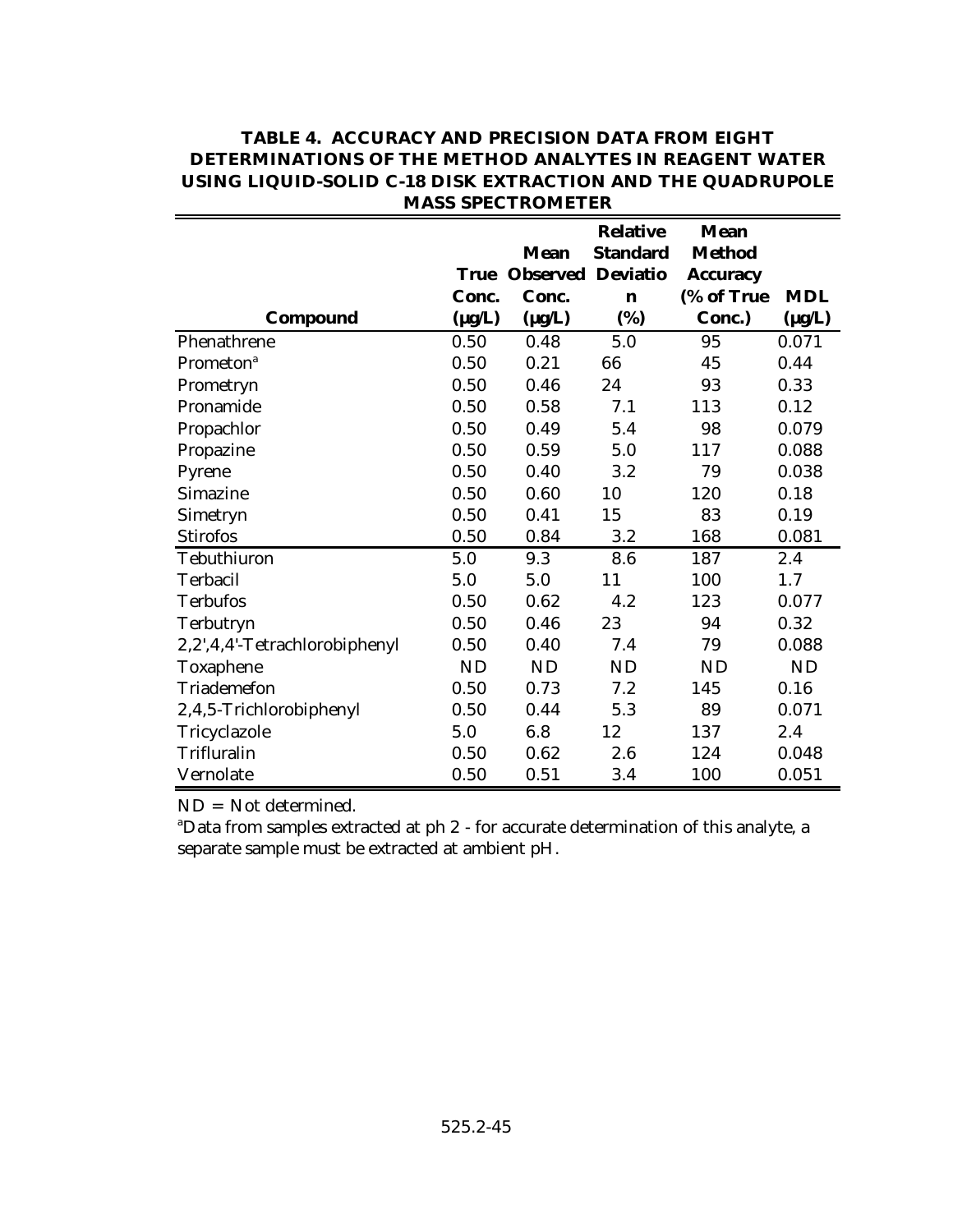**TABLE 4. ACCURACY AND PRECISION DATA FROM EIGHT DETERMINATIONS OF THE METHOD ANALYTES IN REAGENT WATER USING LIQUID-SOLID C-18 DISK EXTRACTION AND THE QUADRUPOLE MASS SPECTROMETER**

| Compound | True Conc. (µg/L) | Mean Observed Conc. (µg/L) | Relative Standard Deviation (%) | Mean Method Accuracy (% of True Conc.) | MDL (µg/L) |
|---|---|---|---|---|---|
| Phenathrene | 0.50 | 0.48 | 5.0 | 95 | 0.071 |
| Prometon[a] | 0.50 | 0.21 | 66 | 45 | 0.44 |
| Prometryn | 0.50 | 0.46 | 24 | 93 | 0.33 |
| Pronamide | 0.50 | 0.58 | 7.1 | 113 | 0.12 |
| Propachlor | 0.50 | 0.49 | 5.4 | 98 | 0.079 |
| Propazine | 0.50 | 0.59 | 5.0 | 117 | 0.088 |
| Pyrene | 0.50 | 0.40 | 3.2 | 79 | 0.038 |
| Simazine | 0.50 | 0.60 | 10 | 120 | 0.18 |
| Simetryn | 0.50 | 0.41 | 15 | 83 | 0.19 |
| Stirofos | 0.50 | 0.84 | 3.2 | 168 | 0.081 |
| Tebuthiuron | 5.0 | 9.3 | 8.6 | 187 | 2.4 |
| Terbacil | 5.0 | 5.0 | 11 | 100 | 1.7 |
| Terbufos | 0.50 | 0.62 | 4.2 | 123 | 0.077 |
| Terbutryn | 0.50 | 0.46 | 23 | 94 | 0.32 |
| 2,2',4,4'-Tetrachlorobiphenyl | 0.50 | 0.40 | 7.4 | 79 | 0.088 |
| Toxaphene | ND | ND | ND | ND | ND |
| Triademefon | 0.50 | 0.73 | 7.2 | 145 | 0.16 |
| 2,4,5-Trichlorobiphenyl | 0.50 | 0.44 | 5.3 | 89 | 0.071 |
| Tricyclazole | 5.0 | 6.8 | 12 | 137 | 2.4 |
| Trifluralin | 0.50 | 0.62 | 2.6 | 124 | 0.048 |
| Vernolate | 0.50 | 0.51 | 3.4 | 100 | 0.051 |

ND = Not determined.

[a]Data from samples extracted at ph 2 - for accurate determination of this analyte, a separate sample must be extracted at ambient pH.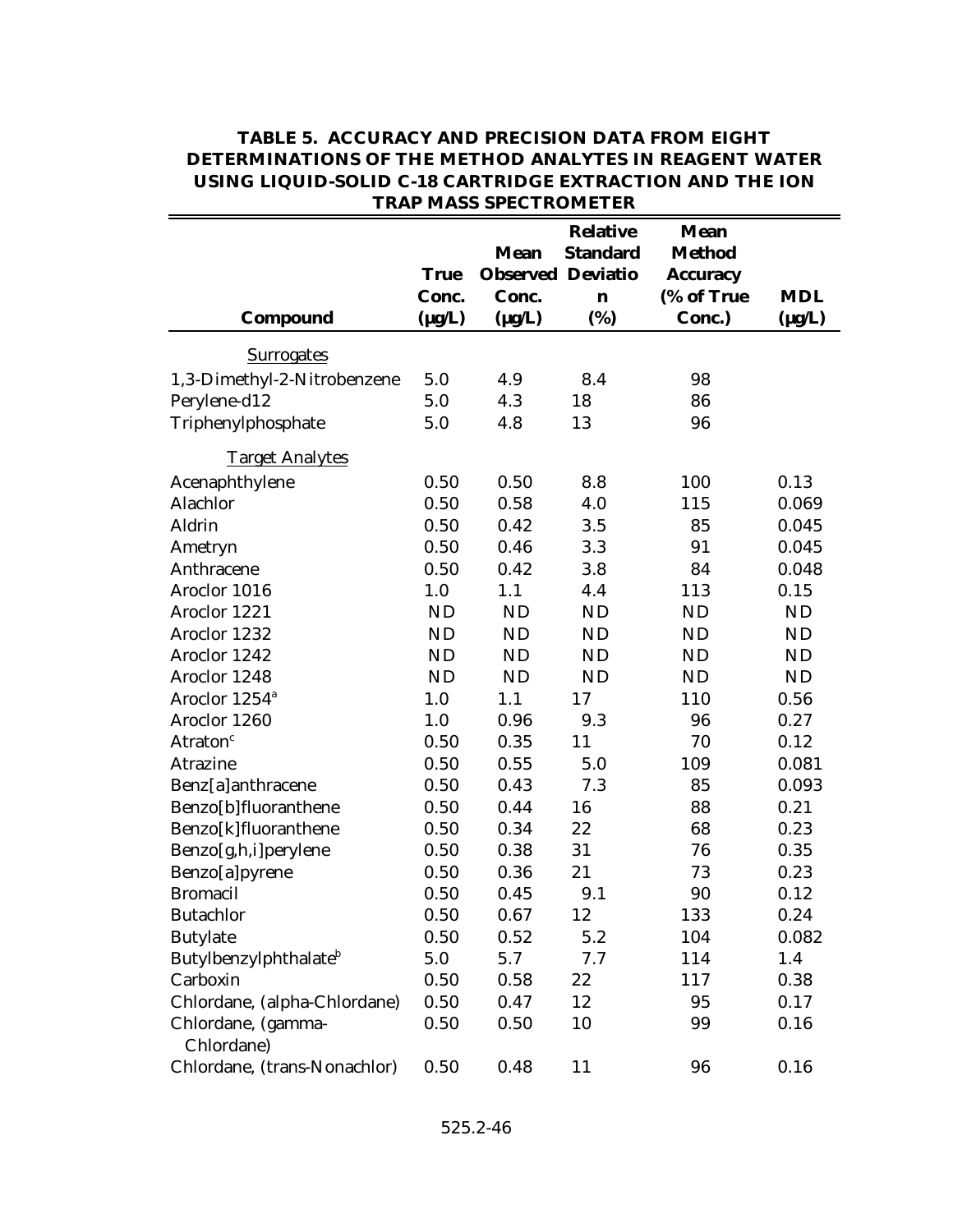## TABLE 5. ACCURACY AND PRECISION DATA FROM EIGHT DETERMINATIONS OF THE METHOD ANALYTES IN REAGENT WATER USING LIQUID-SOLID C-18 CARTRIDGE EXTRACTION AND THE ION TRAP MASS SPECTROMETER

| Compound | True Conc. (µg/L) | Mean Observed Conc. (µg/L) | Relative Standard Deviation (%) | Mean Method Accuracy (% of True Conc.) | MDL (µg/L) |
|---|---|---|---|---|---|
| Surrogates | | | | | |
| 1,3-Dimethyl-2-Nitrobenzene | 5.0 | 4.9 | 8.4 | 98 | |
| Perylene-d12 | 5.0 | 4.3 | 18 | 86 | |
| Triphenylphosphate | 5.0 | 4.8 | 13 | 96 | |
| Target Analytes | | | | | |
| Acenaphthylene | 0.50 | 0.50 | 8.8 | 100 | 0.13 |
| Alachlor | 0.50 | 0.58 | 4.0 | 115 | 0.069 |
| Aldrin | 0.50 | 0.42 | 3.5 | 85 | 0.045 |
| Ametryn | 0.50 | 0.46 | 3.3 | 91 | 0.045 |
| Anthracene | 0.50 | 0.42 | 3.8 | 84 | 0.048 |
| Aroclor 1016 | 1.0 | 1.1 | 4.4 | 113 | 0.15 |
| Aroclor 1221 | ND | ND | ND | ND | ND |
| Aroclor 1232 | ND | ND | ND | ND | ND |
| Aroclor 1242 | ND | ND | ND | ND | ND |
| Aroclor 1248 | ND | ND | ND | ND | ND |
| Aroclor 1254[a] | 1.0 | 1.1 | 17 | 110 | 0.56 |
| Aroclor 1260 | 1.0 | 0.96 | 9.3 | 96 | 0.27 |
| Atraton[c] | 0.50 | 0.35 | 11 | 70 | 0.12 |
| Atrazine | 0.50 | 0.55 | 5.0 | 109 | 0.081 |
| Benz[a]anthracene | 0.50 | 0.43 | 7.3 | 85 | 0.093 |
| Benzo[b]fluoranthene | 0.50 | 0.44 | 16 | 88 | 0.21 |
| Benzo[k]fluoranthene | 0.50 | 0.34 | 22 | 68 | 0.23 |
| Benzo[g,h,i]perylene | 0.50 | 0.38 | 31 | 76 | 0.35 |
| Benzo[a]pyrene | 0.50 | 0.36 | 21 | 73 | 0.23 |
| Bromacil | 0.50 | 0.45 | 9.1 | 90 | 0.12 |
| Butachlor | 0.50 | 0.67 | 12 | 133 | 0.24 |
| Butylate | 0.50 | 0.52 | 5.2 | 104 | 0.082 |
| Butylbenzylphthalate[b] | 5.0 | 5.7 | 7.7 | 114 | 1.4 |
| Carboxin | 0.50 | 0.58 | 22 | 117 | 0.38 |
| Chlordane, (alpha-Chlordane) | 0.50 | 0.47 | 12 | 95 | 0.17 |
| Chlordane, (gamma-Chlordane) | 0.50 | 0.50 | 10 | 99 | 0.16 |
| Chlordane, (trans-Nonachlor) | 0.50 | 0.48 | 11 | 96 | 0.16 |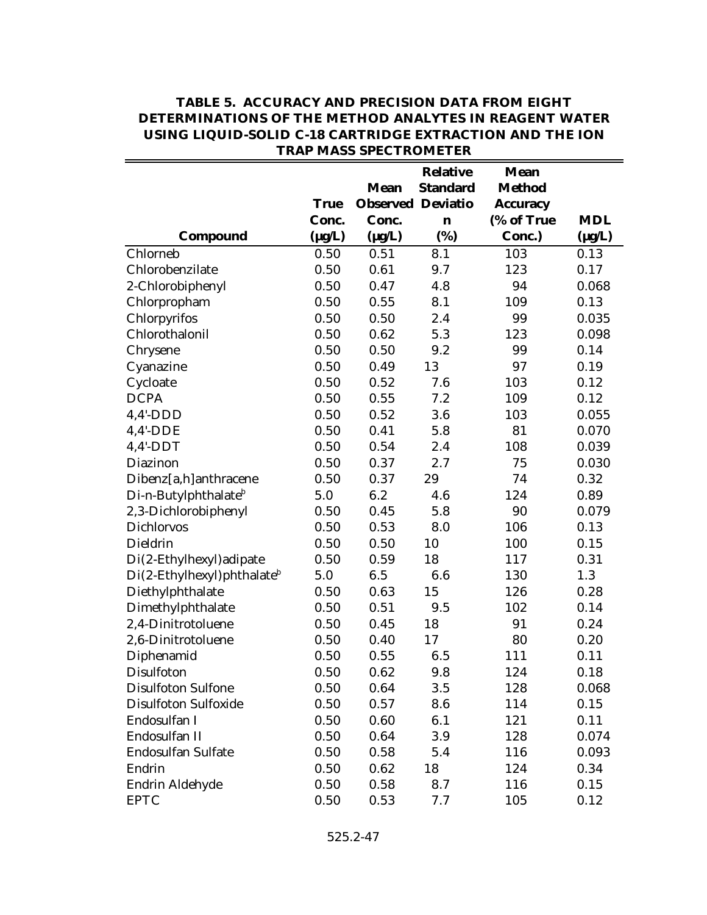**TABLE 5. ACCURACY AND PRECISION DATA FROM EIGHT DETERMINATIONS OF THE METHOD ANALYTES IN REAGENT WATER USING LIQUID-SOLID C-18 CARTRIDGE EXTRACTION AND THE ION TRAP MASS SPECTROMETER**

| Compound | True Conc. (µg/L) | Mean Observed Conc. (µg/L) | Relative Standard Deviation (%) | Mean Method Accuracy (% of True Conc.) | MDL (µg/L) |
|---|---|---|---|---|---|
| Chlorneb | 0.50 | 0.51 | 8.1 | 103 | 0.13 |
| Chlorobenzilate | 0.50 | 0.61 | 9.7 | 123 | 0.17 |
| 2-Chlorobiphenyl | 0.50 | 0.47 | 4.8 | 94 | 0.068 |
| Chlorpropham | 0.50 | 0.55 | 8.1 | 109 | 0.13 |
| Chlorpyrifos | 0.50 | 0.50 | 2.4 | 99 | 0.035 |
| Chlorothalonil | 0.50 | 0.62 | 5.3 | 123 | 0.098 |
| Chrysene | 0.50 | 0.50 | 9.2 | 99 | 0.14 |
| Cyanazine | 0.50 | 0.49 | 13 | 97 | 0.19 |
| Cycloate | 0.50 | 0.52 | 7.6 | 103 | 0.12 |
| DCPA | 0.50 | 0.55 | 7.2 | 109 | 0.12 |
| 4,4'-DDD | 0.50 | 0.52 | 3.6 | 103 | 0.055 |
| 4,4'-DDE | 0.50 | 0.41 | 5.8 | 81 | 0.070 |
| 4,4'-DDT | 0.50 | 0.54 | 2.4 | 108 | 0.039 |
| Diazinon | 0.50 | 0.37 | 2.7 | 75 | 0.030 |
| Dibenz[a,h]anthracene | 0.50 | 0.37 | 29 | 74 | 0.32 |
| Di-n-Butylphthalate[b] | 5.0 | 6.2 | 4.6 | 124 | 0.89 |
| 2,3-Dichlorobiphenyl | 0.50 | 0.45 | 5.8 | 90 | 0.079 |
| Dichlorvos | 0.50 | 0.53 | 8.0 | 106 | 0.13 |
| Dieldrin | 0.50 | 0.50 | 10 | 100 | 0.15 |
| Di(2-Ethylhexyl)adipate | 0.50 | 0.59 | 18 | 117 | 0.31 |
| Di(2-Ethylhexyl)phthalate[b] | 5.0 | 6.5 | 6.6 | 130 | 1.3 |
| Diethylphthalate | 0.50 | 0.63 | 15 | 126 | 0.28 |
| Dimethylphthalate | 0.50 | 0.51 | 9.5 | 102 | 0.14 |
| 2,4-Dinitrotoluene | 0.50 | 0.45 | 18 | 91 | 0.24 |
| 2,6-Dinitrotoluene | 0.50 | 0.40 | 17 | 80 | 0.20 |
| Diphenamid | 0.50 | 0.55 | 6.5 | 111 | 0.11 |
| Disulfoton | 0.50 | 0.62 | 9.8 | 124 | 0.18 |
| Disulfoton Sulfone | 0.50 | 0.64 | 3.5 | 128 | 0.068 |
| Disulfoton Sulfoxide | 0.50 | 0.57 | 8.6 | 114 | 0.15 |
| Endosulfan I | 0.50 | 0.60 | 6.1 | 121 | 0.11 |
| Endosulfan II | 0.50 | 0.64 | 3.9 | 128 | 0.074 |
| Endosulfan Sulfate | 0.50 | 0.58 | 5.4 | 116 | 0.093 |
| Endrin | 0.50 | 0.62 | 18 | 124 | 0.34 |
| Endrin Aldehyde | 0.50 | 0.58 | 8.7 | 116 | 0.15 |
| EPTC | 0.50 | 0.53 | 7.7 | 105 | 0.12 |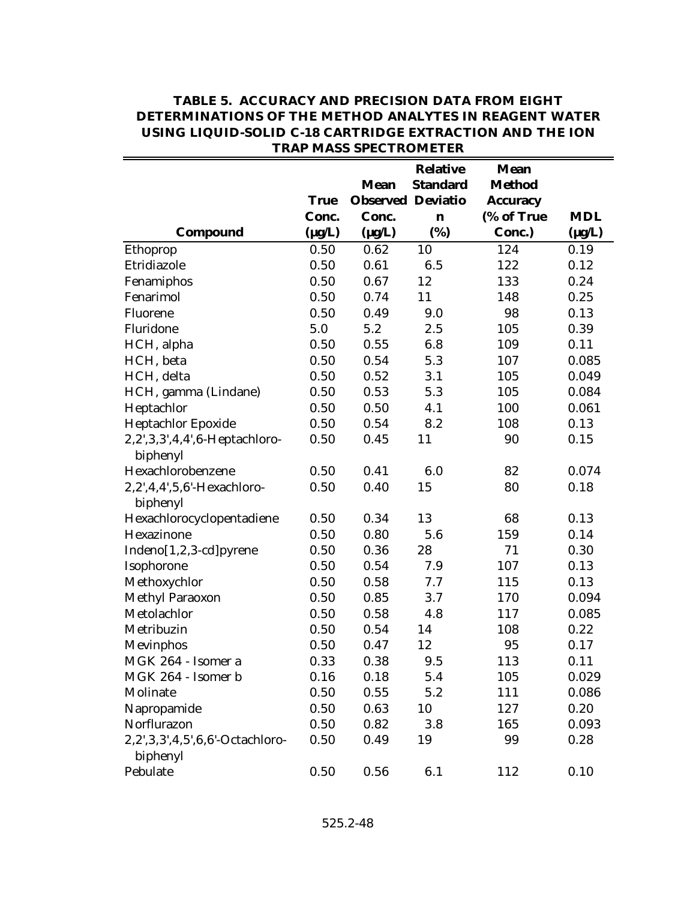**TABLE 5. ACCURACY AND PRECISION DATA FROM EIGHT DETERMINATIONS OF THE METHOD ANALYTES IN REAGENT WATER USING LIQUID-SOLID C-18 CARTRIDGE EXTRACTION AND THE ION TRAP MASS SPECTROMETER**

| Compound | True Conc. (µg/L) | Mean Observed Conc. (µg/L) | Relative Standard Deviation (%) | Mean Method Accuracy (% of True Conc.) | MDL (µg/L) |
|---|---|---|---|---|---|
| Ethoprop | 0.50 | 0.62 | 10 | 124 | 0.19 |
| Etridiazole | 0.50 | 0.61 | 6.5 | 122 | 0.12 |
| Fenamiphos | 0.50 | 0.67 | 12 | 133 | 0.24 |
| Fenarimol | 0.50 | 0.74 | 11 | 148 | 0.25 |
| Fluorene | 0.50 | 0.49 | 9.0 | 98 | 0.13 |
| Fluridone | 5.0 | 5.2 | 2.5 | 105 | 0.39 |
| HCH, alpha | 0.50 | 0.55 | 6.8 | 109 | 0.11 |
| HCH, beta | 0.50 | 0.54 | 5.3 | 107 | 0.085 |
| HCH, delta | 0.50 | 0.52 | 3.1 | 105 | 0.049 |
| HCH, gamma (Lindane) | 0.50 | 0.53 | 5.3 | 105 | 0.084 |
| Heptachlor | 0.50 | 0.50 | 4.1 | 100 | 0.061 |
| Heptachlor Epoxide | 0.50 | 0.54 | 8.2 | 108 | 0.13 |
| 2,2',3,3',4,4',6-Heptachloro-biphenyl | 0.50 | 0.45 | 11 | 90 | 0.15 |
| Hexachlorobenzene | 0.50 | 0.41 | 6.0 | 82 | 0.074 |
| 2,2',4,4',5,6'-Hexachloro-biphenyl | 0.50 | 0.40 | 15 | 80 | 0.18 |
| Hexachlorocyclopentadiene | 0.50 | 0.34 | 13 | 68 | 0.13 |
| Hexazinone | 0.50 | 0.80 | 5.6 | 159 | 0.14 |
| Indeno[1,2,3-cd]pyrene | 0.50 | 0.36 | 28 | 71 | 0.30 |
| Isophorone | 0.50 | 0.54 | 7.9 | 107 | 0.13 |
| Methoxychlor | 0.50 | 0.58 | 7.7 | 115 | 0.13 |
| Methyl Paraoxon | 0.50 | 0.85 | 3.7 | 170 | 0.094 |
| Metolachlor | 0.50 | 0.58 | 4.8 | 117 | 0.085 |
| Metribuzin | 0.50 | 0.54 | 14 | 108 | 0.22 |
| Mevinphos | 0.50 | 0.47 | 12 | 95 | 0.17 |
| MGK 264 - Isomer a | 0.33 | 0.38 | 9.5 | 113 | 0.11 |
| MGK 264 - Isomer b | 0.16 | 0.18 | 5.4 | 105 | 0.029 |
| Molinate | 0.50 | 0.55 | 5.2 | 111 | 0.086 |
| Napropamide | 0.50 | 0.63 | 10 | 127 | 0.20 |
| Norflurazon | 0.50 | 0.82 | 3.8 | 165 | 0.093 |
| 2,2',3,3',4,5',6,6'-Octachloro-biphenyl | 0.50 | 0.49 | 19 | 99 | 0.28 |
| Pebulate | 0.50 | 0.56 | 6.1 | 112 | 0.10 |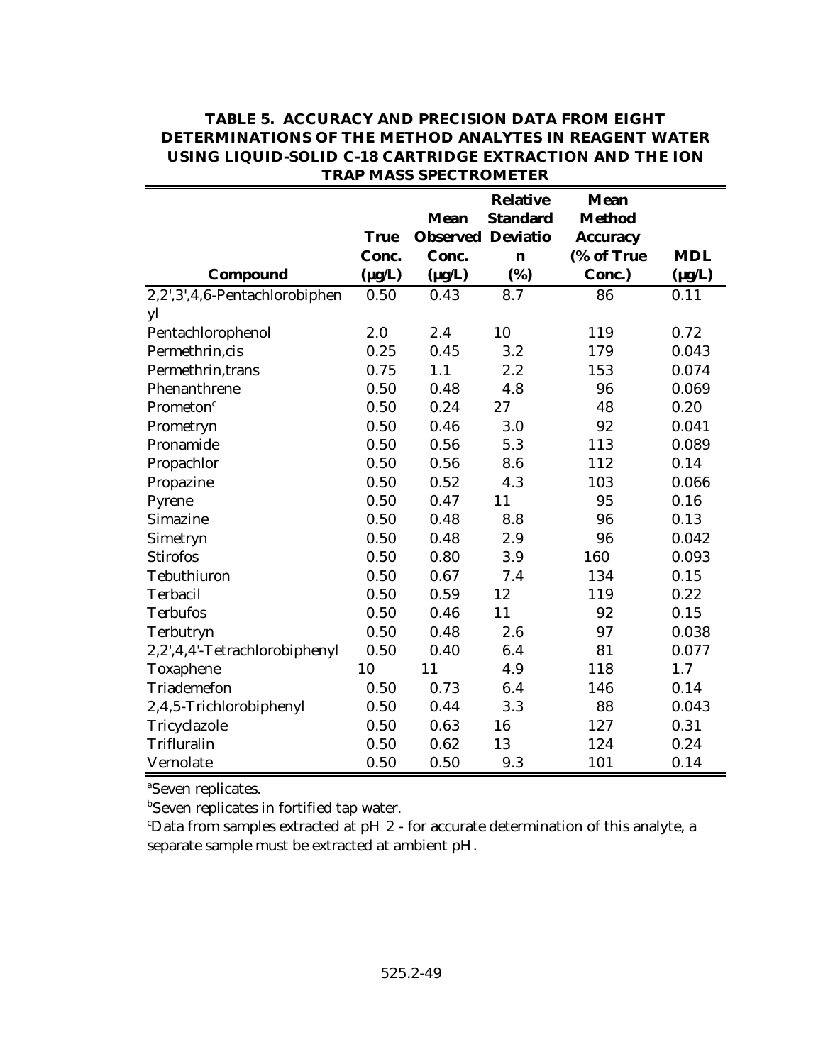**TABLE 5. ACCURACY AND PRECISION DATA FROM EIGHT DETERMINATIONS OF THE METHOD ANALYTES IN REAGENT WATER USING LIQUID-SOLID C-18 CARTRIDGE EXTRACTION AND THE ION TRAP MASS SPECTROMETER**

| Compound | True Conc. (µg/L) | Mean Observed Conc. (µg/L) | Relative Standard Deviation (%) | Mean Method Accuracy (% of True Conc.) | MDL (µg/L) |
|---|---|---|---|---|---|
| 2,2',3',4,6-Pentachlorobiphenyl | 0.50 | 0.43 | 8.7 | 86 | 0.11 |
| Pentachlorophenol | 2.0 | 2.4 | 10 | 119 | 0.72 |
| Permethrin,cis | 0.25 | 0.45 | 3.2 | 179 | 0.043 |
| Permethrin,trans | 0.75 | 1.1 | 2.2 | 153 | 0.074 |
| Phenanthrene | 0.50 | 0.48 | 4.8 | 96 | 0.069 |
| Prometon[c] | 0.50 | 0.24 | 27 | 48 | 0.20 |
| Prometryn | 0.50 | 0.46 | 3.0 | 92 | 0.041 |
| Pronamide | 0.50 | 0.56 | 5.3 | 113 | 0.089 |
| Propachlor | 0.50 | 0.56 | 8.6 | 112 | 0.14 |
| Propazine | 0.50 | 0.52 | 4.3 | 103 | 0.066 |
| Pyrene | 0.50 | 0.47 | 11 | 95 | 0.16 |
| Simazine | 0.50 | 0.48 | 8.8 | 96 | 0.13 |
| Simetryn | 0.50 | 0.48 | 2.9 | 96 | 0.042 |
| Stirofos | 0.50 | 0.80 | 3.9 | 160 | 0.093 |
| Tebuthiuron | 0.50 | 0.67 | 7.4 | 134 | 0.15 |
| Terbacil | 0.50 | 0.59 | 12 | 119 | 0.22 |
| Terbufos | 0.50 | 0.46 | 11 | 92 | 0.15 |
| Terbutryn | 0.50 | 0.48 | 2.6 | 97 | 0.038 |
| 2,2',4,4'-Tetrachlorobiphenyl | 0.50 | 0.40 | 6.4 | 81 | 0.077 |
| Toxaphene | 10 | 11 | 4.9 | 118 | 1.7 |
| Triademefon | 0.50 | 0.73 | 6.4 | 146 | 0.14 |
| 2,4,5-Trichlorobiphenyl | 0.50 | 0.44 | 3.3 | 88 | 0.043 |
| Tricyclazole | 0.50 | 0.63 | 16 | 127 | 0.31 |
| Trifluralin | 0.50 | 0.62 | 13 | 124 | 0.24 |
| Vernolate | 0.50 | 0.50 | 9.3 | 101 | 0.14 |

[a]Seven replicates.

[b]Seven replicates in fortified tap water.

[c]Data from samples extracted at pH 2 - for accurate determination of this analyte, a separate sample must be extracted at ambient pH.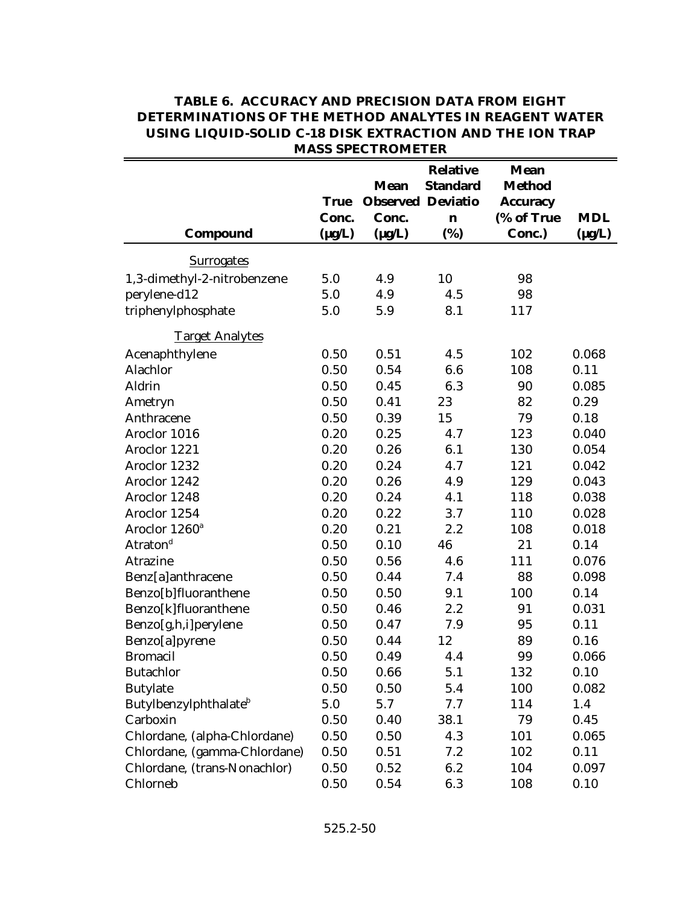**TABLE 6. ACCURACY AND PRECISION DATA FROM EIGHT DETERMINATIONS OF THE METHOD ANALYTES IN REAGENT WATER USING LIQUID-SOLID C-18 DISK EXTRACTION AND THE ION TRAP MASS SPECTROMETER**

| Compound | True Conc. (µg/L) | Mean Observed Conc. (µg/L) | Relative Standard Deviation (%) | Mean Method Accuracy (% of True Conc.) | MDL (µg/L) |
|---|---|---|---|---|---|
| Surrogates | | | | | |
| 1,3-dimethyl-2-nitrobenzene | 5.0 | 4.9 | 10 | 98 | |
| perylene-d12 | 5.0 | 4.9 | 4.5 | 98 | |
| triphenylphosphate | 5.0 | 5.9 | 8.1 | 117 | |
| Target Analytes | | | | | |
| Acenaphthylene | 0.50 | 0.51 | 4.5 | 102 | 0.068 |
| Alachlor | 0.50 | 0.54 | 6.6 | 108 | 0.11 |
| Aldrin | 0.50 | 0.45 | 6.3 | 90 | 0.085 |
| Ametryn | 0.50 | 0.41 | 23 | 82 | 0.29 |
| Anthracene | 0.50 | 0.39 | 15 | 79 | 0.18 |
| Aroclor 1016 | 0.20 | 0.25 | 4.7 | 123 | 0.040 |
| Aroclor 1221 | 0.20 | 0.26 | 6.1 | 130 | 0.054 |
| Aroclor 1232 | 0.20 | 0.24 | 4.7 | 121 | 0.042 |
| Aroclor 1242 | 0.20 | 0.26 | 4.9 | 129 | 0.043 |
| Aroclor 1248 | 0.20 | 0.24 | 4.1 | 118 | 0.038 |
| Aroclor 1254 | 0.20 | 0.22 | 3.7 | 110 | 0.028 |
| Aroclor 1260[a] | 0.20 | 0.21 | 2.2 | 108 | 0.018 |
| Atraton[d] | 0.50 | 0.10 | 46 | 21 | 0.14 |
| Atrazine | 0.50 | 0.56 | 4.6 | 111 | 0.076 |
| Benz[a]anthracene | 0.50 | 0.44 | 7.4 | 88 | 0.098 |
| Benzo[b]fluoranthene | 0.50 | 0.50 | 9.1 | 100 | 0.14 |
| Benzo[k]fluoranthene | 0.50 | 0.46 | 2.2 | 91 | 0.031 |
| Benzo[g,h,i]perylene | 0.50 | 0.47 | 7.9 | 95 | 0.11 |
| Benzo[a]pyrene | 0.50 | 0.44 | 12 | 89 | 0.16 |
| Bromacil | 0.50 | 0.49 | 4.4 | 99 | 0.066 |
| Butachlor | 0.50 | 0.66 | 5.1 | 132 | 0.10 |
| Butylate | 0.50 | 0.50 | 5.4 | 100 | 0.082 |
| Butylbenzylphthalate[b] | 5.0 | 5.7 | 7.7 | 114 | 1.4 |
| Carboxin | 0.50 | 0.40 | 38.1 | 79 | 0.45 |
| Chlordane, (alpha-Chlordane) | 0.50 | 0.50 | 4.3 | 101 | 0.065 |
| Chlordane, (gamma-Chlordane) | 0.50 | 0.51 | 7.2 | 102 | 0.11 |
| Chlordane, (trans-Nonachlor) | 0.50 | 0.52 | 6.2 | 104 | 0.097 |
| Chlorneb | 0.50 | 0.54 | 6.3 | 108 | 0.10 |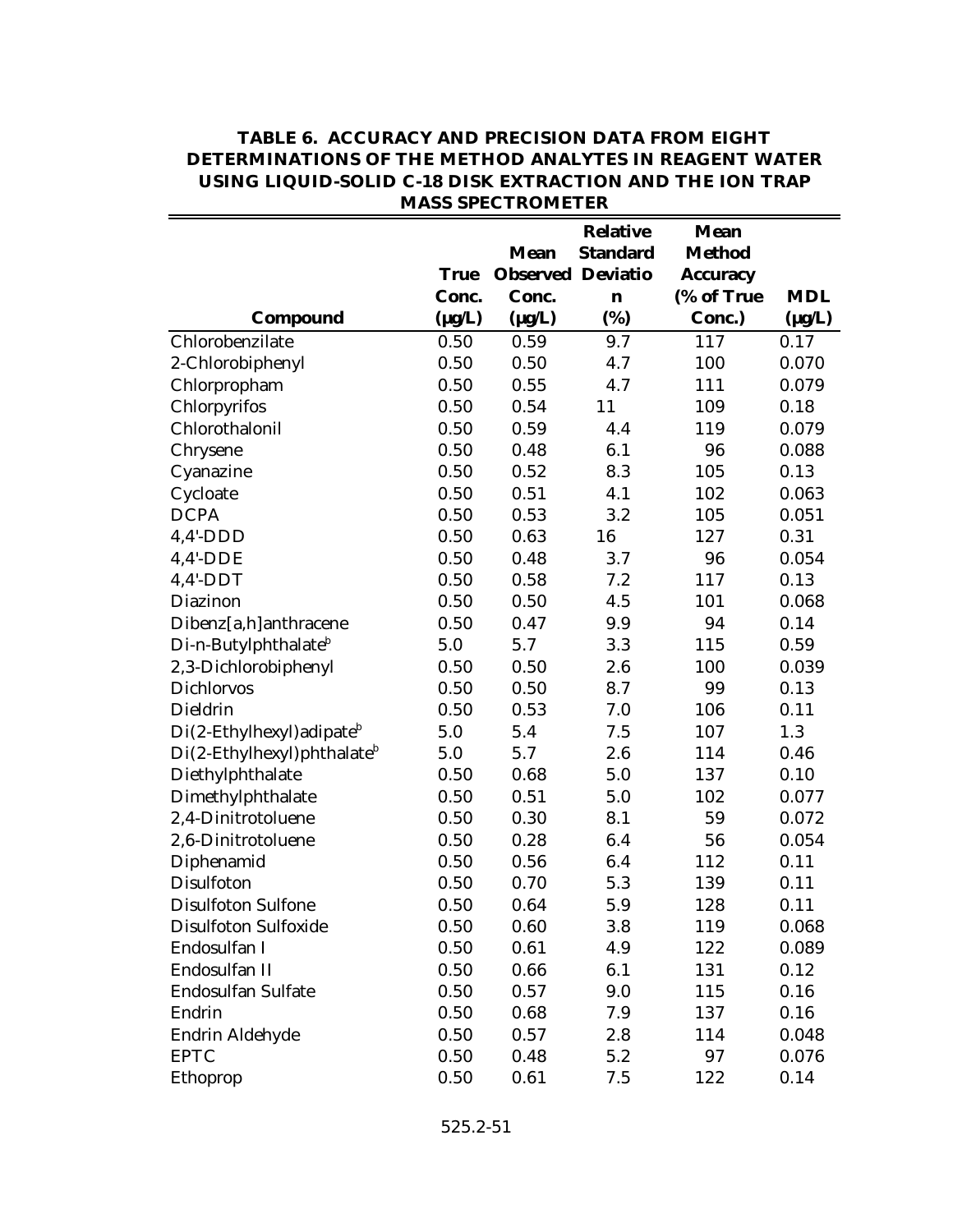**TABLE 6. ACCURACY AND PRECISION DATA FROM EIGHT DETERMINATIONS OF THE METHOD ANALYTES IN REAGENT WATER USING LIQUID-SOLID C-18 DISK EXTRACTION AND THE ION TRAP MASS SPECTROMETER**

| Compound | True Conc. (µg/L) | Mean Observed Conc. (µg/L) | Relative Standard Deviation (%) | Mean Method Accuracy (% of True Conc.) | MDL (µg/L) |
|---|---|---|---|---|---|
| Chlorobenzilate | 0.50 | 0.59 | 9.7 | 117 | 0.17 |
| 2-Chlorobiphenyl | 0.50 | 0.50 | 4.7 | 100 | 0.070 |
| Chlorpropham | 0.50 | 0.55 | 4.7 | 111 | 0.079 |
| Chlorpyrifos | 0.50 | 0.54 | 11 | 109 | 0.18 |
| Chlorothalonil | 0.50 | 0.59 | 4.4 | 119 | 0.079 |
| Chrysene | 0.50 | 0.48 | 6.1 | 96 | 0.088 |
| Cyanazine | 0.50 | 0.52 | 8.3 | 105 | 0.13 |
| Cycloate | 0.50 | 0.51 | 4.1 | 102 | 0.063 |
| DCPA | 0.50 | 0.53 | 3.2 | 105 | 0.051 |
| 4,4'-DDD | 0.50 | 0.63 | 16 | 127 | 0.31 |
| 4,4'-DDE | 0.50 | 0.48 | 3.7 | 96 | 0.054 |
| 4,4'-DDT | 0.50 | 0.58 | 7.2 | 117 | 0.13 |
| Diazinon | 0.50 | 0.50 | 4.5 | 101 | 0.068 |
| Dibenz[a,h]anthracene | 0.50 | 0.47 | 9.9 | 94 | 0.14 |
| Di-n-Butylphthalate[b] | 5.0 | 5.7 | 3.3 | 115 | 0.59 |
| 2,3-Dichlorobiphenyl | 0.50 | 0.50 | 2.6 | 100 | 0.039 |
| Dichlorvos | 0.50 | 0.50 | 8.7 | 99 | 0.13 |
| Dieldrin | 0.50 | 0.53 | 7.0 | 106 | 0.11 |
| Di(2-Ethylhexyl)adipate[b] | 5.0 | 5.4 | 7.5 | 107 | 1.3 |
| Di(2-Ethylhexyl)phthalate[b] | 5.0 | 5.7 | 2.6 | 114 | 0.46 |
| Diethylphthalate | 0.50 | 0.68 | 5.0 | 137 | 0.10 |
| Dimethylphthalate | 0.50 | 0.51 | 5.0 | 102 | 0.077 |
| 2,4-Dinitrotoluene | 0.50 | 0.30 | 8.1 | 59 | 0.072 |
| 2,6-Dinitrotoluene | 0.50 | 0.28 | 6.4 | 56 | 0.054 |
| Diphenamid | 0.50 | 0.56 | 6.4 | 112 | 0.11 |
| Disulfoton | 0.50 | 0.70 | 5.3 | 139 | 0.11 |
| Disulfoton Sulfone | 0.50 | 0.64 | 5.9 | 128 | 0.11 |
| Disulfoton Sulfoxide | 0.50 | 0.60 | 3.8 | 119 | 0.068 |
| Endosulfan I | 0.50 | 0.61 | 4.9 | 122 | 0.089 |
| Endosulfan II | 0.50 | 0.66 | 6.1 | 131 | 0.12 |
| Endosulfan Sulfate | 0.50 | 0.57 | 9.0 | 115 | 0.16 |
| Endrin | 0.50 | 0.68 | 7.9 | 137 | 0.16 |
| Endrin Aldehyde | 0.50 | 0.57 | 2.8 | 114 | 0.048 |
| EPTC | 0.50 | 0.48 | 5.2 | 97 | 0.076 |
| Ethoprop | 0.50 | 0.61 | 7.5 | 122 | 0.14 |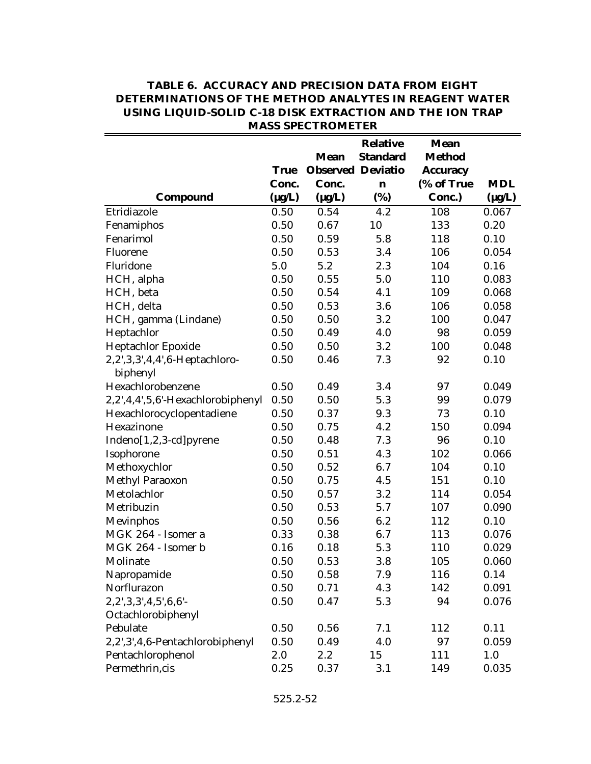**TABLE 6. ACCURACY AND PRECISION DATA FROM EIGHT DETERMINATIONS OF THE METHOD ANALYTES IN REAGENT WATER USING LIQUID-SOLID C-18 DISK EXTRACTION AND THE ION TRAP MASS SPECTROMETER**

| Compound | True Conc. (µg/L) | Mean Observed Conc. (µg/L) | Relative Standard Deviation (%) | Mean Method Accuracy (% of True Conc.) | MDL (µg/L) |
|---|---|---|---|---|---|
| Etridiazole | 0.50 | 0.54 | 4.2 | 108 | 0.067 |
| Fenamiphos | 0.50 | 0.67 | 10 | 133 | 0.20 |
| Fenarimol | 0.50 | 0.59 | 5.8 | 118 | 0.10 |
| Fluorene | 0.50 | 0.53 | 3.4 | 106 | 0.054 |
| Fluridone | 5.0 | 5.2 | 2.3 | 104 | 0.16 |
| HCH, alpha | 0.50 | 0.55 | 5.0 | 110 | 0.083 |
| HCH, beta | 0.50 | 0.54 | 4.1 | 109 | 0.068 |
| HCH, delta | 0.50 | 0.53 | 3.6 | 106 | 0.058 |
| HCH, gamma (Lindane) | 0.50 | 0.50 | 3.2 | 100 | 0.047 |
| Heptachlor | 0.50 | 0.49 | 4.0 | 98 | 0.059 |
| Heptachlor Epoxide | 0.50 | 0.50 | 3.2 | 100 | 0.048 |
| 2,2',3,3',4,4',6-Heptachloro-biphenyl | 0.50 | 0.46 | 7.3 | 92 | 0.10 |
| Hexachlorobenzene | 0.50 | 0.49 | 3.4 | 97 | 0.049 |
| 2,2',4,4',5,6'-Hexachlorobiphenyl | 0.50 | 0.50 | 5.3 | 99 | 0.079 |
| Hexachlorocyclopentadiene | 0.50 | 0.37 | 9.3 | 73 | 0.10 |
| Hexazinone | 0.50 | 0.75 | 4.2 | 150 | 0.094 |
| Indeno[1,2,3-cd]pyrene | 0.50 | 0.48 | 7.3 | 96 | 0.10 |
| Isophorone | 0.50 | 0.51 | 4.3 | 102 | 0.066 |
| Methoxychlor | 0.50 | 0.52 | 6.7 | 104 | 0.10 |
| Methyl Paraoxon | 0.50 | 0.75 | 4.5 | 151 | 0.10 |
| Metolachlor | 0.50 | 0.57 | 3.2 | 114 | 0.054 |
| Metribuzin | 0.50 | 0.53 | 5.7 | 107 | 0.090 |
| Mevinphos | 0.50 | 0.56 | 6.2 | 112 | 0.10 |
| MGK 264 - Isomer a | 0.33 | 0.38 | 6.7 | 113 | 0.076 |
| MGK 264 - Isomer b | 0.16 | 0.18 | 5.3 | 110 | 0.029 |
| Molinate | 0.50 | 0.53 | 3.8 | 105 | 0.060 |
| Napropamide | 0.50 | 0.58 | 7.9 | 116 | 0.14 |
| Norflurazon | 0.50 | 0.71 | 4.3 | 142 | 0.091 |
| 2,2',3,3',4,5',6,6'-Octachlorobiphenyl | 0.50 | 0.47 | 5.3 | 94 | 0.076 |
| Pebulate | 0.50 | 0.56 | 7.1 | 112 | 0.11 |
| 2,2',3',4,6-Pentachlorobiphenyl | 0.50 | 0.49 | 4.0 | 97 | 0.059 |
| Pentachlorophenol | 2.0 | 2.2 | 15 | 111 | 1.0 |
| Permethrin,cis | 0.25 | 0.37 | 3.1 | 149 | 0.035 |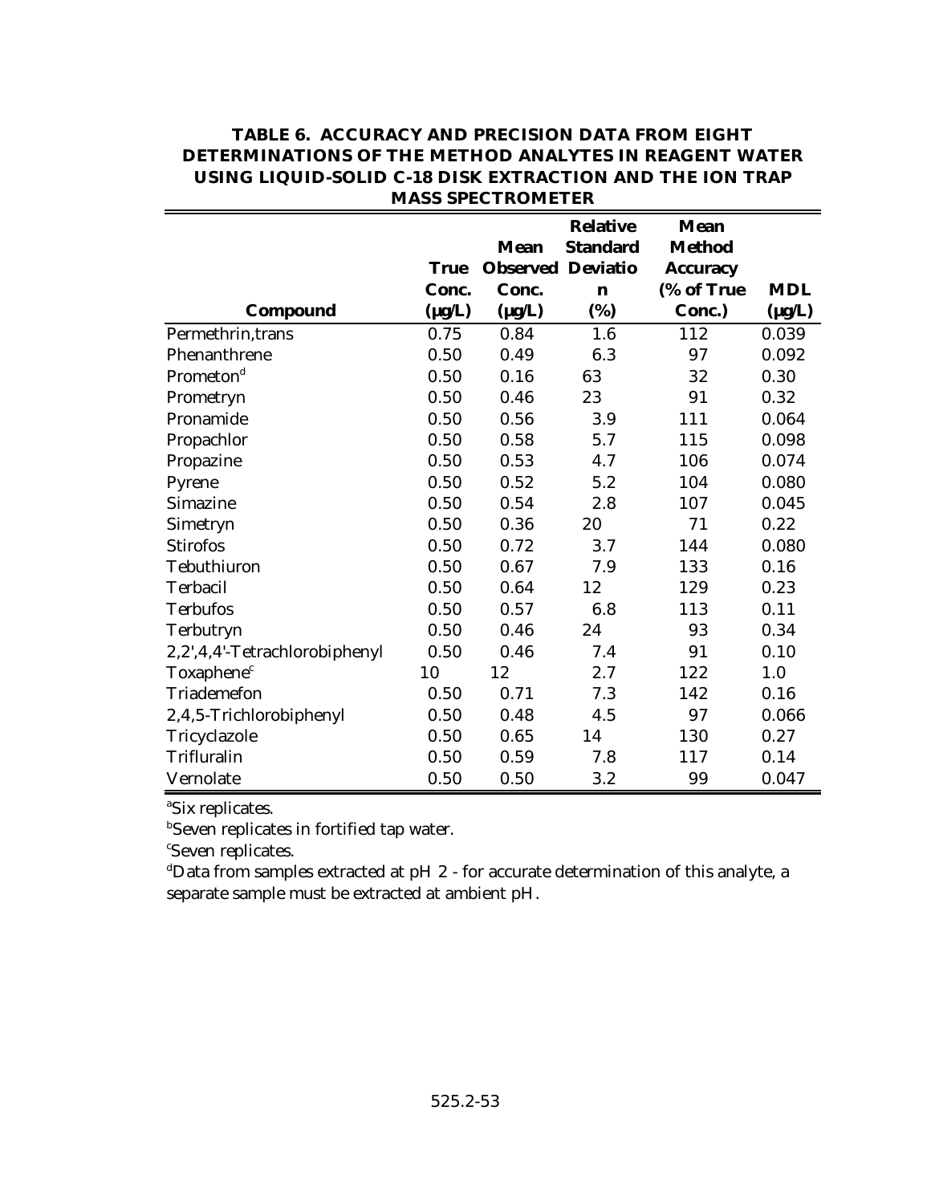**TABLE 6. ACCURACY AND PRECISION DATA FROM EIGHT DETERMINATIONS OF THE METHOD ANALYTES IN REAGENT WATER USING LIQUID-SOLID C-18 DISK EXTRACTION AND THE ION TRAP MASS SPECTROMETER**

| Compound | True Conc. (µg/L) | Mean Observed Conc. (µg/L) | Relative Standard Deviation (%) | Mean Method Accuracy (% of True Conc.) | MDL (µg/L) |
|---|---|---|---|---|---|
| Permethrin,trans | 0.75 | 0.84 | 1.6 | 112 | 0.039 |
| Phenanthrene | 0.50 | 0.49 | 6.3 | 97 | 0.092 |
| Prometon[d] | 0.50 | 0.16 | 63 | 32 | 0.30 |
| Prometryn | 0.50 | 0.46 | 23 | 91 | 0.32 |
| Pronamide | 0.50 | 0.56 | 3.9 | 111 | 0.064 |
| Propachlor | 0.50 | 0.58 | 5.7 | 115 | 0.098 |
| Propazine | 0.50 | 0.53 | 4.7 | 106 | 0.074 |
| Pyrene | 0.50 | 0.52 | 5.2 | 104 | 0.080 |
| Simazine | 0.50 | 0.54 | 2.8 | 107 | 0.045 |
| Simetryn | 0.50 | 0.36 | 20 | 71 | 0.22 |
| Stirofos | 0.50 | 0.72 | 3.7 | 144 | 0.080 |
| Tebuthiuron | 0.50 | 0.67 | 7.9 | 133 | 0.16 |
| Terbacil | 0.50 | 0.64 | 12 | 129 | 0.23 |
| Terbufos | 0.50 | 0.57 | 6.8 | 113 | 0.11 |
| Terbutryn | 0.50 | 0.46 | 24 | 93 | 0.34 |
| 2,2',4,4'-Tetrachlorobiphenyl | 0.50 | 0.46 | 7.4 | 91 | 0.10 |
| Toxaphene[c] | 10 | 12 | 2.7 | 122 | 1.0 |
| Triademefon | 0.50 | 0.71 | 7.3 | 142 | 0.16 |
| 2,4,5-Trichlorobiphenyl | 0.50 | 0.48 | 4.5 | 97 | 0.066 |
| Tricyclazole | 0.50 | 0.65 | 14 | 130 | 0.27 |
| Trifluralin | 0.50 | 0.59 | 7.8 | 117 | 0.14 |
| Vernolate | 0.50 | 0.50 | 3.2 | 99 | 0.047 |

[a]Six replicates.

[b]Seven replicates in fortified tap water.

[c]Seven replicates.

[d]Data from samples extracted at pH 2 - for accurate determination of this analyte, a separate sample must be extracted at ambient pH.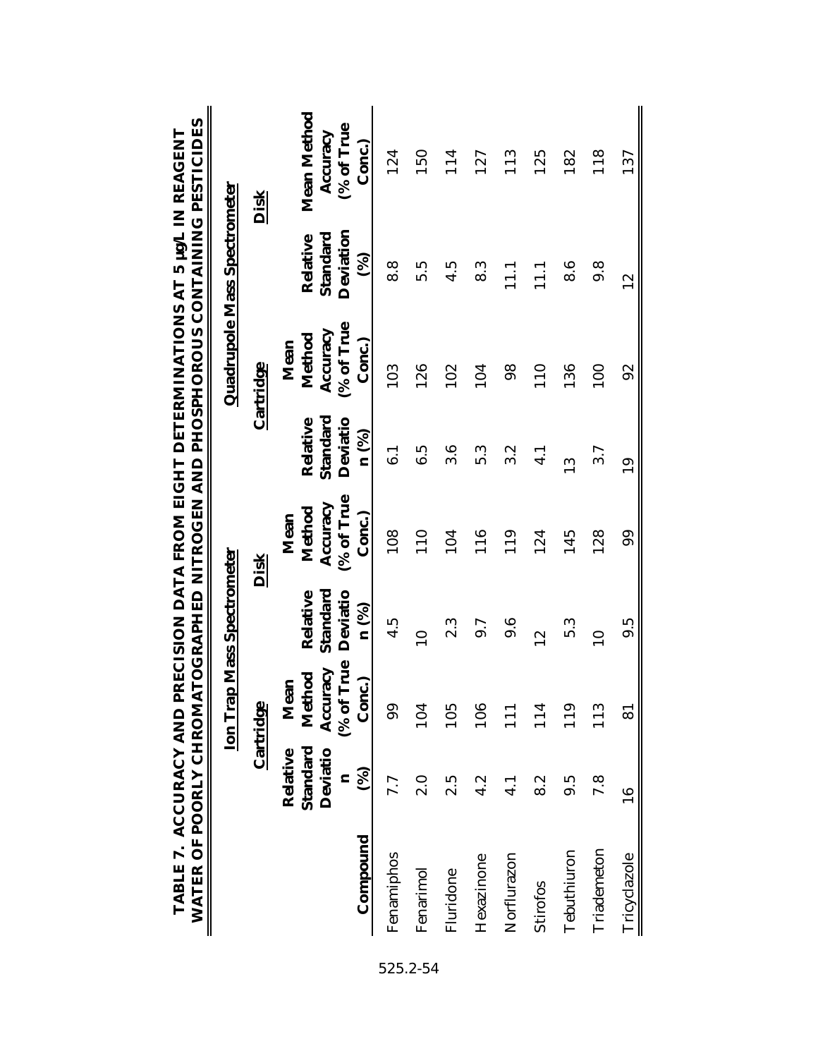**TABLE 7. ACCURACY AND PRECISION DATA FROM EIGHT DETERMINATIONS AT 5 µg/L IN REAGENT WATER OF POORLY CHROMATOGRAPHED NITROGEN AND PHOSPHOROUS CONTAINING PESTICIDES**

| | Ion Trap Mass Spectrometer | | | | Quadrupole Mass Spectrometer | | | |
|---|---|---|---|---|---|---|---|---|
| | Cartridge | | Disk | | Cartridge | | Disk | |
| Compound | Relative Standard Deviation (%) | Mean Method Accuracy (% of True Conc.) | Relative Standard Deviation (%) | Mean Method Accuracy (% of True Conc.) | Relative Standard Deviation (%) | Mean Method Accuracy (% of True Conc.) | Relative Standard Deviation (%) | Mean Method Accuracy (% of True Conc.) |
| Fenamiphos | 7.7 | 99 | 4.5 | 108 | 6.1 | 103 | 8.8 | 124 |
| Fenarimol | 2.0 | 104 | 10 | 110 | 6.5 | 126 | 5.5 | 150 |
| Fluridone | 2.5 | 105 | 2.3 | 104 | 3.6 | 102 | 4.5 | 114 |
| Hexazinone | 4.2 | 106 | 9.7 | 116 | 5.3 | 104 | 8.3 | 127 |
| Norflurazon | 4.1 | 111 | 9.6 | 119 | 3.2 | 98 | 11.1 | 113 |
| Stirofos | 8.2 | 114 | 12 | 124 | 4.1 | 110 | 11.1 | 125 |
| Tebuthiuron | 9.5 | 119 | 5.3 | 145 | 13 | 136 | 8.6 | 182 |
| Triademeton | 7.8 | 113 | 10 | 128 | 3.7 | 100 | 9.8 | 118 |
| Tricyclazole | 16 | 81 | 9.5 | 99 | 19 | 92 | 12 | 137 |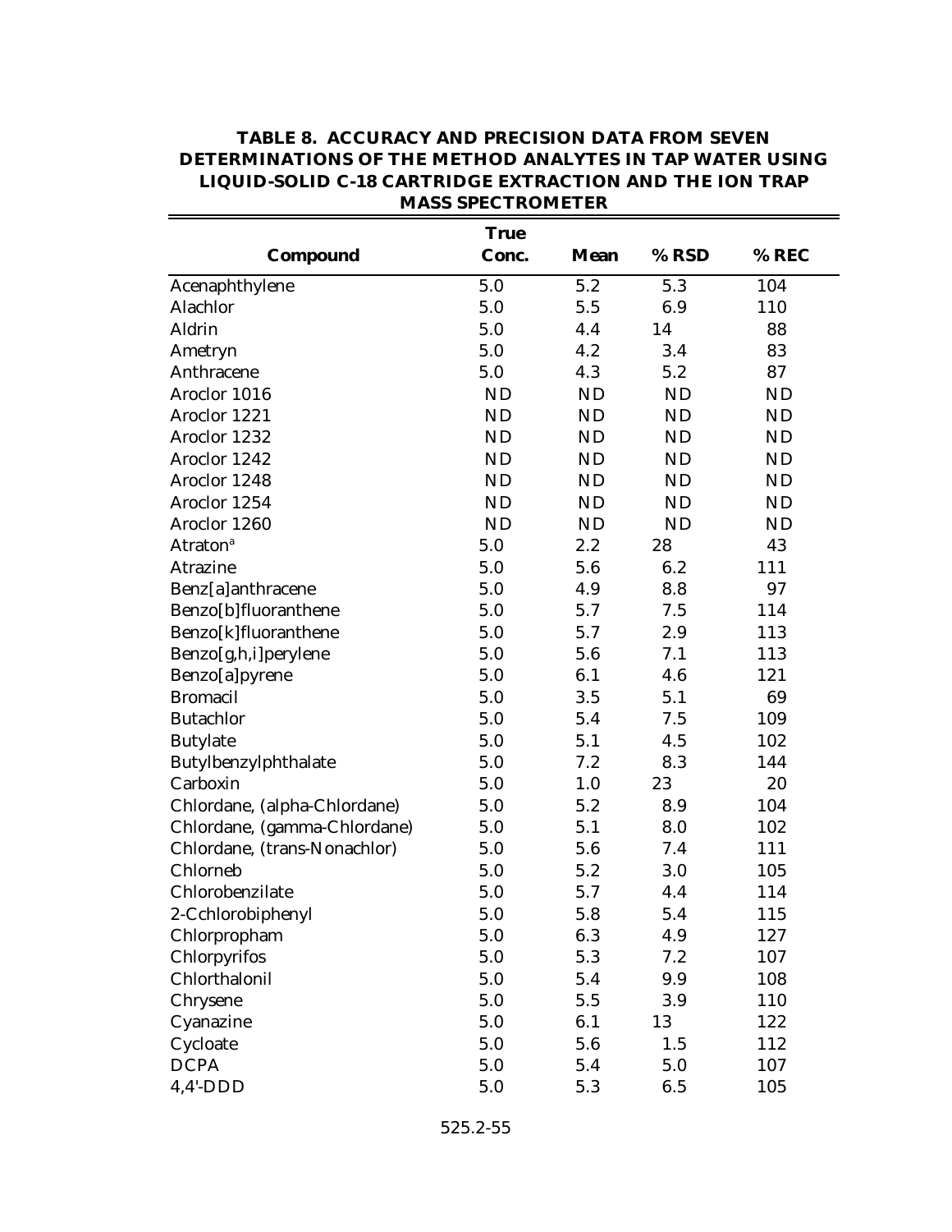**TABLE 8. ACCURACY AND PRECISION DATA FROM SEVEN DETERMINATIONS OF THE METHOD ANALYTES IN TAP WATER USING LIQUID-SOLID C-18 CARTRIDGE EXTRACTION AND THE ION TRAP MASS SPECTROMETER**

| Compound | True Conc. | Mean | % RSD | % REC |
|---|---|---|---|---|
| Acenaphthylene | 5.0 | 5.2 | 5.3 | 104 |
| Alachlor | 5.0 | 5.5 | 6.9 | 110 |
| Aldrin | 5.0 | 4.4 | 14 | 88 |
| Ametryn | 5.0 | 4.2 | 3.4 | 83 |
| Anthracene | 5.0 | 4.3 | 5.2 | 87 |
| Aroclor 1016 | ND | ND | ND | ND |
| Aroclor 1221 | ND | ND | ND | ND |
| Aroclor 1232 | ND | ND | ND | ND |
| Aroclor 1242 | ND | ND | ND | ND |
| Aroclor 1248 | ND | ND | ND | ND |
| Aroclor 1254 | ND | ND | ND | ND |
| Aroclor 1260 | ND | ND | ND | ND |
| Atraton[a] | 5.0 | 2.2 | 28 | 43 |
| Atrazine | 5.0 | 5.6 | 6.2 | 111 |
| Benz[a]anthracene | 5.0 | 4.9 | 8.8 | 97 |
| Benzo[b]fluoranthene | 5.0 | 5.7 | 7.5 | 114 |
| Benzo[k]fluoranthene | 5.0 | 5.7 | 2.9 | 113 |
| Benzo[g,h,i]perylene | 5.0 | 5.6 | 7.1 | 113 |
| Benzo[a]pyrene | 5.0 | 6.1 | 4.6 | 121 |
| Bromacil | 5.0 | 3.5 | 5.1 | 69 |
| Butachlor | 5.0 | 5.4 | 7.5 | 109 |
| Butylate | 5.0 | 5.1 | 4.5 | 102 |
| Butylbenzylphthalate | 5.0 | 7.2 | 8.3 | 144 |
| Carboxin | 5.0 | 1.0 | 23 | 20 |
| Chlordane, (alpha-Chlordane) | 5.0 | 5.2 | 8.9 | 104 |
| Chlordane, (gamma-Chlordane) | 5.0 | 5.1 | 8.0 | 102 |
| Chlordane, (trans-Nonachlor) | 5.0 | 5.6 | 7.4 | 111 |
| Chlorneb | 5.0 | 5.2 | 3.0 | 105 |
| Chlorobenzilate | 5.0 | 5.7 | 4.4 | 114 |
| 2-Cchlorobiphenyl | 5.0 | 5.8 | 5.4 | 115 |
| Chlorpropham | 5.0 | 6.3 | 4.9 | 127 |
| Chlorpyrifos | 5.0 | 5.3 | 7.2 | 107 |
| Chlorthalonil | 5.0 | 5.4 | 9.9 | 108 |
| Chrysene | 5.0 | 5.5 | 3.9 | 110 |
| Cyanazine | 5.0 | 6.1 | 13 | 122 |
| Cycloate | 5.0 | 5.6 | 1.5 | 112 |
| DCPA | 5.0 | 5.4 | 5.0 | 107 |
| 4,4'-DDD | 5.0 | 5.3 | 6.5 | 105 |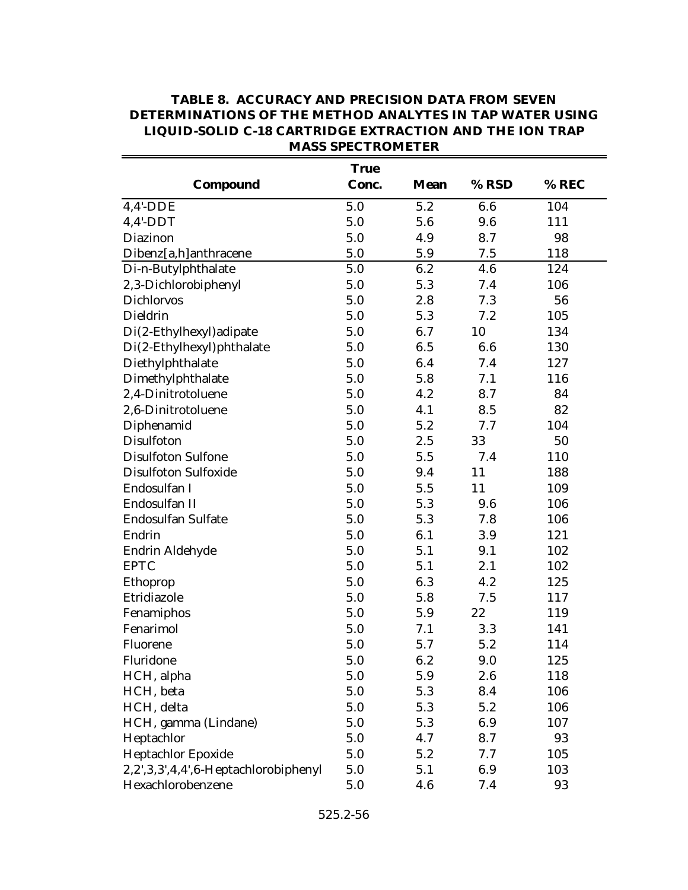## TABLE 8. ACCURACY AND PRECISION DATA FROM SEVEN DETERMINATIONS OF THE METHOD ANALYTES IN TAP WATER USING LIQUID-SOLID C-18 CARTRIDGE EXTRACTION AND THE ION TRAP MASS SPECTROMETER

| Compound | True Conc. | Mean | % RSD | % REC |
|---|---|---|---|---|
| 4,4'-DDE | 5.0 | 5.2 | 6.6 | 104 |
| 4,4'-DDT | 5.0 | 5.6 | 9.6 | 111 |
| Diazinon | 5.0 | 4.9 | 8.7 | 98 |
| Dibenz[a,h]anthracene | 5.0 | 5.9 | 7.5 | 118 |
| Di-n-Butylphthalate | 5.0 | 6.2 | 4.6 | 124 |
| 2,3-Dichlorobiphenyl | 5.0 | 5.3 | 7.4 | 106 |
| Dichlorvos | 5.0 | 2.8 | 7.3 | 56 |
| Dieldrin | 5.0 | 5.3 | 7.2 | 105 |
| Di(2-Ethylhexyl)adipate | 5.0 | 6.7 | 10 | 134 |
| Di(2-Ethylhexyl)phthalate | 5.0 | 6.5 | 6.6 | 130 |
| Diethylphthalate | 5.0 | 6.4 | 7.4 | 127 |
| Dimethylphthalate | 5.0 | 5.8 | 7.1 | 116 |
| 2,4-Dinitrotoluene | 5.0 | 4.2 | 8.7 | 84 |
| 2,6-Dinitrotoluene | 5.0 | 4.1 | 8.5 | 82 |
| Diphenamid | 5.0 | 5.2 | 7.7 | 104 |
| Disulfoton | 5.0 | 2.5 | 33 | 50 |
| Disulfoton Sulfone | 5.0 | 5.5 | 7.4 | 110 |
| Disulfoton Sulfoxide | 5.0 | 9.4 | 11 | 188 |
| Endosulfan I | 5.0 | 5.5 | 11 | 109 |
| Endosulfan II | 5.0 | 5.3 | 9.6 | 106 |
| Endosulfan Sulfate | 5.0 | 5.3 | 7.8 | 106 |
| Endrin | 5.0 | 6.1 | 3.9 | 121 |
| Endrin Aldehyde | 5.0 | 5.1 | 9.1 | 102 |
| EPTC | 5.0 | 5.1 | 2.1 | 102 |
| Ethoprop | 5.0 | 6.3 | 4.2 | 125 |
| Etridiazole | 5.0 | 5.8 | 7.5 | 117 |
| Fenamiphos | 5.0 | 5.9 | 22 | 119 |
| Fenarimol | 5.0 | 7.1 | 3.3 | 141 |
| Fluorene | 5.0 | 5.7 | 5.2 | 114 |
| Fluridone | 5.0 | 6.2 | 9.0 | 125 |
| HCH, alpha | 5.0 | 5.9 | 2.6 | 118 |
| HCH, beta | 5.0 | 5.3 | 8.4 | 106 |
| HCH, delta | 5.0 | 5.3 | 5.2 | 106 |
| HCH, gamma (Lindane) | 5.0 | 5.3 | 6.9 | 107 |
| Heptachlor | 5.0 | 4.7 | 8.7 | 93 |
| Heptachlor Epoxide | 5.0 | 5.2 | 7.7 | 105 |
| 2,2',3,3',4,4',6-Heptachlorobiphenyl | 5.0 | 5.1 | 6.9 | 103 |
| Hexachlorobenzene | 5.0 | 4.6 | 7.4 | 93 |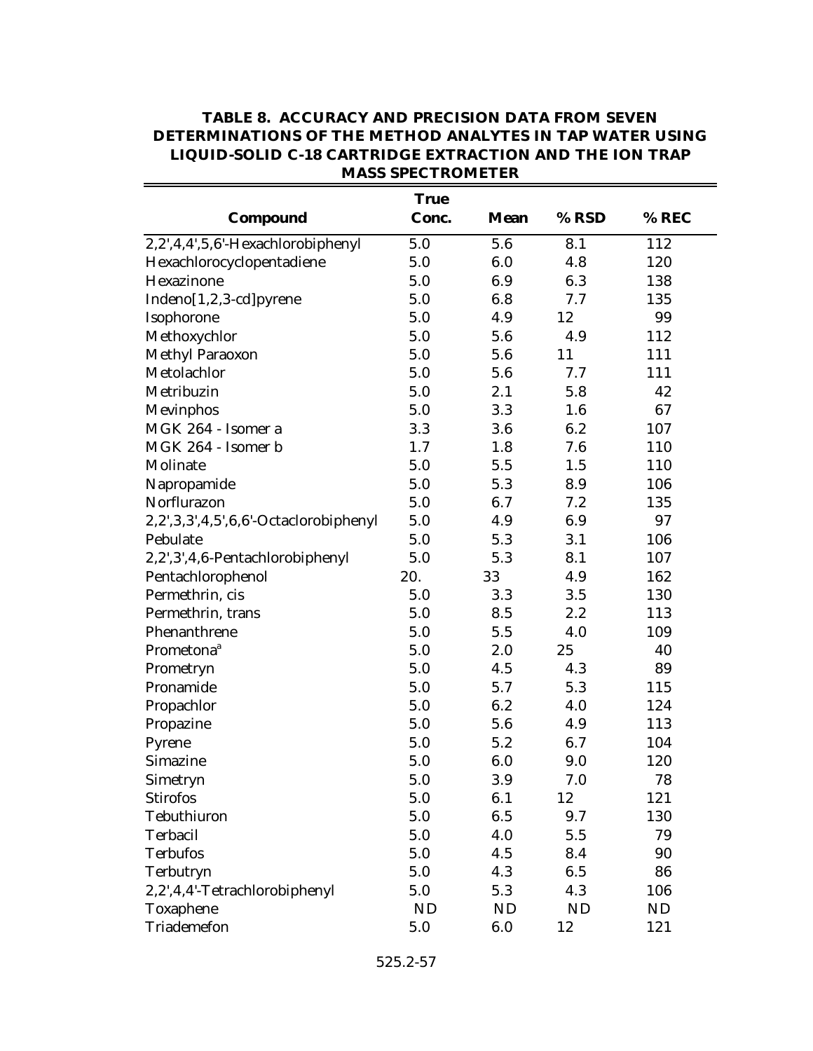**TABLE 8. ACCURACY AND PRECISION DATA FROM SEVEN DETERMINATIONS OF THE METHOD ANALYTES IN TAP WATER USING LIQUID-SOLID C-18 CARTRIDGE EXTRACTION AND THE ION TRAP MASS SPECTROMETER**

| Compound | True Conc. | Mean | % RSD | % REC |
|---|---|---|---|---|
| 2,2',4,4',5,6'-Hexachlorobiphenyl | 5.0 | 5.6 | 8.1 | 112 |
| Hexachlorocyclopentadiene | 5.0 | 6.0 | 4.8 | 120 |
| Hexazinone | 5.0 | 6.9 | 6.3 | 138 |
| Indeno[1,2,3-cd]pyrene | 5.0 | 6.8 | 7.7 | 135 |
| Isophorone | 5.0 | 4.9 | 12 | 99 |
| Methoxychlor | 5.0 | 5.6 | 4.9 | 112 |
| Methyl Paraoxon | 5.0 | 5.6 | 11 | 111 |
| Metolachlor | 5.0 | 5.6 | 7.7 | 111 |
| Metribuzin | 5.0 | 2.1 | 5.8 | 42 |
| Mevinphos | 5.0 | 3.3 | 1.6 | 67 |
| MGK 264 - Isomer a | 3.3 | 3.6 | 6.2 | 107 |
| MGK 264 - Isomer b | 1.7 | 1.8 | 7.6 | 110 |
| Molinate | 5.0 | 5.5 | 1.5 | 110 |
| Napropamide | 5.0 | 5.3 | 8.9 | 106 |
| Norflurazon | 5.0 | 6.7 | 7.2 | 135 |
| 2,2',3,3',4,5',6,6'-Octaclorobiphenyl | 5.0 | 4.9 | 6.9 | 97 |
| Pebulate | 5.0 | 5.3 | 3.1 | 106 |
| 2,2',3',4,6-Pentachlorobiphenyl | 5.0 | 5.3 | 8.1 | 107 |
| Pentachlorophenol | 20. | 33 | 4.9 | 162 |
| Permethrin, cis | 5.0 | 3.3 | 3.5 | 130 |
| Permethrin, trans | 5.0 | 8.5 | 2.2 | 113 |
| Phenanthrene | 5.0 | 5.5 | 4.0 | 109 |
| Prometona[a] | 5.0 | 2.0 | 25 | 40 |
| Prometryn | 5.0 | 4.5 | 4.3 | 89 |
| Pronamide | 5.0 | 5.7 | 5.3 | 115 |
| Propachlor | 5.0 | 6.2 | 4.0 | 124 |
| Propazine | 5.0 | 5.6 | 4.9 | 113 |
| Pyrene | 5.0 | 5.2 | 6.7 | 104 |
| Simazine | 5.0 | 6.0 | 9.0 | 120 |
| Simetryn | 5.0 | 3.9 | 7.0 | 78 |
| Stirofos | 5.0 | 6.1 | 12 | 121 |
| Tebuthiuron | 5.0 | 6.5 | 9.7 | 130 |
| Terbacil | 5.0 | 4.0 | 5.5 | 79 |
| Terbufos | 5.0 | 4.5 | 8.4 | 90 |
| Terbutryn | 5.0 | 4.3 | 6.5 | 86 |
| 2,2',4,4'-Tetrachlorobiphenyl | 5.0 | 5.3 | 4.3 | 106 |
| Toxaphene | ND | ND | ND | ND |
| Triademefon | 5.0 | 6.0 | 12 | 121 |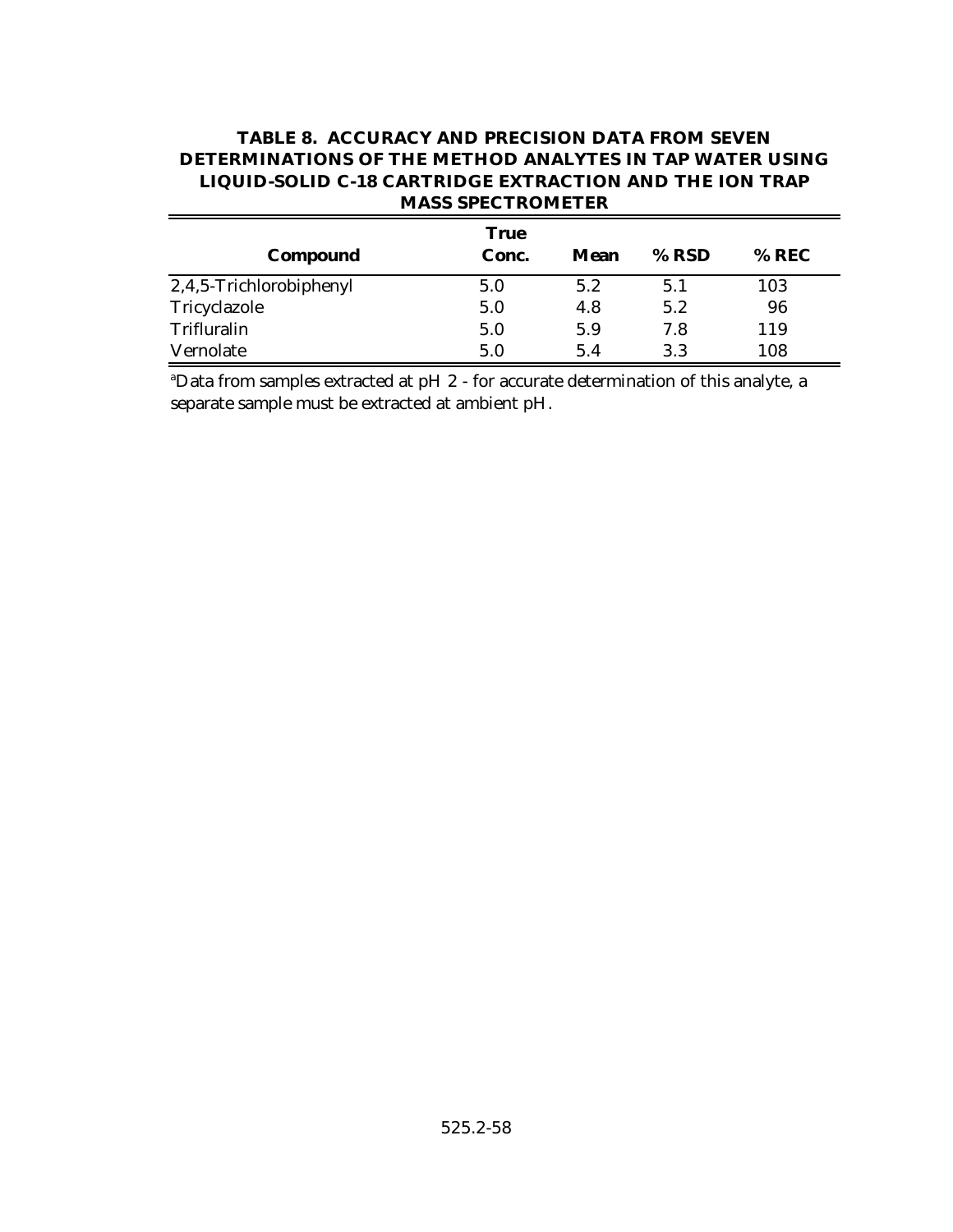**TABLE 8. ACCURACY AND PRECISION DATA FROM SEVEN DETERMINATIONS OF THE METHOD ANALYTES IN TAP WATER USING LIQUID-SOLID C-18 CARTRIDGE EXTRACTION AND THE ION TRAP MASS SPECTROMETER**

| Compound | True Conc. | Mean | % RSD | % REC |
|---|---|---|---|---|
| 2,4,5-Trichlorobiphenyl | 5.0 | 5.2 | 5.1 | 103 |
| Tricyclazole | 5.0 | 4.8 | 5.2 | 96 |
| Trifluralin | 5.0 | 5.9 | 7.8 | 119 |
| Vernolate | 5.0 | 5.4 | 3.3 | 108 |

[a]Data from samples extracted at pH 2 - for accurate determination of this analyte, a separate sample must be extracted at ambient pH.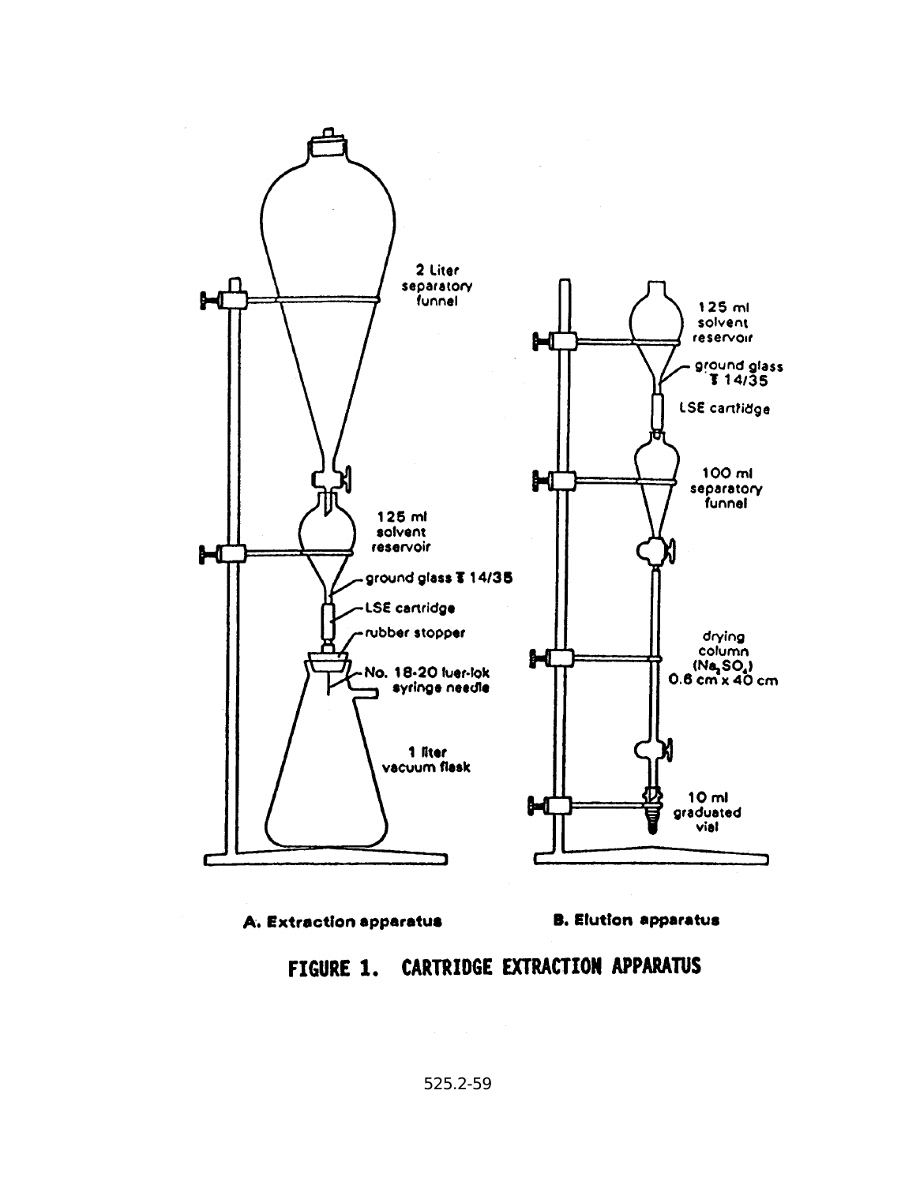2 Liter separatory funnel

125 ml solvent reservoir

ground glass ₮ 14/35

LSE cartridge

rubber stopper

No. 18-20 luer-lok syringe needle

1 liter vacuum flask

125 ml solvent reservoir

ground glass ₮ 14/35

LSE cartridge

100 ml separatory funnel

drying column ($Na_2SO_4$) 0.6 cm x 40 cm

10 ml graduated vial

A. Extraction apparatus

B. Elution apparatus

**FIGURE 1. CARTRIDGE EXTRACTION APPARATUS**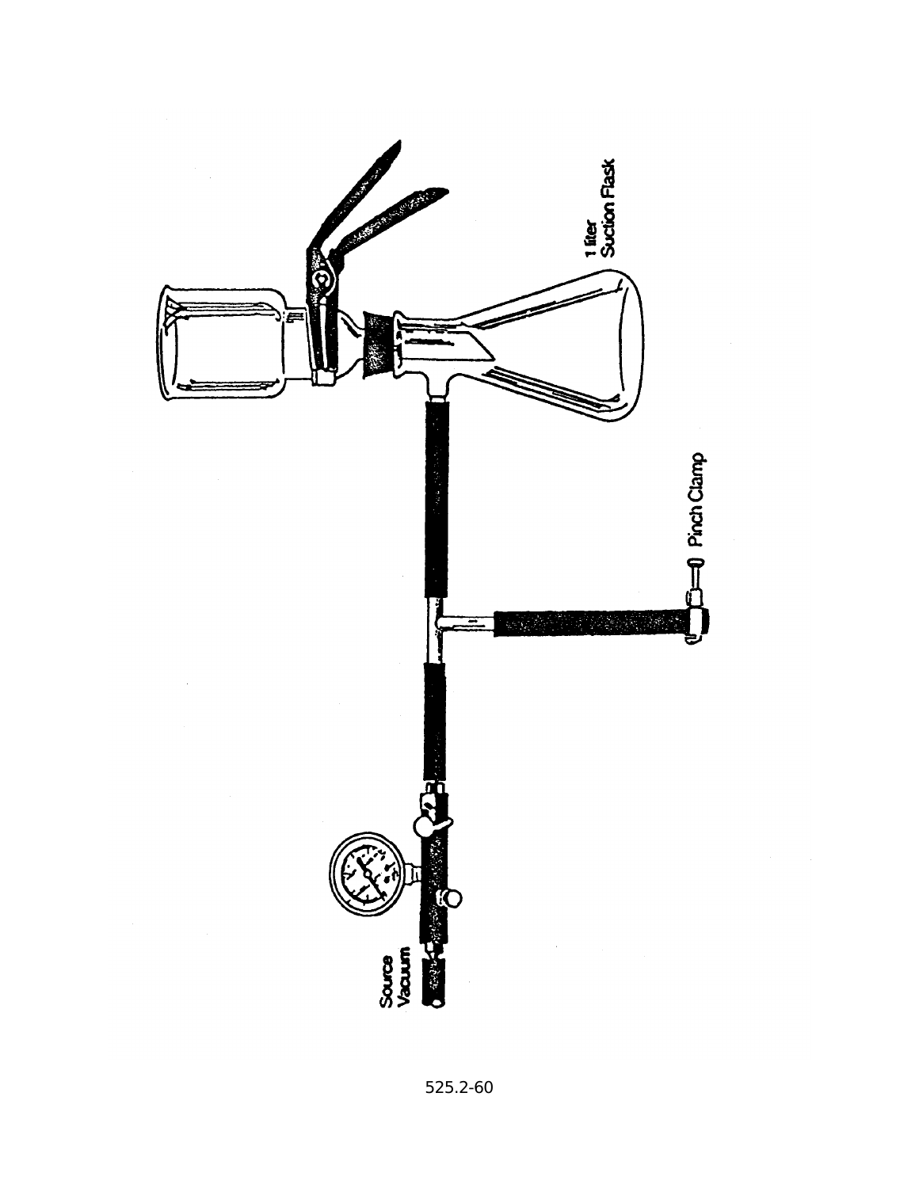1 liter
Suction Flask

Pinch Clamp

Source
Vacuum